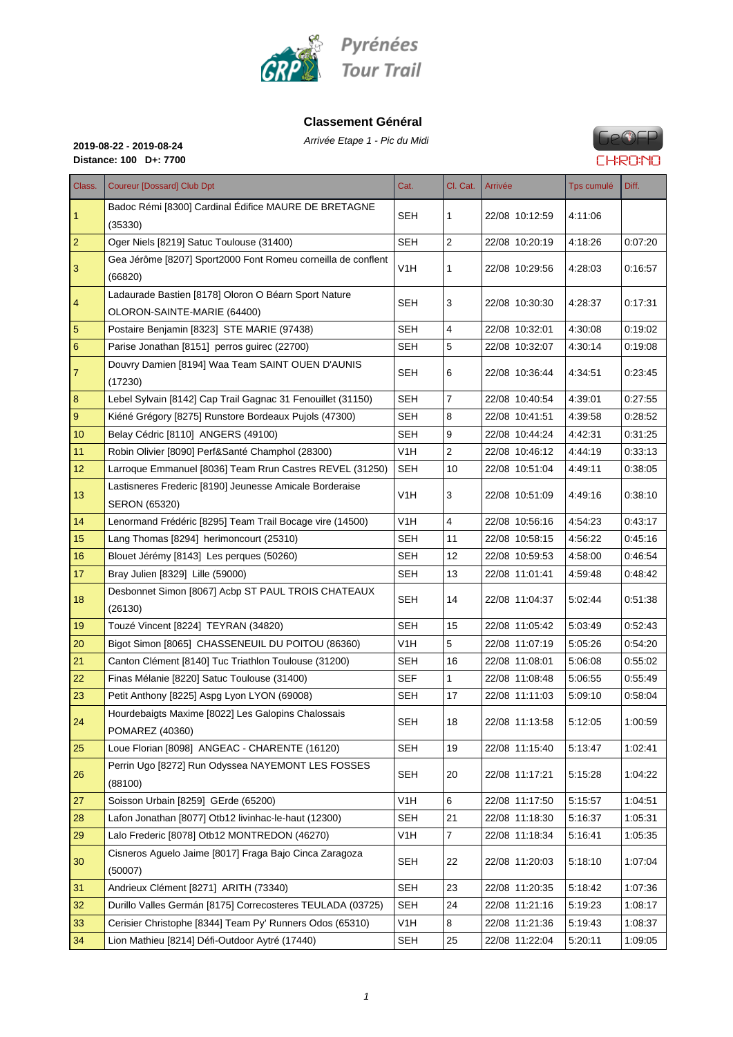Pyrénées Tour Trail

## Classement Général

*Arrivée Etape 1 - Pic du Midi*

**2019-08-22 - 2019-08-24**
**Distance: 100 D+: 7700**

| Class. | Coureur [Dossard] Club Dpt | Cat. | Cl. Cat. | Arrivée | Tps cumulé | Diff. |
|---|---|---|---|---|---|---|
| 1 | Badoc Rémi [8300] Cardinal Édifice MAURE DE BRETAGNE (35330) | SEH | 1 | 22/08 10:12:59 | 4:11:06 | |
| 2 | Oger Niels [8219] Satuc Toulouse (31400) | SEH | 2 | 22/08 10:20:19 | 4:18:26 | 0:07:20 |
| 3 | Gea Jérôme [8207] Sport2000 Font Romeu corneilla de conflent (66820) | V1H | 1 | 22/08 10:29:56 | 4:28:03 | 0:16:57 |
| 4 | Ladaurade Bastien [8178] Oloron O Béarn Sport Nature OLORON-SAINTE-MARIE (64400) | SEH | 3 | 22/08 10:30:30 | 4:28:37 | 0:17:31 |
| 5 | Postaire Benjamin [8323] STE MARIE (97438) | SEH | 4 | 22/08 10:32:01 | 4:30:08 | 0:19:02 |
| 6 | Parise Jonathan [8151] perros guirec (22700) | SEH | 5 | 22/08 10:32:07 | 4:30:14 | 0:19:08 |
| 7 | Douvry Damien [8194] Waa Team SAINT OUEN D'AUNIS (17230) | SEH | 6 | 22/08 10:36:44 | 4:34:51 | 0:23:45 |
| 8 | Lebel Sylvain [8142] Cap Trail Gagnac 31 Fenouillet (31150) | SEH | 7 | 22/08 10:40:54 | 4:39:01 | 0:27:55 |
| 9 | Kiéné Grégory [8275] Runstore Bordeaux Pujols (47300) | SEH | 8 | 22/08 10:41:51 | 4:39:58 | 0:28:52 |
| 10 | Belay Cédric [8110] ANGERS (49100) | SEH | 9 | 22/08 10:44:24 | 4:42:31 | 0:31:25 |
| 11 | Robin Olivier [8090] Perf&Santé Champhol (28300) | V1H | 2 | 22/08 10:46:12 | 4:44:19 | 0:33:13 |
| 12 | Larroque Emmanuel [8036] Team Rrun Castres REVEL (31250) | SEH | 10 | 22/08 10:51:04 | 4:49:11 | 0:38:05 |
| 13 | Lastisneres Frederic [8190] Jeunesse Amicale Borderaise SERON (65320) | V1H | 3 | 22/08 10:51:09 | 4:49:16 | 0:38:10 |
| 14 | Lenormand Frédéric [8295] Team Trail Bocage vire (14500) | V1H | 4 | 22/08 10:56:16 | 4:54:23 | 0:43:17 |
| 15 | Lang Thomas [8294] herimoncourt (25310) | SEH | 11 | 22/08 10:58:15 | 4:56:22 | 0:45:16 |
| 16 | Blouet Jérémy [8143] Les perques (50260) | SEH | 12 | 22/08 10:59:53 | 4:58:00 | 0:46:54 |
| 17 | Bray Julien [8329] Lille (59000) | SEH | 13 | 22/08 11:01:41 | 4:59:48 | 0:48:42 |
| 18 | Desbonnet Simon [8067] Acbp ST PAUL TROIS CHATEAUX (26130) | SEH | 14 | 22/08 11:04:37 | 5:02:44 | 0:51:38 |
| 19 | Touzé Vincent [8224] TEYRAN (34820) | SEH | 15 | 22/08 11:05:42 | 5:03:49 | 0:52:43 |
| 20 | Bigot Simon [8065] CHASSENEUIL DU POITOU (86360) | V1H | 5 | 22/08 11:07:19 | 5:05:26 | 0:54:20 |
| 21 | Canton Clément [8140] Tuc Triathlon Toulouse (31200) | SEH | 16 | 22/08 11:08:01 | 5:06:08 | 0:55:02 |
| 22 | Finas Mélanie [8220] Satuc Toulouse (31400) | SEF | 1 | 22/08 11:08:48 | 5:06:55 | 0:55:49 |
| 23 | Petit Anthony [8225] Aspg Lyon LYON (69008) | SEH | 17 | 22/08 11:11:03 | 5:09:10 | 0:58:04 |
| 24 | Hourdebaigts Maxime [8022] Les Galopins Chalossais POMAREZ (40360) | SEH | 18 | 22/08 11:13:58 | 5:12:05 | 1:00:59 |
| 25 | Loue Florian [8098] ANGEAC - CHARENTE (16120) | SEH | 19 | 22/08 11:15:40 | 5:13:47 | 1:02:41 |
| 26 | Perrin Ugo [8272] Run Odyssea NAYEMONT LES FOSSES (88100) | SEH | 20 | 22/08 11:17:21 | 5:15:28 | 1:04:22 |
| 27 | Soisson Urbain [8259] GErde (65200) | V1H | 6 | 22/08 11:17:50 | 5:15:57 | 1:04:51 |
| 28 | Lafon Jonathan [8077] Otb12 livinhac-le-haut (12300) | SEH | 21 | 22/08 11:18:30 | 5:16:37 | 1:05:31 |
| 29 | Lalo Frederic [8078] Otb12 MONTREDON (46270) | V1H | 7 | 22/08 11:18:34 | 5:16:41 | 1:05:35 |
| 30 | Cisneros Aguelo Jaime [8017] Fraga Bajo Cinca Zaragoza (50007) | SEH | 22 | 22/08 11:20:03 | 5:18:10 | 1:07:04 |
| 31 | Andrieux Clément [8271] ARITH (73340) | SEH | 23 | 22/08 11:20:35 | 5:18:42 | 1:07:36 |
| 32 | Durillo Valles Germán [8175] Correcosteres TEULADA (03725) | SEH | 24 | 22/08 11:21:16 | 5:19:23 | 1:08:17 |
| 33 | Cerisier Christophe [8344] Team Py' Runners Odos (65310) | V1H | 8 | 22/08 11:21:36 | 5:19:43 | 1:08:37 |
| 34 | Lion Mathieu [8214] Défi-Outdoor Aytré (17440) | SEH | 25 | 22/08 11:22:04 | 5:20:11 | 1:09:05 |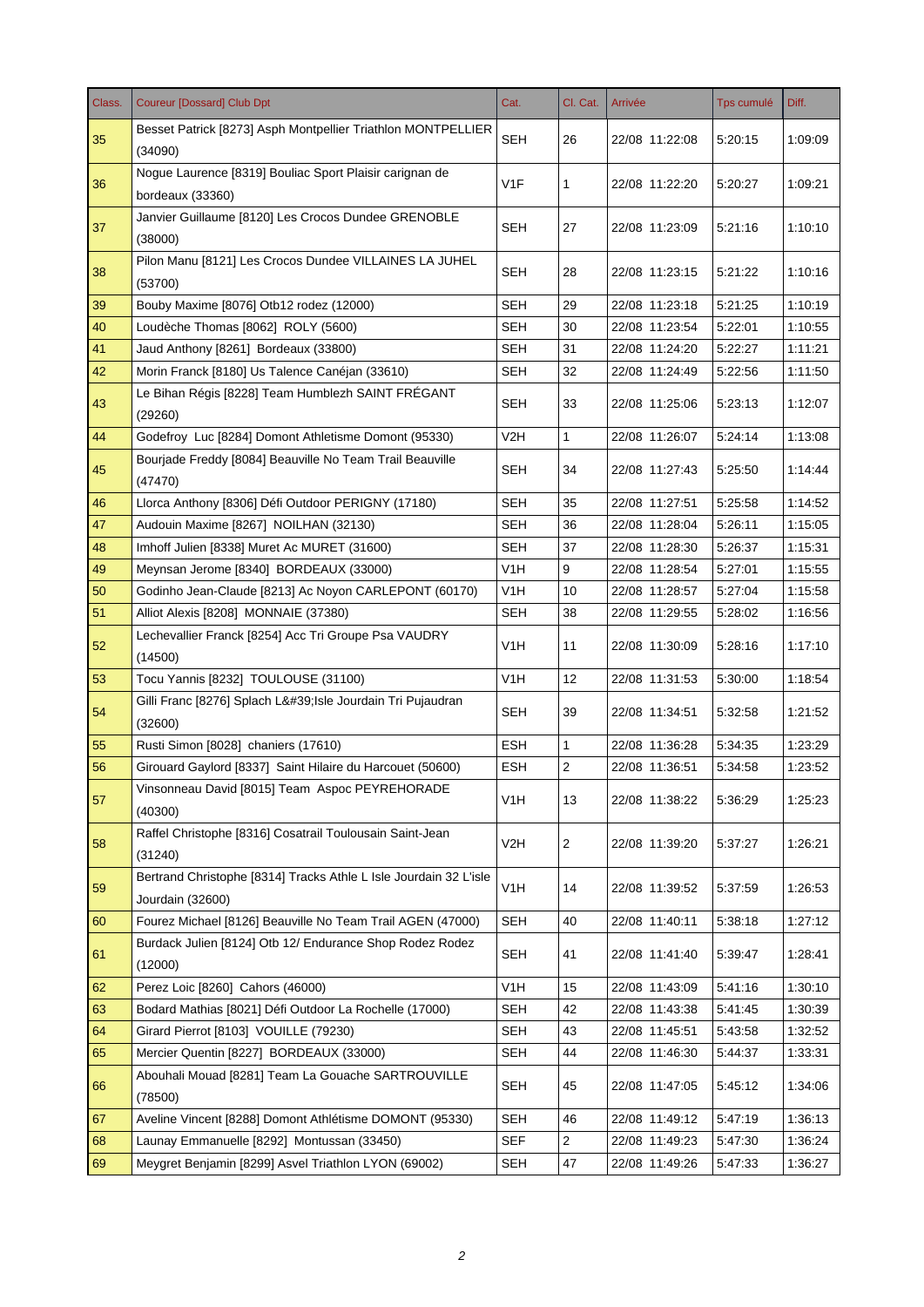| Class. | Coureur [Dossard] Club Dpt | Cat. | Cl. Cat. | Arrivée | Tps cumulé | Diff. |
|---|---|---|---|---|---|---|
| 35 | Besset Patrick [8273] Asph Montpellier Triathlon MONTPELLIER (34090) | SEH | 26 | 22/08 11:22:08 | 5:20:15 | 1:09:09 |
| 36 | Nogue Laurence [8319] Bouliac Sport Plaisir carignan de bordeaux (33360) | V1F | 1 | 22/08 11:22:20 | 5:20:27 | 1:09:21 |
| 37 | Janvier Guillaume [8120] Les Crocos Dundee GRENOBLE (38000) | SEH | 27 | 22/08 11:23:09 | 5:21:16 | 1:10:10 |
| 38 | Pilon Manu [8121] Les Crocos Dundee VILLAINES LA JUHEL (53700) | SEH | 28 | 22/08 11:23:15 | 5:21:22 | 1:10:16 |
| 39 | Bouby Maxime [8076] Otb12 rodez (12000) | SEH | 29 | 22/08 11:23:18 | 5:21:25 | 1:10:19 |
| 40 | Loudèche Thomas [8062] ROLY (5600) | SEH | 30 | 22/08 11:23:54 | 5:22:01 | 1:10:55 |
| 41 | Jaud Anthony [8261] Bordeaux (33800) | SEH | 31 | 22/08 11:24:20 | 5:22:27 | 1:11:21 |
| 42 | Morin Franck [8180] Us Talence Canéjan (33610) | SEH | 32 | 22/08 11:24:49 | 5:22:56 | 1:11:50 |
| 43 | Le Bihan Régis [8228] Team Humblezh SAINT FRÉGANT (29260) | SEH | 33 | 22/08 11:25:06 | 5:23:13 | 1:12:07 |
| 44 | Godefroy Luc [8284] Domont Athletisme Domont (95330) | V2H | 1 | 22/08 11:26:07 | 5:24:14 | 1:13:08 |
| 45 | Bourjade Freddy [8084] Beauville No Team Trail Beauville (47470) | SEH | 34 | 22/08 11:27:43 | 5:25:50 | 1:14:44 |
| 46 | Llorca Anthony [8306] Défi Outdoor PERIGNY (17180) | SEH | 35 | 22/08 11:27:51 | 5:25:58 | 1:14:52 |
| 47 | Audouin Maxime [8267] NOILHAN (32130) | SEH | 36 | 22/08 11:28:04 | 5:26:11 | 1:15:05 |
| 48 | Imhoff Julien [8338] Muret Ac MURET (31600) | SEH | 37 | 22/08 11:28:30 | 5:26:37 | 1:15:31 |
| 49 | Meynsan Jerome [8340] BORDEAUX (33000) | V1H | 9 | 22/08 11:28:54 | 5:27:01 | 1:15:55 |
| 50 | Godinho Jean-Claude [8213] Ac Noyon CARLEPONT (60170) | V1H | 10 | 22/08 11:28:57 | 5:27:04 | 1:15:58 |
| 51 | Alliot Alexis [8208] MONNAIE (37380) | SEH | 38 | 22/08 11:29:55 | 5:28:02 | 1:16:56 |
| 52 | Lechevallier Franck [8254] Acc Tri Groupe Psa VAUDRY (14500) | V1H | 11 | 22/08 11:30:09 | 5:28:16 | 1:17:10 |
| 53 | Tocu Yannis [8232] TOULOUSE (31100) | V1H | 12 | 22/08 11:31:53 | 5:30:00 | 1:18:54 |
| 54 | Gilli Franc [8276] Splach L&#39;Isle Jourdain Tri Pujaudran (32600) | SEH | 39 | 22/08 11:34:51 | 5:32:58 | 1:21:52 |
| 55 | Rusti Simon [8028] chaniers (17610) | ESH | 1 | 22/08 11:36:28 | 5:34:35 | 1:23:29 |
| 56 | Girouard Gaylord [8337] Saint Hilaire du Harcouet (50600) | ESH | 2 | 22/08 11:36:51 | 5:34:58 | 1:23:52 |
| 57 | Vinsonneau David [8015] Team Aspoc PEYREHORADE (40300) | V1H | 13 | 22/08 11:38:22 | 5:36:29 | 1:25:23 |
| 58 | Raffel Christophe [8316] Cosatrail Toulousain Saint-Jean (31240) | V2H | 2 | 22/08 11:39:20 | 5:37:27 | 1:26:21 |
| 59 | Bertrand Christophe [8314] Tracks Athle L Isle Jourdain 32 L'isle Jourdain (32600) | V1H | 14 | 22/08 11:39:52 | 5:37:59 | 1:26:53 |
| 60 | Fourez Michael [8126] Beauville No Team Trail AGEN (47000) | SEH | 40 | 22/08 11:40:11 | 5:38:18 | 1:27:12 |
| 61 | Burdack Julien [8124] Otb 12/ Endurance Shop Rodez Rodez (12000) | SEH | 41 | 22/08 11:41:40 | 5:39:47 | 1:28:41 |
| 62 | Perez Loic [8260] Cahors (46000) | V1H | 15 | 22/08 11:43:09 | 5:41:16 | 1:30:10 |
| 63 | Bodard Mathias [8021] Défi Outdoor La Rochelle (17000) | SEH | 42 | 22/08 11:43:38 | 5:41:45 | 1:30:39 |
| 64 | Girard Pierrot [8103] VOUILLE (79230) | SEH | 43 | 22/08 11:45:51 | 5:43:58 | 1:32:52 |
| 65 | Mercier Quentin [8227] BORDEAUX (33000) | SEH | 44 | 22/08 11:46:30 | 5:44:37 | 1:33:31 |
| 66 | Abouhali Mouad [8281] Team La Gouache SARTROUVILLE (78500) | SEH | 45 | 22/08 11:47:05 | 5:45:12 | 1:34:06 |
| 67 | Aveline Vincent [8288] Domont Athlétisme DOMONT (95330) | SEH | 46 | 22/08 11:49:12 | 5:47:19 | 1:36:13 |
| 68 | Launay Emmanuelle [8292] Montussan (33450) | SEF | 2 | 22/08 11:49:23 | 5:47:30 | 1:36:24 |
| 69 | Meygret Benjamin [8299] Asvel Triathlon LYON (69002) | SEH | 47 | 22/08 11:49:26 | 5:47:33 | 1:36:27 |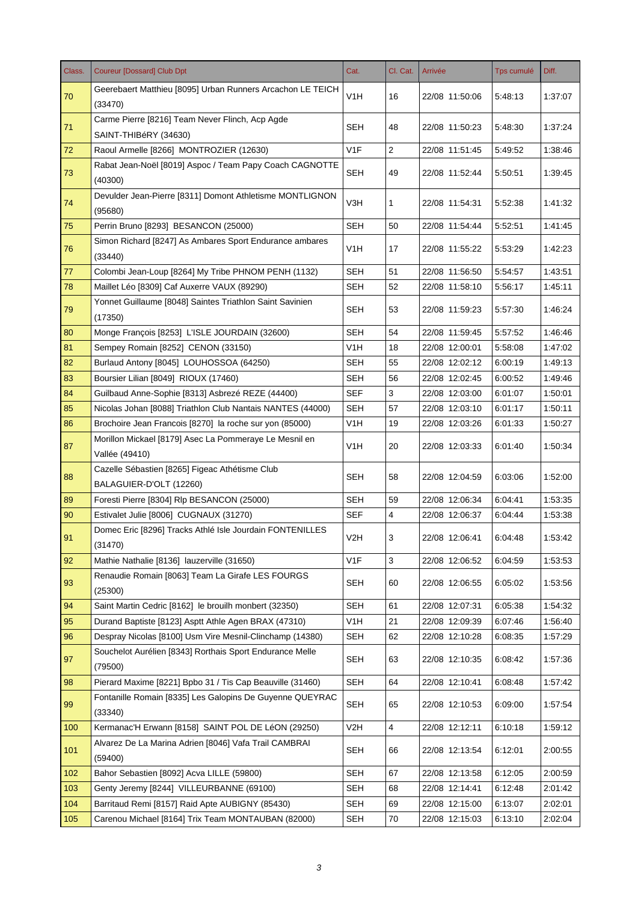| Class. | Coureur [Dossard] Club Dpt | Cat. | Cl. Cat. | Arrivée | Tps cumulé | Diff. |
|---|---|---|---|---|---|---|
| 70 | Geerebaert Matthieu [8095] Urban Runners Arcachon LE TEICH (33470) | V1H | 16 | 22/08 11:50:06 | 5:48:13 | 1:37:07 |
| 71 | Carme Pierre [8216] Team Never Flinch, Acp Agde SAINT-THIBéRY (34630) | SEH | 48 | 22/08 11:50:23 | 5:48:30 | 1:37:24 |
| 72 | Raoul Armelle [8266] MONTROZIER (12630) | V1F | 2 | 22/08 11:51:45 | 5:49:52 | 1:38:46 |
| 73 | Rabat Jean-Noël [8019] Aspoc / Team Papy Coach CAGNOTTE (40300) | SEH | 49 | 22/08 11:52:44 | 5:50:51 | 1:39:45 |
| 74 | Devulder Jean-Pierre [8311] Domont Athletisme MONTLIGNON (95680) | V3H | 1 | 22/08 11:54:31 | 5:52:38 | 1:41:32 |
| 75 | Perrin Bruno [8293] BESANCON (25000) | SEH | 50 | 22/08 11:54:44 | 5:52:51 | 1:41:45 |
| 76 | Simon Richard [8247] As Ambares Sport Endurance ambares (33440) | V1H | 17 | 22/08 11:55:22 | 5:53:29 | 1:42:23 |
| 77 | Colombi Jean-Loup [8264] My Tribe PHNOM PENH (1132) | SEH | 51 | 22/08 11:56:50 | 5:54:57 | 1:43:51 |
| 78 | Maillet Léo [8309] Caf Auxerre VAUX (89290) | SEH | 52 | 22/08 11:58:10 | 5:56:17 | 1:45:11 |
| 79 | Yonnet Guillaume [8048] Saintes Triathlon Saint Savinien (17350) | SEH | 53 | 22/08 11:59:23 | 5:57:30 | 1:46:24 |
| 80 | Monge François [8253] L'ISLE JOURDAIN (32600) | SEH | 54 | 22/08 11:59:45 | 5:57:52 | 1:46:46 |
| 81 | Sempey Romain [8252] CENON (33150) | V1H | 18 | 22/08 12:00:01 | 5:58:08 | 1:47:02 |
| 82 | Burlaud Antony [8045] LOUHOSSOA (64250) | SEH | 55 | 22/08 12:02:12 | 6:00:19 | 1:49:13 |
| 83 | Boursier Lilian [8049] RIOUX (17460) | SEH | 56 | 22/08 12:02:45 | 6:00:52 | 1:49:46 |
| 84 | Guilbaud Anne-Sophie [8313] Asbrezé REZE (44400) | SEF | 3 | 22/08 12:03:00 | 6:01:07 | 1:50:01 |
| 85 | Nicolas Johan [8088] Triathlon Club Nantais NANTES (44000) | SEH | 57 | 22/08 12:03:10 | 6:01:17 | 1:50:11 |
| 86 | Brochoire Jean Francois [8270] la roche sur yon (85000) | V1H | 19 | 22/08 12:03:26 | 6:01:33 | 1:50:27 |
| 87 | Morillon Mickael [8179] Asec La Pommeraye Le Mesnil en Vallée (49410) | V1H | 20 | 22/08 12:03:33 | 6:01:40 | 1:50:34 |
| 88 | Cazelle Sébastien [8265] Figeac Athétisme Club BALAGUIER-D'OLT (12260) | SEH | 58 | 22/08 12:04:59 | 6:03:06 | 1:52:00 |
| 89 | Foresti Pierre [8304] Rlp BESANCON (25000) | SEH | 59 | 22/08 12:06:34 | 6:04:41 | 1:53:35 |
| 90 | Estivalet Julie [8006] CUGNAUX (31270) | SEF | 4 | 22/08 12:06:37 | 6:04:44 | 1:53:38 |
| 91 | Domec Eric [8296] Tracks Athlé Isle Jourdain FONTENILLES (31470) | V2H | 3 | 22/08 12:06:41 | 6:04:48 | 1:53:42 |
| 92 | Mathie Nathalie [8136] lauzerville (31650) | V1F | 3 | 22/08 12:06:52 | 6:04:59 | 1:53:53 |
| 93 | Renaudie Romain [8063] Team La Girafe LES FOURGS (25300) | SEH | 60 | 22/08 12:06:55 | 6:05:02 | 1:53:56 |
| 94 | Saint Martin Cedric [8162] le brouilh monbert (32350) | SEH | 61 | 22/08 12:07:31 | 6:05:38 | 1:54:32 |
| 95 | Durand Baptiste [8123] Asptt Athle Agen BRAX (47310) | V1H | 21 | 22/08 12:09:39 | 6:07:46 | 1:56:40 |
| 96 | Despray Nicolas [8100] Usm Vire Mesnil-Clinchamp (14380) | SEH | 62 | 22/08 12:10:28 | 6:08:35 | 1:57:29 |
| 97 | Souchelot Aurélien [8343] Rorthais Sport Endurance Melle (79500) | SEH | 63 | 22/08 12:10:35 | 6:08:42 | 1:57:36 |
| 98 | Pierard Maxime [8221] Bpbo 31 / Tis Cap Beauville (31460) | SEH | 64 | 22/08 12:10:41 | 6:08:48 | 1:57:42 |
| 99 | Fontanille Romain [8335] Les Galopins De Guyenne QUEYRAC (33340) | SEH | 65 | 22/08 12:10:53 | 6:09:00 | 1:57:54 |
| 100 | Kermanac'H Erwann [8158] SAINT POL DE LéON (29250) | V2H | 4 | 22/08 12:12:11 | 6:10:18 | 1:59:12 |
| 101 | Alvarez De La Marina Adrien [8046] Vafa Trail CAMBRAI (59400) | SEH | 66 | 22/08 12:13:54 | 6:12:01 | 2:00:55 |
| 102 | Bahor Sebastien [8092] Acva LILLE (59800) | SEH | 67 | 22/08 12:13:58 | 6:12:05 | 2:00:59 |
| 103 | Genty Jeremy [8244] VILLEURBANNE (69100) | SEH | 68 | 22/08 12:14:41 | 6:12:48 | 2:01:42 |
| 104 | Barritaud Remi [8157] Raid Apte AUBIGNY (85430) | SEH | 69 | 22/08 12:15:00 | 6:13:07 | 2:02:01 |
| 105 | Carenou Michael [8164] Trix Team MONTAUBAN (82000) | SEH | 70 | 22/08 12:15:03 | 6:13:10 | 2:02:04 |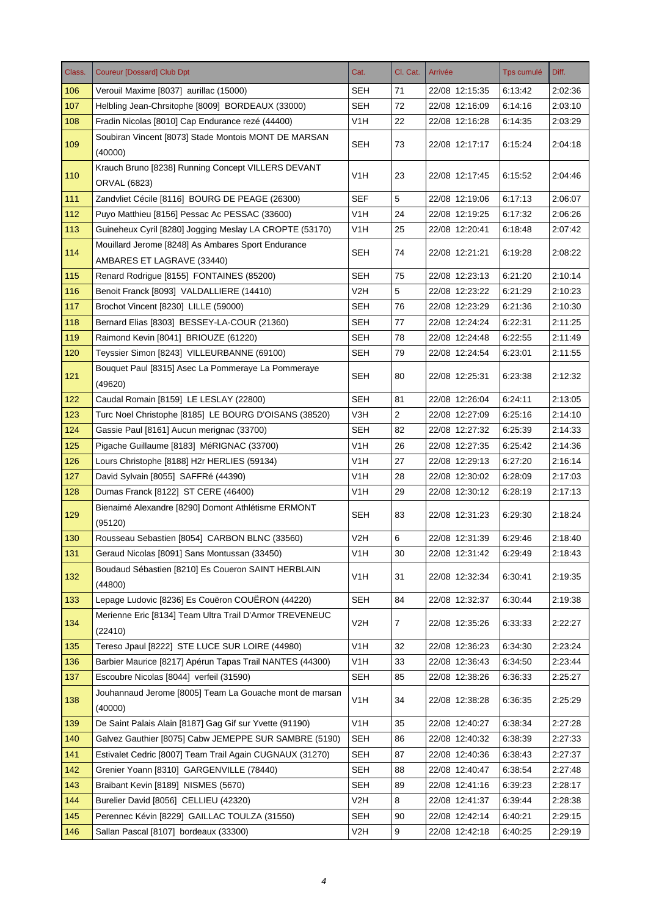| Class. | Coureur [Dossard] Club Dpt | Cat. | Cl. Cat. | Arrivée | Tps cumulé | Diff. |
|---|---|---|---|---|---|---|
| 106 | Verouil Maxime [8037] aurillac (15000) | SEH | 71 | 22/08 12:15:35 | 6:13:42 | 2:02:36 |
| 107 | Helbling Jean-Chrsitophe [8009] BORDEAUX (33000) | SEH | 72 | 22/08 12:16:09 | 6:14:16 | 2:03:10 |
| 108 | Fradin Nicolas [8010] Cap Endurance rezé (44400) | V1H | 22 | 22/08 12:16:28 | 6:14:35 | 2:03:29 |
| 109 | Soubiran Vincent [8073] Stade Montois MONT DE MARSAN (40000) | SEH | 73 | 22/08 12:17:17 | 6:15:24 | 2:04:18 |
| 110 | Krauch Bruno [8238] Running Concept VILLERS DEVANT ORVAL (6823) | V1H | 23 | 22/08 12:17:45 | 6:15:52 | 2:04:46 |
| 111 | Zandvliet Cécile [8116] BOURG DE PEAGE (26300) | SEF | 5 | 22/08 12:19:06 | 6:17:13 | 2:06:07 |
| 112 | Puyo Matthieu [8156] Pessac Ac PESSAC (33600) | V1H | 24 | 22/08 12:19:25 | 6:17:32 | 2:06:26 |
| 113 | Guineheux Cyril [8280] Jogging Meslay LA CROPTE (53170) | V1H | 25 | 22/08 12:20:41 | 6:18:48 | 2:07:42 |
| 114 | Mouillard Jerome [8248] As Ambares Sport Endurance AMBARES ET LAGRAVE (33440) | SEH | 74 | 22/08 12:21:21 | 6:19:28 | 2:08:22 |
| 115 | Renard Rodrigue [8155] FONTAINES (85200) | SEH | 75 | 22/08 12:23:13 | 6:21:20 | 2:10:14 |
| 116 | Benoit Franck [8093] VALDALLIERE (14410) | V2H | 5 | 22/08 12:23:22 | 6:21:29 | 2:10:23 |
| 117 | Brochot Vincent [8230] LILLE (59000) | SEH | 76 | 22/08 12:23:29 | 6:21:36 | 2:10:30 |
| 118 | Bernard Elias [8303] BESSEY-LA-COUR (21360) | SEH | 77 | 22/08 12:24:24 | 6:22:31 | 2:11:25 |
| 119 | Raimond Kevin [8041] BRIOUZE (61220) | SEH | 78 | 22/08 12:24:48 | 6:22:55 | 2:11:49 |
| 120 | Teyssier Simon [8243] VILLEURBANNE (69100) | SEH | 79 | 22/08 12:24:54 | 6:23:01 | 2:11:55 |
| 121 | Bouquet Paul [8315] Asec La Pommeraye La Pommeraye (49620) | SEH | 80 | 22/08 12:25:31 | 6:23:38 | 2:12:32 |
| 122 | Caudal Romain [8159] LE LESLAY (22800) | SEH | 81 | 22/08 12:26:04 | 6:24:11 | 2:13:05 |
| 123 | Turc Noel Christophe [8185] LE BOURG D'OISANS (38520) | V3H | 2 | 22/08 12:27:09 | 6:25:16 | 2:14:10 |
| 124 | Gassie Paul [8161] Aucun merignac (33700) | SEH | 82 | 22/08 12:27:32 | 6:25:39 | 2:14:33 |
| 125 | Pigache Guillaume [8183] MéRIGNAC (33700) | V1H | 26 | 22/08 12:27:35 | 6:25:42 | 2:14:36 |
| 126 | Lours Christophe [8188] H2r HERLIES (59134) | V1H | 27 | 22/08 12:29:13 | 6:27:20 | 2:16:14 |
| 127 | David Sylvain [8055] SAFFRé (44390) | V1H | 28 | 22/08 12:30:02 | 6:28:09 | 2:17:03 |
| 128 | Dumas Franck [8122] ST CERE (46400) | V1H | 29 | 22/08 12:30:12 | 6:28:19 | 2:17:13 |
| 129 | Bienaimé Alexandre [8290] Domont Athlétisme ERMONT (95120) | SEH | 83 | 22/08 12:31:23 | 6:29:30 | 2:18:24 |
| 130 | Rousseau Sebastien [8054] CARBON BLNC (33560) | V2H | 6 | 22/08 12:31:39 | 6:29:46 | 2:18:40 |
| 131 | Geraud Nicolas [8091] Sans Montussan (33450) | V1H | 30 | 22/08 12:31:42 | 6:29:49 | 2:18:43 |
| 132 | Boudaud Sébastien [8210] Es Coueron SAINT HERBLAIN (44800) | V1H | 31 | 22/08 12:32:34 | 6:30:41 | 2:19:35 |
| 133 | Lepage Ludovic [8236] Es Couëron COUËRON (44220) | SEH | 84 | 22/08 12:32:37 | 6:30:44 | 2:19:38 |
| 134 | Merienne Eric [8134] Team Ultra Trail D'Armor TREVENEUC (22410) | V2H | 7 | 22/08 12:35:26 | 6:33:33 | 2:22:27 |
| 135 | Tereso Jpaul [8222] STE LUCE SUR LOIRE (44980) | V1H | 32 | 22/08 12:36:23 | 6:34:30 | 2:23:24 |
| 136 | Barbier Maurice [8217] Apérun Tapas Trail NANTES (44300) | V1H | 33 | 22/08 12:36:43 | 6:34:50 | 2:23:44 |
| 137 | Escoubre Nicolas [8044] verfeil (31590) | SEH | 85 | 22/08 12:38:26 | 6:36:33 | 2:25:27 |
| 138 | Jouhannaud Jerome [8005] Team La Gouache mont de marsan (40000) | V1H | 34 | 22/08 12:38:28 | 6:36:35 | 2:25:29 |
| 139 | De Saint Palais Alain [8187] Gag Gif sur Yvette (91190) | V1H | 35 | 22/08 12:40:27 | 6:38:34 | 2:27:28 |
| 140 | Galvez Gauthier [8075] Cabw JEMEPPE SUR SAMBRE (5190) | SEH | 86 | 22/08 12:40:32 | 6:38:39 | 2:27:33 |
| 141 | Estivalet Cedric [8007] Team Trail Again CUGNAUX (31270) | SEH | 87 | 22/08 12:40:36 | 6:38:43 | 2:27:37 |
| 142 | Grenier Yoann [8310] GARGENVILLE (78440) | SEH | 88 | 22/08 12:40:47 | 6:38:54 | 2:27:48 |
| 143 | Braibant Kevin [8189] NISMES (5670) | SEH | 89 | 22/08 12:41:16 | 6:39:23 | 2:28:17 |
| 144 | Burelier David [8056] CELLIEU (42320) | V2H | 8 | 22/08 12:41:37 | 6:39:44 | 2:28:38 |
| 145 | Perennec Kévin [8229] GAILLAC TOULZA (31550) | SEH | 90 | 22/08 12:42:14 | 6:40:21 | 2:29:15 |
| 146 | Sallan Pascal [8107] bordeaux (33300) | V2H | 9 | 22/08 12:42:18 | 6:40:25 | 2:29:19 |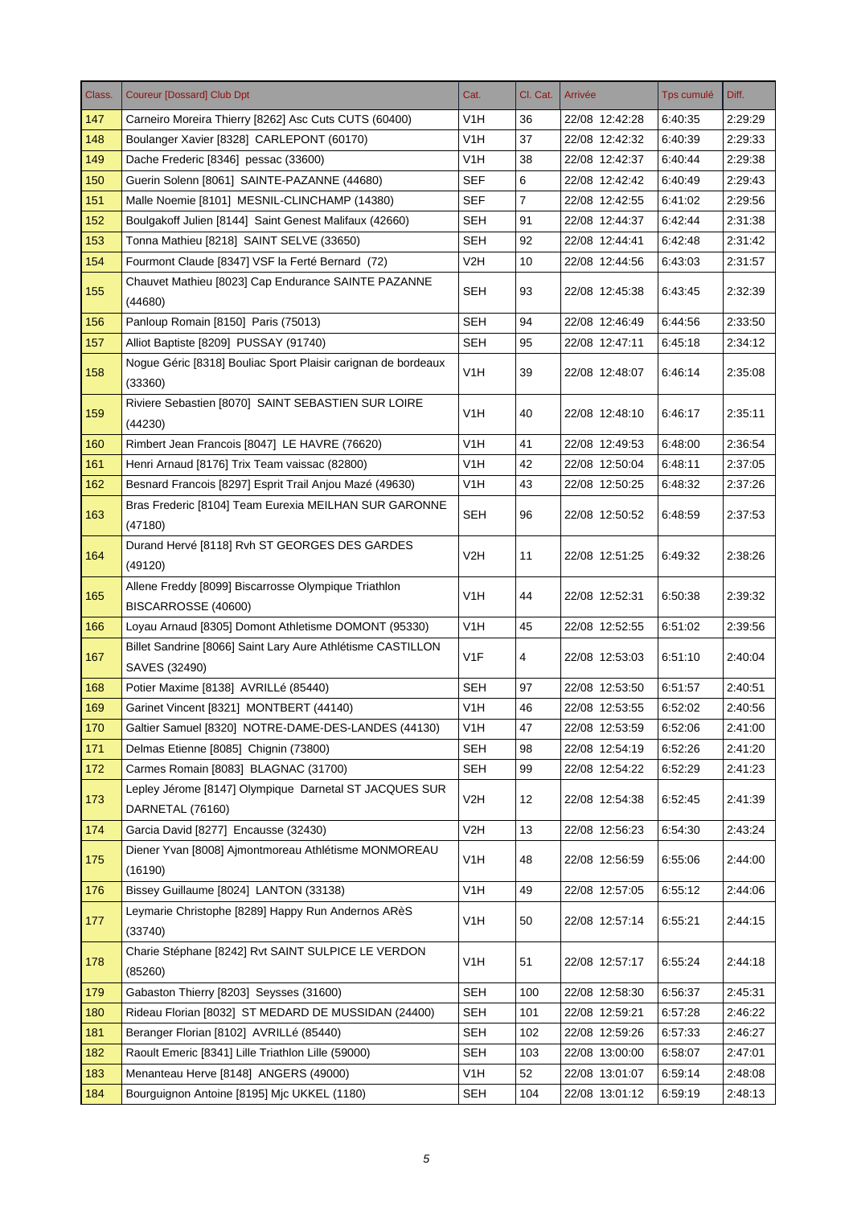| Class. | Coureur [Dossard] Club Dpt | Cat. | Cl. Cat. | Arrivée | Tps cumulé | Diff. |
|---|---|---|---|---|---|---|
| 147 | Carneiro Moreira Thierry [8262] Asc Cuts CUTS (60400) | V1H | 36 | 22/08 12:42:28 | 6:40:35 | 2:29:29 |
| 148 | Boulanger Xavier [8328] CARLEPONT (60170) | V1H | 37 | 22/08 12:42:32 | 6:40:39 | 2:29:33 |
| 149 | Dache Frederic [8346] pessac (33600) | V1H | 38 | 22/08 12:42:37 | 6:40:44 | 2:29:38 |
| 150 | Guerin Solenn [8061] SAINTE-PAZANNE (44680) | SEF | 6 | 22/08 12:42:42 | 6:40:49 | 2:29:43 |
| 151 | Malle Noemie [8101] MESNIL-CLINCHAMP (14380) | SEF | 7 | 22/08 12:42:55 | 6:41:02 | 2:29:56 |
| 152 | Boulgakoff Julien [8144] Saint Genest Malifaux (42660) | SEH | 91 | 22/08 12:44:37 | 6:42:44 | 2:31:38 |
| 153 | Tonna Mathieu [8218] SAINT SELVE (33650) | SEH | 92 | 22/08 12:44:41 | 6:42:48 | 2:31:42 |
| 154 | Fourmont Claude [8347] VSF la Ferté Bernard (72) | V2H | 10 | 22/08 12:44:56 | 6:43:03 | 2:31:57 |
| 155 | Chauvet Mathieu [8023] Cap Endurance SAINTE PAZANNE (44680) | SEH | 93 | 22/08 12:45:38 | 6:43:45 | 2:32:39 |
| 156 | Panloup Romain [8150] Paris (75013) | SEH | 94 | 22/08 12:46:49 | 6:44:56 | 2:33:50 |
| 157 | Alliot Baptiste [8209] PUSSAY (91740) | SEH | 95 | 22/08 12:47:11 | 6:45:18 | 2:34:12 |
| 158 | Nogue Géric [8318] Bouliac Sport Plaisir carignan de bordeaux (33360) | V1H | 39 | 22/08 12:48:07 | 6:46:14 | 2:35:08 |
| 159 | Riviere Sebastien [8070] SAINT SEBASTIEN SUR LOIRE (44230) | V1H | 40 | 22/08 12:48:10 | 6:46:17 | 2:35:11 |
| 160 | Rimbert Jean Francois [8047] LE HAVRE (76620) | V1H | 41 | 22/08 12:49:53 | 6:48:00 | 2:36:54 |
| 161 | Henri Arnaud [8176] Trix Team vaissac (82800) | V1H | 42 | 22/08 12:50:04 | 6:48:11 | 2:37:05 |
| 162 | Besnard Francois [8297] Esprit Trail Anjou Mazé (49630) | V1H | 43 | 22/08 12:50:25 | 6:48:32 | 2:37:26 |
| 163 | Bras Frederic [8104] Team Eurexia MEILHAN SUR GARONNE (47180) | SEH | 96 | 22/08 12:50:52 | 6:48:59 | 2:37:53 |
| 164 | Durand Hervé [8118] Rvh ST GEORGES DES GARDES (49120) | V2H | 11 | 22/08 12:51:25 | 6:49:32 | 2:38:26 |
| 165 | Allene Freddy [8099] Biscarrosse Olympique Triathlon BISCARROSSE (40600) | V1H | 44 | 22/08 12:52:31 | 6:50:38 | 2:39:32 |
| 166 | Loyau Arnaud [8305] Domont Athletisme DOMONT (95330) | V1H | 45 | 22/08 12:52:55 | 6:51:02 | 2:39:56 |
| 167 | Billet Sandrine [8066] Saint Lary Aure Athlétisme CASTILLON SAVES (32490) | V1F | 4 | 22/08 12:53:03 | 6:51:10 | 2:40:04 |
| 168 | Potier Maxime [8138] AVRILLé (85440) | SEH | 97 | 22/08 12:53:50 | 6:51:57 | 2:40:51 |
| 169 | Garinet Vincent [8321] MONTBERT (44140) | V1H | 46 | 22/08 12:53:55 | 6:52:02 | 2:40:56 |
| 170 | Galtier Samuel [8320] NOTRE-DAME-DES-LANDES (44130) | V1H | 47 | 22/08 12:53:59 | 6:52:06 | 2:41:00 |
| 171 | Delmas Etienne [8085] Chignin (73800) | SEH | 98 | 22/08 12:54:19 | 6:52:26 | 2:41:20 |
| 172 | Carmes Romain [8083] BLAGNAC (31700) | SEH | 99 | 22/08 12:54:22 | 6:52:29 | 2:41:23 |
| 173 | Lepley Jérome [8147] Olympique Darnetal ST JACQUES SUR DARNETAL (76160) | V2H | 12 | 22/08 12:54:38 | 6:52:45 | 2:41:39 |
| 174 | Garcia David [8277] Encausse (32430) | V2H | 13 | 22/08 12:56:23 | 6:54:30 | 2:43:24 |
| 175 | Diener Yvan [8008] Ajmontmoreau Athlétisme MONMOREAU (16190) | V1H | 48 | 22/08 12:56:59 | 6:55:06 | 2:44:00 |
| 176 | Bissey Guillaume [8024] LANTON (33138) | V1H | 49 | 22/08 12:57:05 | 6:55:12 | 2:44:06 |
| 177 | Leymarie Christophe [8289] Happy Run Andernos ARèS (33740) | V1H | 50 | 22/08 12:57:14 | 6:55:21 | 2:44:15 |
| 178 | Charie Stéphane [8242] Rvt SAINT SULPICE LE VERDON (85260) | V1H | 51 | 22/08 12:57:17 | 6:55:24 | 2:44:18 |
| 179 | Gabaston Thierry [8203] Seysses (31600) | SEH | 100 | 22/08 12:58:30 | 6:56:37 | 2:45:31 |
| 180 | Rideau Florian [8032] ST MEDARD DE MUSSIDAN (24400) | SEH | 101 | 22/08 12:59:21 | 6:57:28 | 2:46:22 |
| 181 | Beranger Florian [8102] AVRILLé (85440) | SEH | 102 | 22/08 12:59:26 | 6:57:33 | 2:46:27 |
| 182 | Raoult Emeric [8341] Lille Triathlon Lille (59000) | SEH | 103 | 22/08 13:00:00 | 6:58:07 | 2:47:01 |
| 183 | Menanteau Herve [8148] ANGERS (49000) | V1H | 52 | 22/08 13:01:07 | 6:59:14 | 2:48:08 |
| 184 | Bourguignon Antoine [8195] Mjc UKKEL (1180) | SEH | 104 | 22/08 13:01:12 | 6:59:19 | 2:48:13 |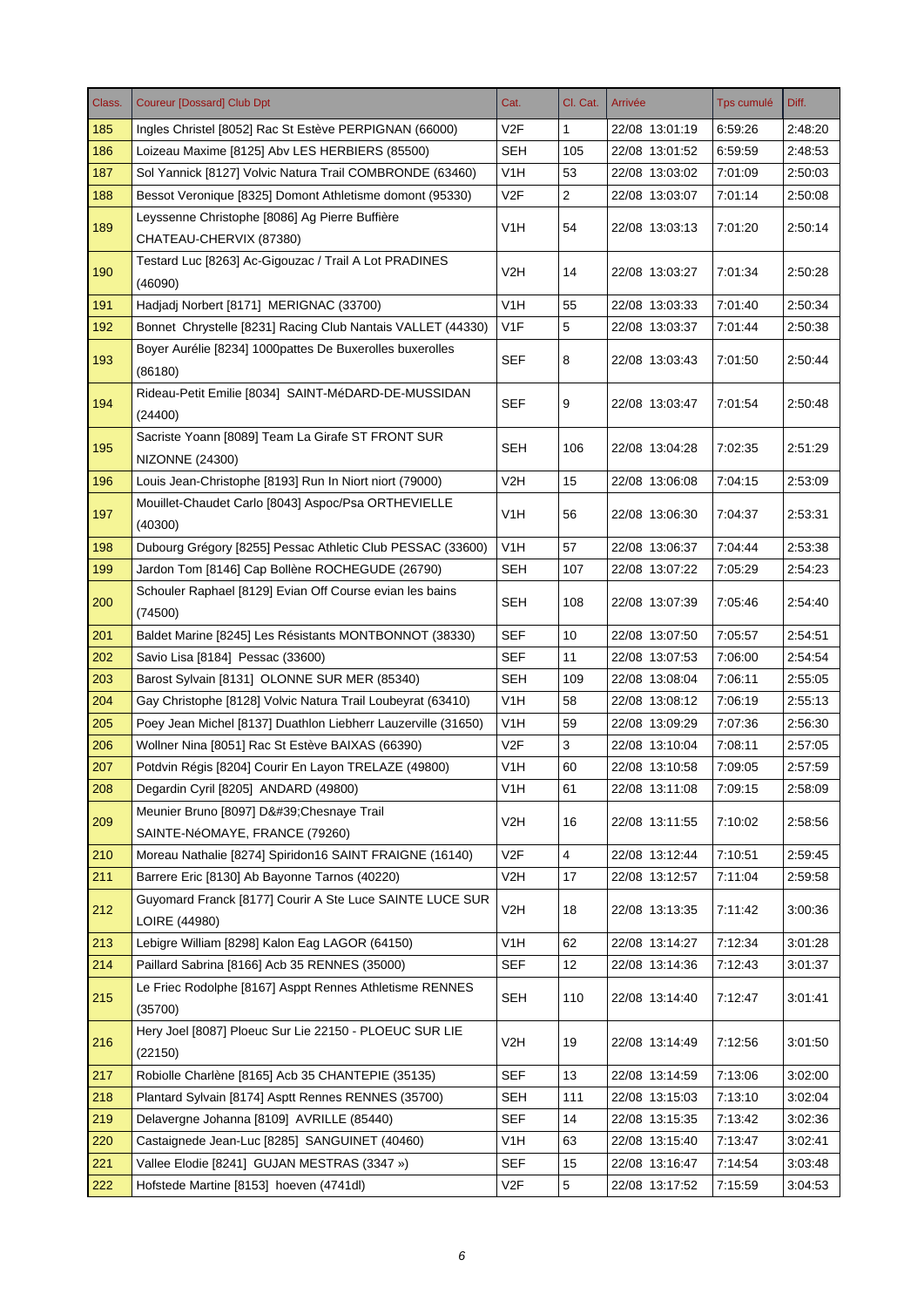| Class. | Coureur [Dossard] Club Dpt | Cat. | Cl. Cat. | Arrivée | Tps cumulé | Diff. |
|---|---|---|---|---|---|---|
| 185 | Ingles Christel [8052] Rac St Estève PERPIGNAN (66000) | V2F | 1 | 22/08 13:01:19 | 6:59:26 | 2:48:20 |
| 186 | Loizeau Maxime [8125] Abv LES HERBIERS (85500) | SEH | 105 | 22/08 13:01:52 | 6:59:59 | 2:48:53 |
| 187 | Sol Yannick [8127] Volvic Natura Trail COMBRONDE (63460) | V1H | 53 | 22/08 13:03:02 | 7:01:09 | 2:50:03 |
| 188 | Bessot Veronique [8325] Domont Athletisme domont (95330) | V2F | 2 | 22/08 13:03:07 | 7:01:14 | 2:50:08 |
| 189 | Leyssenne Christophe [8086] Ag Pierre Buffière CHATEAU-CHERVIX (87380) | V1H | 54 | 22/08 13:03:13 | 7:01:20 | 2:50:14 |
| 190 | Testard Luc [8263] Ac-Gigouzac / Trail A Lot PRADINES (46090) | V2H | 14 | 22/08 13:03:27 | 7:01:34 | 2:50:28 |
| 191 | Hadjadj Norbert [8171] MERIGNAC (33700) | V1H | 55 | 22/08 13:03:33 | 7:01:40 | 2:50:34 |
| 192 | Bonnet Chrystelle [8231] Racing Club Nantais VALLET (44330) | V1F | 5 | 22/08 13:03:37 | 7:01:44 | 2:50:38 |
| 193 | Boyer Aurélie [8234] 1000pattes De Buxerolles buxerolles (86180) | SEF | 8 | 22/08 13:03:43 | 7:01:50 | 2:50:44 |
| 194 | Rideau-Petit Emilie [8034] SAINT-MéDARD-DE-MUSSIDAN (24400) | SEF | 9 | 22/08 13:03:47 | 7:01:54 | 2:50:48 |
| 195 | Sacriste Yoann [8089] Team La Girafe ST FRONT SUR NIZONNE (24300) | SEH | 106 | 22/08 13:04:28 | 7:02:35 | 2:51:29 |
| 196 | Louis Jean-Christophe [8193] Run In Niort niort (79000) | V2H | 15 | 22/08 13:06:08 | 7:04:15 | 2:53:09 |
| 197 | Mouillet-Chaudet Carlo [8043] Aspoc/Psa ORTHEVIELLE (40300) | V1H | 56 | 22/08 13:06:30 | 7:04:37 | 2:53:31 |
| 198 | Dubourg Grégory [8255] Pessac Athletic Club PESSAC (33600) | V1H | 57 | 22/08 13:06:37 | 7:04:44 | 2:53:38 |
| 199 | Jardon Tom [8146] Cap Bollène ROCHEGUDE (26790) | SEH | 107 | 22/08 13:07:22 | 7:05:29 | 2:54:23 |
| 200 | Schouler Raphael [8129] Evian Off Course evian les bains (74500) | SEH | 108 | 22/08 13:07:39 | 7:05:46 | 2:54:40 |
| 201 | Baldet Marine [8245] Les Résistants MONTBONNOT (38330) | SEF | 10 | 22/08 13:07:50 | 7:05:57 | 2:54:51 |
| 202 | Savio Lisa [8184] Pessac (33600) | SEF | 11 | 22/08 13:07:53 | 7:06:00 | 2:54:54 |
| 203 | Barost Sylvain [8131] OLONNE SUR MER (85340) | SEH | 109 | 22/08 13:08:04 | 7:06:11 | 2:55:05 |
| 204 | Gay Christophe [8128] Volvic Natura Trail Loubeyrat (63410) | V1H | 58 | 22/08 13:08:12 | 7:06:19 | 2:55:13 |
| 205 | Poey Jean Michel [8137] Duathlon Liebherr Lauzerville (31650) | V1H | 59 | 22/08 13:09:29 | 7:07:36 | 2:56:30 |
| 206 | Wollner Nina [8051] Rac St Estève BAIXAS (66390) | V2F | 3 | 22/08 13:10:04 | 7:08:11 | 2:57:05 |
| 207 | Potdvin Régis [8204] Courir En Layon TRELAZE (49800) | V1H | 60 | 22/08 13:10:58 | 7:09:05 | 2:57:59 |
| 208 | Degardin Cyril [8205] ANDARD (49800) | V1H | 61 | 22/08 13:11:08 | 7:09:15 | 2:58:09 |
| 209 | Meunier Bruno [8097] D&#39;Chesnaye Trail SAINTE-NéOMAYE, FRANCE (79260) | V2H | 16 | 22/08 13:11:55 | 7:10:02 | 2:58:56 |
| 210 | Moreau Nathalie [8274] Spiridon16 SAINT FRAIGNE (16140) | V2F | 4 | 22/08 13:12:44 | 7:10:51 | 2:59:45 |
| 211 | Barrere Eric [8130] Ab Bayonne Tarnos (40220) | V2H | 17 | 22/08 13:12:57 | 7:11:04 | 2:59:58 |
| 212 | Guyomard Franck [8177] Courir A Ste Luce SAINTE LUCE SUR LOIRE (44980) | V2H | 18 | 22/08 13:13:35 | 7:11:42 | 3:00:36 |
| 213 | Lebigre William [8298] Kalon Eag LAGOR (64150) | V1H | 62 | 22/08 13:14:27 | 7:12:34 | 3:01:28 |
| 214 | Paillard Sabrina [8166] Acb 35 RENNES (35000) | SEF | 12 | 22/08 13:14:36 | 7:12:43 | 3:01:37 |
| 215 | Le Friec Rodolphe [8167] Asppt Rennes Athletisme RENNES (35700) | SEH | 110 | 22/08 13:14:40 | 7:12:47 | 3:01:41 |
| 216 | Hery Joel [8087] Ploeuc Sur Lie 22150 - PLOEUC SUR LIE (22150) | V2H | 19 | 22/08 13:14:49 | 7:12:56 | 3:01:50 |
| 217 | Robiolle Charlène [8165] Acb 35 CHANTEPIE (35135) | SEF | 13 | 22/08 13:14:59 | 7:13:06 | 3:02:00 |
| 218 | Plantard Sylvain [8174] Asptt Rennes RENNES (35700) | SEH | 111 | 22/08 13:15:03 | 7:13:10 | 3:02:04 |
| 219 | Delavergne Johanna [8109] AVRILLE (85440) | SEF | 14 | 22/08 13:15:35 | 7:13:42 | 3:02:36 |
| 220 | Castaignede Jean-Luc [8285] SANGUINET (40460) | V1H | 63 | 22/08 13:15:40 | 7:13:47 | 3:02:41 |
| 221 | Vallee Elodie [8241] GUJAN MESTRAS (3347 ») | SEF | 15 | 22/08 13:16:47 | 7:14:54 | 3:03:48 |
| 222 | Hofstede Martine [8153] hoeven (4741dl) | V2F | 5 | 22/08 13:17:52 | 7:15:59 | 3:04:53 |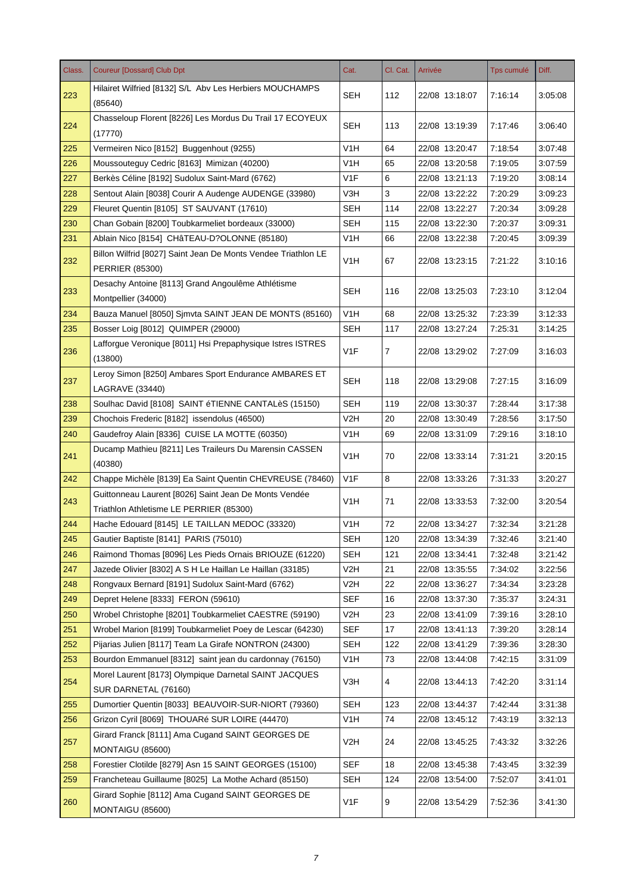| Class. | Coureur [Dossard] Club Dpt | Cat. | Cl. Cat. | Arrivée | Tps cumulé | Diff. |
|---|---|---|---|---|---|---|
| 223 | Hilairet Wilfried [8132] S/L Abv Les Herbiers MOUCHAMPS (85640) | SEH | 112 | 22/08 13:18:07 | 7:16:14 | 3:05:08 |
| 224 | Chasseloup Florent [8226] Les Mordus Du Trail 17 ECOYEUX (17770) | SEH | 113 | 22/08 13:19:39 | 7:17:46 | 3:06:40 |
| 225 | Vermeiren Nico [8152] Buggenhout (9255) | V1H | 64 | 22/08 13:20:47 | 7:18:54 | 3:07:48 |
| 226 | Moussouteguy Cedric [8163] Mimizan (40200) | V1H | 65 | 22/08 13:20:58 | 7:19:05 | 3:07:59 |
| 227 | Berkès Céline [8192] Sudolux Saint-Mard (6762) | V1F | 6 | 22/08 13:21:13 | 7:19:20 | 3:08:14 |
| 228 | Sentout Alain [8038] Courir A Audenge AUDENGE (33980) | V3H | 3 | 22/08 13:22:22 | 7:20:29 | 3:09:23 |
| 229 | Fleuret Quentin [8105] ST SAUVANT (17610) | SEH | 114 | 22/08 13:22:27 | 7:20:34 | 3:09:28 |
| 230 | Chan Gobain [8200] Toubkarmeliet bordeaux (33000) | SEH | 115 | 22/08 13:22:30 | 7:20:37 | 3:09:31 |
| 231 | Ablain Nico [8154] CHâTEAU-D?OLONNE (85180) | V1H | 66 | 22/08 13:22:38 | 7:20:45 | 3:09:39 |
| 232 | Billon Wilfrid [8027] Saint Jean De Monts Vendee Triathlon LE PERRIER (85300) | V1H | 67 | 22/08 13:23:15 | 7:21:22 | 3:10:16 |
| 233 | Desachy Antoine [8113] Grand Angoulême Athlétisme Montpellier (34000) | SEH | 116 | 22/08 13:25:03 | 7:23:10 | 3:12:04 |
| 234 | Bauza Manuel [8050] Sjmvta SAINT JEAN DE MONTS (85160) | V1H | 68 | 22/08 13:25:32 | 7:23:39 | 3:12:33 |
| 235 | Bosser Loig [8012] QUIMPER (29000) | SEH | 117 | 22/08 13:27:24 | 7:25:31 | 3:14:25 |
| 236 | Lafforgue Veronique [8011] Hsi Prepaphysique Istres ISTRES (13800) | V1F | 7 | 22/08 13:29:02 | 7:27:09 | 3:16:03 |
| 237 | Leroy Simon [8250] Ambares Sport Endurance AMBARES ET LAGRAVE (33440) | SEH | 118 | 22/08 13:29:08 | 7:27:15 | 3:16:09 |
| 238 | Soulhac David [8108] SAINT éTIENNE CANTALèS (15150) | SEH | 119 | 22/08 13:30:37 | 7:28:44 | 3:17:38 |
| 239 | Chochois Frederic [8182] issendolus (46500) | V2H | 20 | 22/08 13:30:49 | 7:28:56 | 3:17:50 |
| 240 | Gaudefroy Alain [8336] CUISE LA MOTTE (60350) | V1H | 69 | 22/08 13:31:09 | 7:29:16 | 3:18:10 |
| 241 | Ducamp Mathieu [8211] Les Traileurs Du Marensin CASSEN (40380) | V1H | 70 | 22/08 13:33:14 | 7:31:21 | 3:20:15 |
| 242 | Chappe Michèle [8139] Ea Saint Quentin CHEVREUSE (78460) | V1F | 8 | 22/08 13:33:26 | 7:31:33 | 3:20:27 |
| 243 | Guittonneau Laurent [8026] Saint Jean De Monts Vendée Triathlon Athletisme LE PERRIER (85300) | V1H | 71 | 22/08 13:33:53 | 7:32:00 | 3:20:54 |
| 244 | Hache Edouard [8145] LE TAILLAN MEDOC (33320) | V1H | 72 | 22/08 13:34:27 | 7:32:34 | 3:21:28 |
| 245 | Gautier Baptiste [8141] PARIS (75010) | SEH | 120 | 22/08 13:34:39 | 7:32:46 | 3:21:40 |
| 246 | Raimond Thomas [8096] Les Pieds Ornais BRIOUZE (61220) | SEH | 121 | 22/08 13:34:41 | 7:32:48 | 3:21:42 |
| 247 | Jazede Olivier [8302] A S H Le Haillan Le Haillan (33185) | V2H | 21 | 22/08 13:35:55 | 7:34:02 | 3:22:56 |
| 248 | Rongvaux Bernard [8191] Sudolux Saint-Mard (6762) | V2H | 22 | 22/08 13:36:27 | 7:34:34 | 3:23:28 |
| 249 | Depret Helene [8333] FERON (59610) | SEF | 16 | 22/08 13:37:30 | 7:35:37 | 3:24:31 |
| 250 | Wrobel Christophe [8201] Toubkarmeliet CAESTRE (59190) | V2H | 23 | 22/08 13:41:09 | 7:39:16 | 3:28:10 |
| 251 | Wrobel Marion [8199] Toubkarmeliet Poey de Lescar (64230) | SEF | 17 | 22/08 13:41:13 | 7:39:20 | 3:28:14 |
| 252 | Pijarias Julien [8117] Team La Girafe NONTRON (24300) | SEH | 122 | 22/08 13:41:29 | 7:39:36 | 3:28:30 |
| 253 | Bourdon Emmanuel [8312] saint jean du cardonnay (76150) | V1H | 73 | 22/08 13:44:08 | 7:42:15 | 3:31:09 |
| 254 | Morel Laurent [8173] Olympique Darnetal SAINT JACQUES SUR DARNETAL (76160) | V3H | 4 | 22/08 13:44:13 | 7:42:20 | 3:31:14 |
| 255 | Dumortier Quentin [8033] BEAUVOIR-SUR-NIORT (79360) | SEH | 123 | 22/08 13:44:37 | 7:42:44 | 3:31:38 |
| 256 | Grizon Cyril [8069] THOUARé SUR LOIRE (44470) | V1H | 74 | 22/08 13:45:12 | 7:43:19 | 3:32:13 |
| 257 | Girard Franck [8111] Ama Cugand SAINT GEORGES DE MONTAIGU (85600) | V2H | 24 | 22/08 13:45:25 | 7:43:32 | 3:32:26 |
| 258 | Forestier Clotilde [8279] Asn 15 SAINT GEORGES (15100) | SEF | 18 | 22/08 13:45:38 | 7:43:45 | 3:32:39 |
| 259 | Francheteau Guillaume [8025] La Mothe Achard (85150) | SEH | 124 | 22/08 13:54:00 | 7:52:07 | 3:41:01 |
| 260 | Girard Sophie [8112] Ama Cugand SAINT GEORGES DE MONTAIGU (85600) | V1F | 9 | 22/08 13:54:29 | 7:52:36 | 3:41:30 |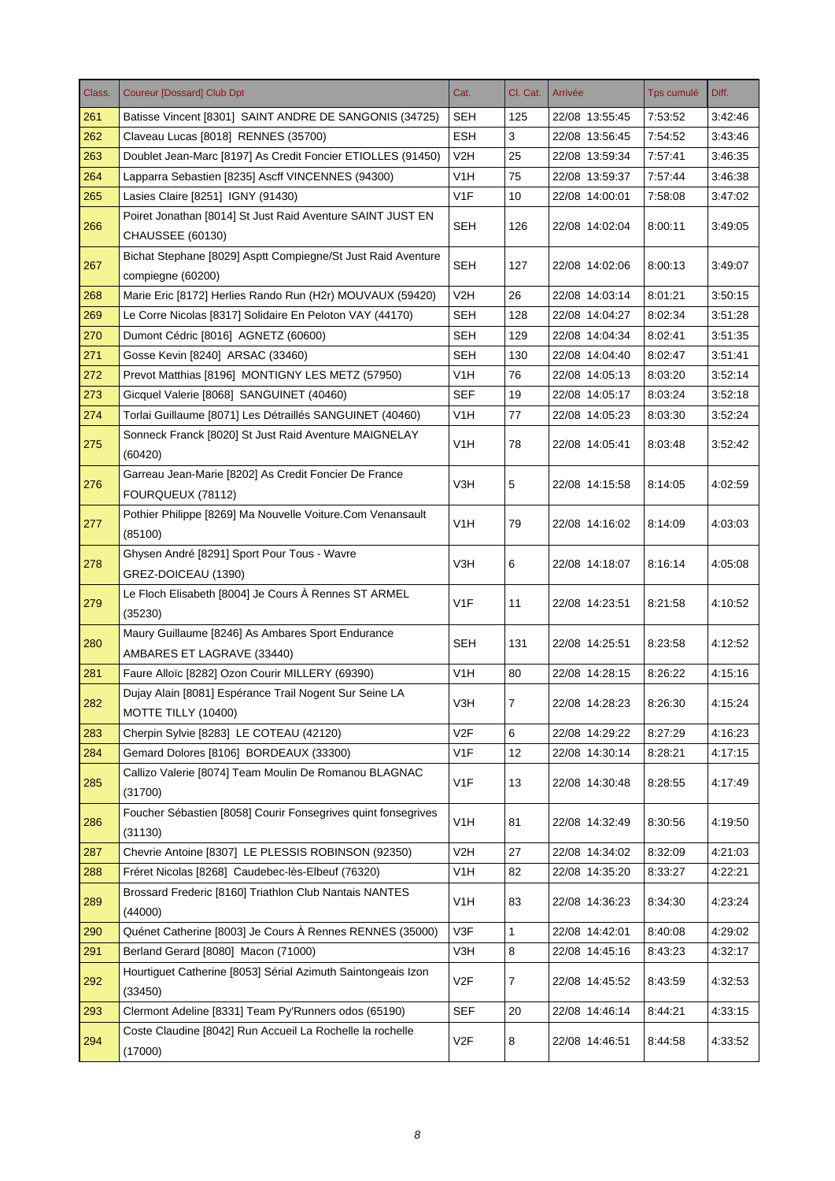| Class. | Coureur [Dossard] Club Dpt | Cat. | Cl. Cat. | Arrivée | Tps cumulé | Diff. |
|---|---|---|---|---|---|---|
| 261 | Batisse Vincent [8301] SAINT ANDRE DE SANGONIS (34725) | SEH | 125 | 22/08 13:55:45 | 7:53:52 | 3:42:46 |
| 262 | Claveau Lucas [8018] RENNES (35700) | ESH | 3 | 22/08 13:56:45 | 7:54:52 | 3:43:46 |
| 263 | Doublet Jean-Marc [8197] As Credit Foncier ETIOLLES (91450) | V2H | 25 | 22/08 13:59:34 | 7:57:41 | 3:46:35 |
| 264 | Lapparra Sebastien [8235] Ascff VINCENNES (94300) | V1H | 75 | 22/08 13:59:37 | 7:57:44 | 3:46:38 |
| 265 | Lasies Claire [8251] IGNY (91430) | V1F | 10 | 22/08 14:00:01 | 7:58:08 | 3:47:02 |
| 266 | Poiret Jonathan [8014] St Just Raid Aventure SAINT JUST EN CHAUSSEE (60130) | SEH | 126 | 22/08 14:02:04 | 8:00:11 | 3:49:05 |
| 267 | Bichat Stephane [8029] Asptt Compiegne/St Just Raid Aventure compiegne (60200) | SEH | 127 | 22/08 14:02:06 | 8:00:13 | 3:49:07 |
| 268 | Marie Eric [8172] Herlies Rando Run (H2r) MOUVAUX (59420) | V2H | 26 | 22/08 14:03:14 | 8:01:21 | 3:50:15 |
| 269 | Le Corre Nicolas [8317] Solidaire En Peloton VAY (44170) | SEH | 128 | 22/08 14:04:27 | 8:02:34 | 3:51:28 |
| 270 | Dumont Cédric [8016] AGNETZ (60600) | SEH | 129 | 22/08 14:04:34 | 8:02:41 | 3:51:35 |
| 271 | Gosse Kevin [8240] ARSAC (33460) | SEH | 130 | 22/08 14:04:40 | 8:02:47 | 3:51:41 |
| 272 | Prevot Matthias [8196] MONTIGNY LES METZ (57950) | V1H | 76 | 22/08 14:05:13 | 8:03:20 | 3:52:14 |
| 273 | Gicquel Valerie [8068] SANGUINET (40460) | SEF | 19 | 22/08 14:05:17 | 8:03:24 | 3:52:18 |
| 274 | Torlai Guillaume [8071] Les Détraillés SANGUINET (40460) | V1H | 77 | 22/08 14:05:23 | 8:03:30 | 3:52:24 |
| 275 | Sonneck Franck [8020] St Just Raid Aventure MAIGNELAY (60420) | V1H | 78 | 22/08 14:05:41 | 8:03:48 | 3:52:42 |
| 276 | Garreau Jean-Marie [8202] As Credit Foncier De France FOURQUEUX (78112) | V3H | 5 | 22/08 14:15:58 | 8:14:05 | 4:02:59 |
| 277 | Pothier Philippe [8269] Ma Nouvelle Voiture.Com Venansault (85100) | V1H | 79 | 22/08 14:16:02 | 8:14:09 | 4:03:03 |
| 278 | Ghysen André [8291] Sport Pour Tous - Wavre GREZ-DOICEAU (1390) | V3H | 6 | 22/08 14:18:07 | 8:16:14 | 4:05:08 |
| 279 | Le Floch Elisabeth [8004] Je Cours À Rennes ST ARMEL (35230) | V1F | 11 | 22/08 14:23:51 | 8:21:58 | 4:10:52 |
| 280 | Maury Guillaume [8246] As Ambares Sport Endurance AMBARES ET LAGRAVE (33440) | SEH | 131 | 22/08 14:25:51 | 8:23:58 | 4:12:52 |
| 281 | Faure Alloïc [8282] Ozon Courir MILLERY (69390) | V1H | 80 | 22/08 14:28:15 | 8:26:22 | 4:15:16 |
| 282 | Dujay Alain [8081] Espérance Trail Nogent Sur Seine LA MOTTE TILLY (10400) | V3H | 7 | 22/08 14:28:23 | 8:26:30 | 4:15:24 |
| 283 | Cherpin Sylvie [8283] LE COTEAU (42120) | V2F | 6 | 22/08 14:29:22 | 8:27:29 | 4:16:23 |
| 284 | Gemard Dolores [8106] BORDEAUX (33300) | V1F | 12 | 22/08 14:30:14 | 8:28:21 | 4:17:15 |
| 285 | Callizo Valerie [8074] Team Moulin De Romanou BLAGNAC (31700) | V1F | 13 | 22/08 14:30:48 | 8:28:55 | 4:17:49 |
| 286 | Foucher Sébastien [8058] Courir Fonsegrives quint fonsegrives (31130) | V1H | 81 | 22/08 14:32:49 | 8:30:56 | 4:19:50 |
| 287 | Chevrie Antoine [8307] LE PLESSIS ROBINSON (92350) | V2H | 27 | 22/08 14:34:02 | 8:32:09 | 4:21:03 |
| 288 | Fréret Nicolas [8268] Caudebec-lès-Elbeuf (76320) | V1H | 82 | 22/08 14:35:20 | 8:33:27 | 4:22:21 |
| 289 | Brossard Frederic [8160] Triathlon Club Nantais NANTES (44000) | V1H | 83 | 22/08 14:36:23 | 8:34:30 | 4:23:24 |
| 290 | Quénet Catherine [8003] Je Cours À Rennes RENNES (35000) | V3F | 1 | 22/08 14:42:01 | 8:40:08 | 4:29:02 |
| 291 | Berland Gerard [8080] Macon (71000) | V3H | 8 | 22/08 14:45:16 | 8:43:23 | 4:32:17 |
| 292 | Hourtiguet Catherine [8053] Sérial Azimuth Saintongeais Izon (33450) | V2F | 7 | 22/08 14:45:52 | 8:43:59 | 4:32:53 |
| 293 | Clermont Adeline [8331] Team Py'Runners odos (65190) | SEF | 20 | 22/08 14:46:14 | 8:44:21 | 4:33:15 |
| 294 | Coste Claudine [8042] Run Accueil La Rochelle la rochelle (17000) | V2F | 8 | 22/08 14:46:51 | 8:44:58 | 4:33:52 |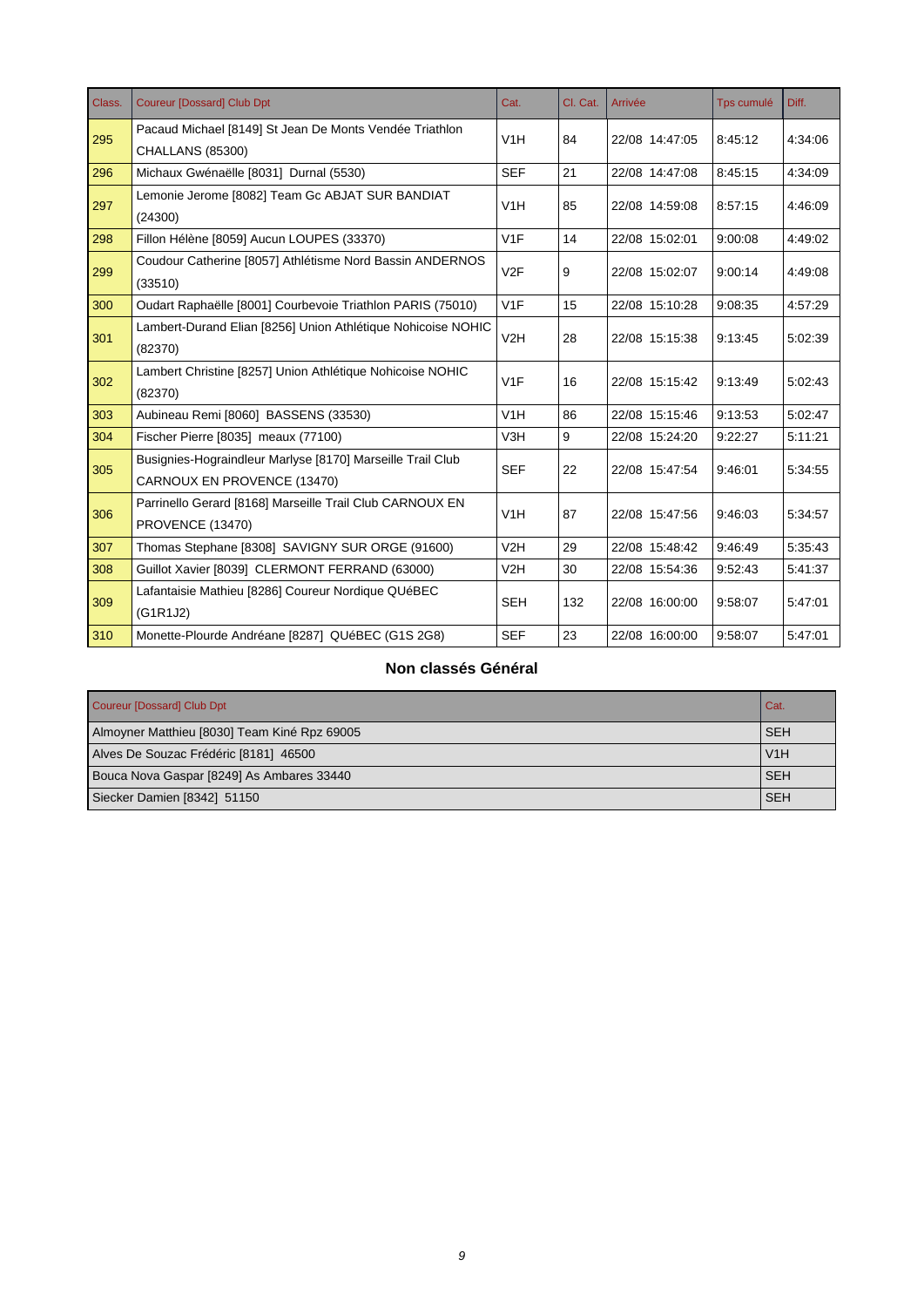| Class. | Coureur [Dossard] Club Dpt | Cat. | Cl. Cat. | Arrivée | Tps cumulé | Diff. |
|---|---|---|---|---|---|---|
| 295 | Pacaud Michael [8149] St Jean De Monts Vendée Triathlon CHALLANS (85300) | V1H | 84 | 22/08 14:47:05 | 8:45:12 | 4:34:06 |
| 296 | Michaux Gwénaëlle [8031] Durnal (5530) | SEF | 21 | 22/08 14:47:08 | 8:45:15 | 4:34:09 |
| 297 | Lemonie Jerome [8082] Team Gc ABJAT SUR BANDIAT (24300) | V1H | 85 | 22/08 14:59:08 | 8:57:15 | 4:46:09 |
| 298 | Fillon Hélène [8059] Aucun LOUPES (33370) | V1F | 14 | 22/08 15:02:01 | 9:00:08 | 4:49:02 |
| 299 | Coudour Catherine [8057] Athlétisme Nord Bassin ANDERNOS (33510) | V2F | 9 | 22/08 15:02:07 | 9:00:14 | 4:49:08 |
| 300 | Oudart Raphaëlle [8001] Courbevoie Triathlon PARIS (75010) | V1F | 15 | 22/08 15:10:28 | 9:08:35 | 4:57:29 |
| 301 | Lambert-Durand Elian [8256] Union Athlétique Nohicoise NOHIC (82370) | V2H | 28 | 22/08 15:15:38 | 9:13:45 | 5:02:39 |
| 302 | Lambert Christine [8257] Union Athlétique Nohicoise NOHIC (82370) | V1F | 16 | 22/08 15:15:42 | 9:13:49 | 5:02:43 |
| 303 | Aubineau Remi [8060] BASSENS (33530) | V1H | 86 | 22/08 15:15:46 | 9:13:53 | 5:02:47 |
| 304 | Fischer Pierre [8035] meaux (77100) | V3H | 9 | 22/08 15:24:20 | 9:22:27 | 5:11:21 |
| 305 | Busignies-Hograindleur Marlyse [8170] Marseille Trail Club CARNOUX EN PROVENCE (13470) | SEF | 22 | 22/08 15:47:54 | 9:46:01 | 5:34:55 |
| 306 | Parrinello Gerard [8168] Marseille Trail Club CARNOUX EN PROVENCE (13470) | V1H | 87 | 22/08 15:47:56 | 9:46:03 | 5:34:57 |
| 307 | Thomas Stephane [8308] SAVIGNY SUR ORGE (91600) | V2H | 29 | 22/08 15:48:42 | 9:46:49 | 5:35:43 |
| 308 | Guillot Xavier [8039] CLERMONT FERRAND (63000) | V2H | 30 | 22/08 15:54:36 | 9:52:43 | 5:41:37 |
| 309 | Lafantaisie Mathieu [8286] Coureur Nordique QUéBEC (G1R1J2) | SEH | 132 | 22/08 16:00:00 | 9:58:07 | 5:47:01 |
| 310 | Monette-Plourde Andréane [8287] QUéBEC (G1S 2G8) | SEF | 23 | 22/08 16:00:00 | 9:58:07 | 5:47:01 |

## Non classés Général

| Coureur [Dossard] Club Dpt | Cat. |
|---|---|
| Almoyner Matthieu [8030] Team Kiné Rpz 69005 | SEH |
| Alves De Souzac Frédéric [8181] 46500 | V1H |
| Bouca Nova Gaspar [8249] As Ambares 33440 | SEH |
| Siecker Damien [8342] 51150 | SEH |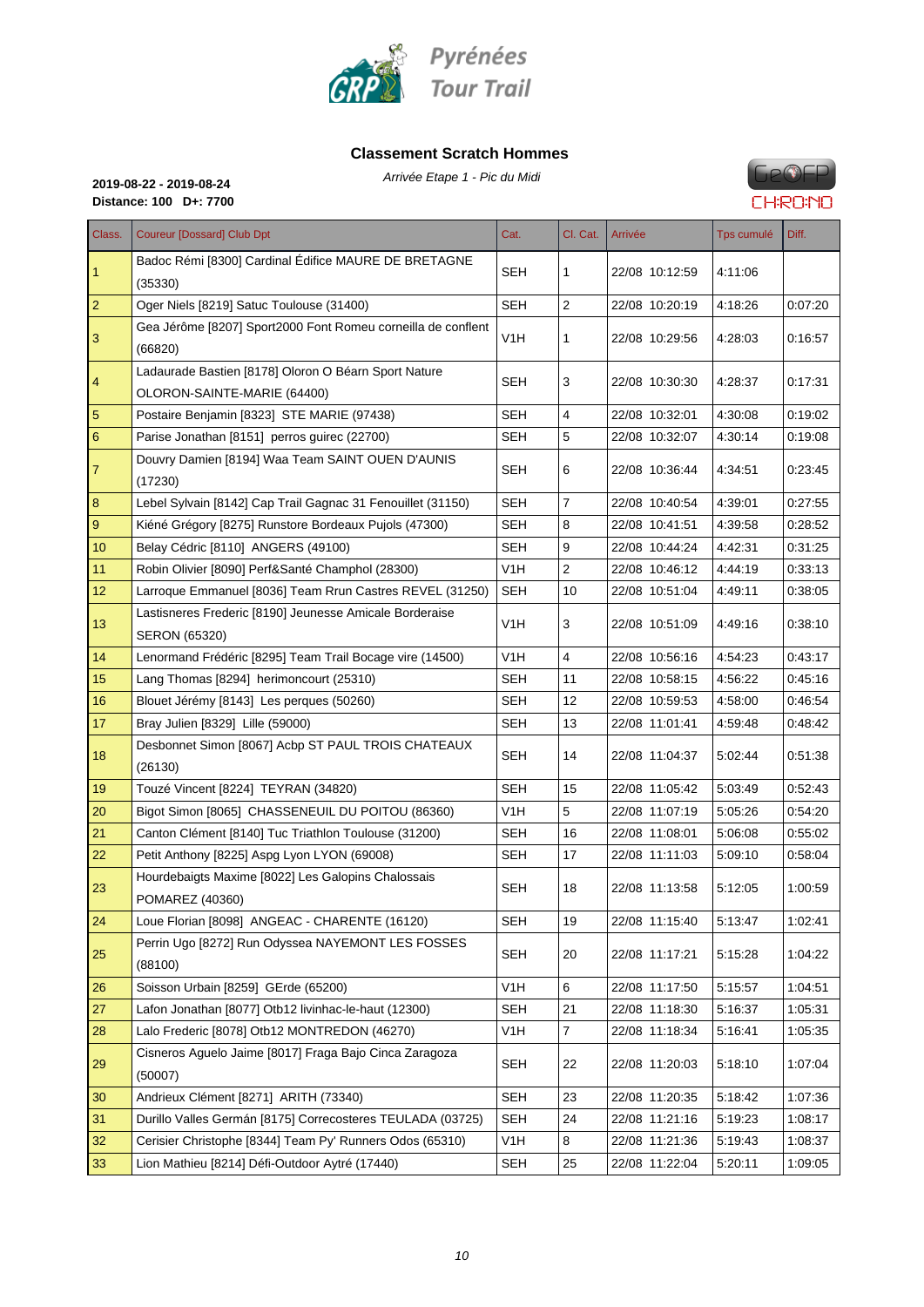Pyrénées Tour Trail

## Classement Scratch Hommes

*Arrivée Etape 1 - Pic du Midi*

**2019-08-22 - 2019-08-24**
**Distance: 100 D+: 7700**

| Class. | Coureur [Dossard] Club Dpt | Cat. | Cl. Cat. | Arrivée | Tps cumulé | Diff. |
|---|---|---|---|---|---|---|
| 1 | Badoc Rémi [8300] Cardinal Édifice MAURE DE BRETAGNE (35330) | SEH | 1 | 22/08 10:12:59 | 4:11:06 | |
| 2 | Oger Niels [8219] Satuc Toulouse (31400) | SEH | 2 | 22/08 10:20:19 | 4:18:26 | 0:07:20 |
| 3 | Gea Jérôme [8207] Sport2000 Font Romeu corneilla de conflent (66820) | V1H | 1 | 22/08 10:29:56 | 4:28:03 | 0:16:57 |
| 4 | Ladaurade Bastien [8178] Oloron O Béarn Sport Nature OLORON-SAINTE-MARIE (64400) | SEH | 3 | 22/08 10:30:30 | 4:28:37 | 0:17:31 |
| 5 | Postaire Benjamin [8323] STE MARIE (97438) | SEH | 4 | 22/08 10:32:01 | 4:30:08 | 0:19:02 |
| 6 | Parise Jonathan [8151] perros guirec (22700) | SEH | 5 | 22/08 10:32:07 | 4:30:14 | 0:19:08 |
| 7 | Douvry Damien [8194] Waa Team SAINT OUEN D'AUNIS (17230) | SEH | 6 | 22/08 10:36:44 | 4:34:51 | 0:23:45 |
| 8 | Lebel Sylvain [8142] Cap Trail Gagnac 31 Fenouillet (31150) | SEH | 7 | 22/08 10:40:54 | 4:39:01 | 0:27:55 |
| 9 | Kiéné Grégory [8275] Runstore Bordeaux Pujols (47300) | SEH | 8 | 22/08 10:41:51 | 4:39:58 | 0:28:52 |
| 10 | Belay Cédric [8110] ANGERS (49100) | SEH | 9 | 22/08 10:44:24 | 4:42:31 | 0:31:25 |
| 11 | Robin Olivier [8090] Perf&Santé Champhol (28300) | V1H | 2 | 22/08 10:46:12 | 4:44:19 | 0:33:13 |
| 12 | Larroque Emmanuel [8036] Team Rrun Castres REVEL (31250) | SEH | 10 | 22/08 10:51:04 | 4:49:11 | 0:38:05 |
| 13 | Lastisneres Frederic [8190] Jeunesse Amicale Borderaise SERON (65320) | V1H | 3 | 22/08 10:51:09 | 4:49:16 | 0:38:10 |
| 14 | Lenormand Frédéric [8295] Team Trail Bocage vire (14500) | V1H | 4 | 22/08 10:56:16 | 4:54:23 | 0:43:17 |
| 15 | Lang Thomas [8294] herimoncourt (25310) | SEH | 11 | 22/08 10:58:15 | 4:56:22 | 0:45:16 |
| 16 | Blouet Jérémy [8143] Les perques (50260) | SEH | 12 | 22/08 10:59:53 | 4:58:00 | 0:46:54 |
| 17 | Bray Julien [8329] Lille (59000) | SEH | 13 | 22/08 11:01:41 | 4:59:48 | 0:48:42 |
| 18 | Desbonnet Simon [8067] Acbp ST PAUL TROIS CHATEAUX (26130) | SEH | 14 | 22/08 11:04:37 | 5:02:44 | 0:51:38 |
| 19 | Touzé Vincent [8224] TEYRAN (34820) | SEH | 15 | 22/08 11:05:42 | 5:03:49 | 0:52:43 |
| 20 | Bigot Simon [8065] CHASSENEUIL DU POITOU (86360) | V1H | 5 | 22/08 11:07:19 | 5:05:26 | 0:54:20 |
| 21 | Canton Clément [8140] Tuc Triathlon Toulouse (31200) | SEH | 16 | 22/08 11:08:01 | 5:06:08 | 0:55:02 |
| 22 | Petit Anthony [8225] Aspg Lyon LYON (69008) | SEH | 17 | 22/08 11:11:03 | 5:09:10 | 0:58:04 |
| 23 | Hourdebaigts Maxime [8022] Les Galopins Chalossais POMAREZ (40360) | SEH | 18 | 22/08 11:13:58 | 5:12:05 | 1:00:59 |
| 24 | Loue Florian [8098] ANGEAC - CHARENTE (16120) | SEH | 19 | 22/08 11:15:40 | 5:13:47 | 1:02:41 |
| 25 | Perrin Ugo [8272] Run Odyssea NAYEMONT LES FOSSES (88100) | SEH | 20 | 22/08 11:17:21 | 5:15:28 | 1:04:22 |
| 26 | Soisson Urbain [8259] GErde (65200) | V1H | 6 | 22/08 11:17:50 | 5:15:57 | 1:04:51 |
| 27 | Lafon Jonathan [8077] Otb12 livinhac-le-haut (12300) | SEH | 21 | 22/08 11:18:30 | 5:16:37 | 1:05:31 |
| 28 | Lalo Frederic [8078] Otb12 MONTREDON (46270) | V1H | 7 | 22/08 11:18:34 | 5:16:41 | 1:05:35 |
| 29 | Cisneros Aguelo Jaime [8017] Fraga Bajo Cinca Zaragoza (50007) | SEH | 22 | 22/08 11:20:03 | 5:18:10 | 1:07:04 |
| 30 | Andrieux Clément [8271] ARITH (73340) | SEH | 23 | 22/08 11:20:35 | 5:18:42 | 1:07:36 |
| 31 | Durillo Valles Germán [8175] Correcosteres TEULADA (03725) | SEH | 24 | 22/08 11:21:16 | 5:19:23 | 1:08:17 |
| 32 | Cerisier Christophe [8344] Team Py' Runners Odos (65310) | V1H | 8 | 22/08 11:21:36 | 5:19:43 | 1:08:37 |
| 33 | Lion Mathieu [8214] Défi-Outdoor Aytré (17440) | SEH | 25 | 22/08 11:22:04 | 5:20:11 | 1:09:05 |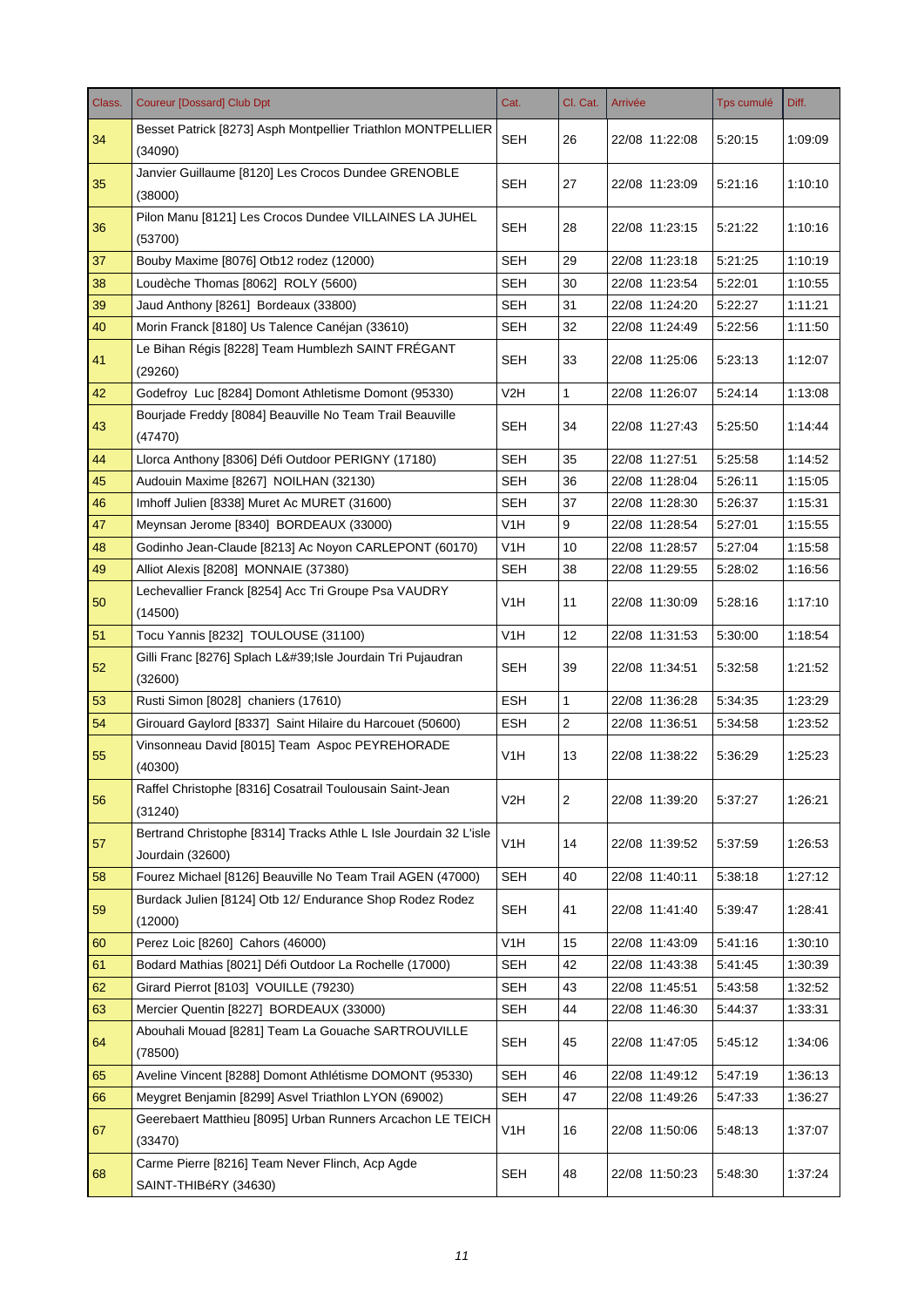| Class. | Coureur [Dossard] Club Dpt | Cat. | Cl. Cat. | Arrivée | Tps cumulé | Diff. |
| --- | --- | --- | --- | --- | --- | --- |
| 34 | Besset Patrick [8273] Asph Montpellier Triathlon MONTPELLIER (34090) | SEH | 26 | 22/08 11:22:08 | 5:20:15 | 1:09:09 |
| 35 | Janvier Guillaume [8120] Les Crocos Dundee GRENOBLE (38000) | SEH | 27 | 22/08 11:23:09 | 5:21:16 | 1:10:10 |
| 36 | Pilon Manu [8121] Les Crocos Dundee VILLAINES LA JUHEL (53700) | SEH | 28 | 22/08 11:23:15 | 5:21:22 | 1:10:16 |
| 37 | Bouby Maxime [8076] Otb12 rodez (12000) | SEH | 29 | 22/08 11:23:18 | 5:21:25 | 1:10:19 |
| 38 | Loudèche Thomas [8062] ROLY (5600) | SEH | 30 | 22/08 11:23:54 | 5:22:01 | 1:10:55 |
| 39 | Jaud Anthony [8261] Bordeaux (33800) | SEH | 31 | 22/08 11:24:20 | 5:22:27 | 1:11:21 |
| 40 | Morin Franck [8180] Us Talence Canéjan (33610) | SEH | 32 | 22/08 11:24:49 | 5:22:56 | 1:11:50 |
| 41 | Le Bihan Régis [8228] Team Humblezh SAINT FRÉGANT (29260) | SEH | 33 | 22/08 11:25:06 | 5:23:13 | 1:12:07 |
| 42 | Godefroy Luc [8284] Domont Athletisme Domont (95330) | V2H | 1 | 22/08 11:26:07 | 5:24:14 | 1:13:08 |
| 43 | Bourjade Freddy [8084] Beauville No Team Trail Beauville (47470) | SEH | 34 | 22/08 11:27:43 | 5:25:50 | 1:14:44 |
| 44 | Llorca Anthony [8306] Défi Outdoor PERIGNY (17180) | SEH | 35 | 22/08 11:27:51 | 5:25:58 | 1:14:52 |
| 45 | Audouin Maxime [8267] NOILHAN (32130) | SEH | 36 | 22/08 11:28:04 | 5:26:11 | 1:15:05 |
| 46 | Imhoff Julien [8338] Muret Ac MURET (31600) | SEH | 37 | 22/08 11:28:30 | 5:26:37 | 1:15:31 |
| 47 | Meynsan Jerome [8340] BORDEAUX (33000) | V1H | 9 | 22/08 11:28:54 | 5:27:01 | 1:15:55 |
| 48 | Godinho Jean-Claude [8213] Ac Noyon CARLEPONT (60170) | V1H | 10 | 22/08 11:28:57 | 5:27:04 | 1:15:58 |
| 49 | Alliot Alexis [8208] MONNAIE (37380) | SEH | 38 | 22/08 11:29:55 | 5:28:02 | 1:16:56 |
| 50 | Lechevallier Franck [8254] Acc Tri Groupe Psa VAUDRY (14500) | V1H | 11 | 22/08 11:30:09 | 5:28:16 | 1:17:10 |
| 51 | Tocu Yannis [8232] TOULOUSE (31100) | V1H | 12 | 22/08 11:31:53 | 5:30:00 | 1:18:54 |
| 52 | Gilli Franc [8276] Splach L&#39;Isle Jourdain Tri Pujaudran (32600) | SEH | 39 | 22/08 11:34:51 | 5:32:58 | 1:21:52 |
| 53 | Rusti Simon [8028] chaniers (17610) | ESH | 1 | 22/08 11:36:28 | 5:34:35 | 1:23:29 |
| 54 | Girouard Gaylord [8337] Saint Hilaire du Harcouet (50600) | ESH | 2 | 22/08 11:36:51 | 5:34:58 | 1:23:52 |
| 55 | Vinsonneau David [8015] Team Aspoc PEYREHORADE (40300) | V1H | 13 | 22/08 11:38:22 | 5:36:29 | 1:25:23 |
| 56 | Raffel Christophe [8316] Cosatrail Toulousain Saint-Jean (31240) | V2H | 2 | 22/08 11:39:20 | 5:37:27 | 1:26:21 |
| 57 | Bertrand Christophe [8314] Tracks Athle L Isle Jourdain 32 L'isle Jourdain (32600) | V1H | 14 | 22/08 11:39:52 | 5:37:59 | 1:26:53 |
| 58 | Fourez Michael [8126] Beauville No Team Trail AGEN (47000) | SEH | 40 | 22/08 11:40:11 | 5:38:18 | 1:27:12 |
| 59 | Burdack Julien [8124] Otb 12/ Endurance Shop Rodez Rodez (12000) | SEH | 41 | 22/08 11:41:40 | 5:39:47 | 1:28:41 |
| 60 | Perez Loic [8260] Cahors (46000) | V1H | 15 | 22/08 11:43:09 | 5:41:16 | 1:30:10 |
| 61 | Bodard Mathias [8021] Défi Outdoor La Rochelle (17000) | SEH | 42 | 22/08 11:43:38 | 5:41:45 | 1:30:39 |
| 62 | Girard Pierrot [8103] VOUILLE (79230) | SEH | 43 | 22/08 11:45:51 | 5:43:58 | 1:32:52 |
| 63 | Mercier Quentin [8227] BORDEAUX (33000) | SEH | 44 | 22/08 11:46:30 | 5:44:37 | 1:33:31 |
| 64 | Abouhali Mouad [8281] Team La Gouache SARTROUVILLE (78500) | SEH | 45 | 22/08 11:47:05 | 5:45:12 | 1:34:06 |
| 65 | Aveline Vincent [8288] Domont Athlétisme DOMONT (95330) | SEH | 46 | 22/08 11:49:12 | 5:47:19 | 1:36:13 |
| 66 | Meygret Benjamin [8299] Asvel Triathlon LYON (69002) | SEH | 47 | 22/08 11:49:26 | 5:47:33 | 1:36:27 |
| 67 | Geerebaert Matthieu [8095] Urban Runners Arcachon LE TEICH (33470) | V1H | 16 | 22/08 11:50:06 | 5:48:13 | 1:37:07 |
| 68 | Carme Pierre [8216] Team Never Flinch, Acp Agde SAINT-THIBéRY (34630) | SEH | 48 | 22/08 11:50:23 | 5:48:30 | 1:37:24 |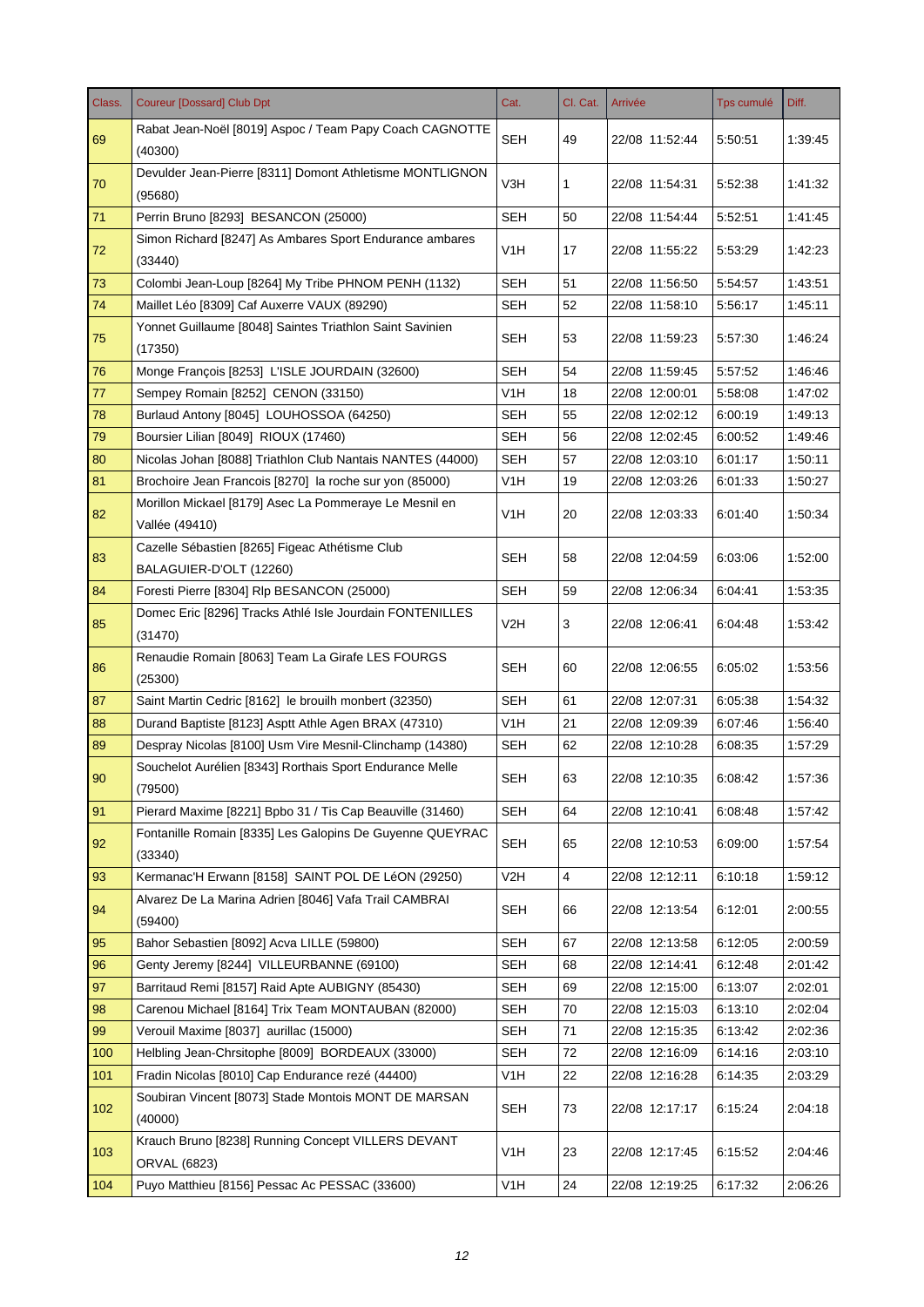| Class. | Coureur [Dossard] Club Dpt | Cat. | Cl. Cat. | Arrivée | Tps cumulé | Diff. |
|---|---|---|---|---|---|---|
| 69 | Rabat Jean-Noël [8019] Aspoc / Team Papy Coach CAGNOTTE (40300) | SEH | 49 | 22/08 11:52:44 | 5:50:51 | 1:39:45 |
| 70 | Devulder Jean-Pierre [8311] Domont Athletisme MONTLIGNON (95680) | V3H | 1 | 22/08 11:54:31 | 5:52:38 | 1:41:32 |
| 71 | Perrin Bruno [8293] BESANCON (25000) | SEH | 50 | 22/08 11:54:44 | 5:52:51 | 1:41:45 |
| 72 | Simon Richard [8247] As Ambares Sport Endurance ambares (33440) | V1H | 17 | 22/08 11:55:22 | 5:53:29 | 1:42:23 |
| 73 | Colombi Jean-Loup [8264] My Tribe PHNOM PENH (1132) | SEH | 51 | 22/08 11:56:50 | 5:54:57 | 1:43:51 |
| 74 | Maillet Léo [8309] Caf Auxerre VAUX (89290) | SEH | 52 | 22/08 11:58:10 | 5:56:17 | 1:45:11 |
| 75 | Yonnet Guillaume [8048] Saintes Triathlon Saint Savinien (17350) | SEH | 53 | 22/08 11:59:23 | 5:57:30 | 1:46:24 |
| 76 | Monge François [8253] L'ISLE JOURDAIN (32600) | SEH | 54 | 22/08 11:59:45 | 5:57:52 | 1:46:46 |
| 77 | Sempey Romain [8252] CENON (33150) | V1H | 18 | 22/08 12:00:01 | 5:58:08 | 1:47:02 |
| 78 | Burlaud Antony [8045] LOUHOSSOA (64250) | SEH | 55 | 22/08 12:02:12 | 6:00:19 | 1:49:13 |
| 79 | Boursier Lilian [8049] RIOUX (17460) | SEH | 56 | 22/08 12:02:45 | 6:00:52 | 1:49:46 |
| 80 | Nicolas Johan [8088] Triathlon Club Nantais NANTES (44000) | SEH | 57 | 22/08 12:03:10 | 6:01:17 | 1:50:11 |
| 81 | Brochoire Jean Francois [8270] la roche sur yon (85000) | V1H | 19 | 22/08 12:03:26 | 6:01:33 | 1:50:27 |
| 82 | Morillon Mickael [8179] Asec La Pommeraye Le Mesnil en Vallée (49410) | V1H | 20 | 22/08 12:03:33 | 6:01:40 | 1:50:34 |
| 83 | Cazelle Sébastien [8265] Figeac Athétisme Club BALAGUIER-D'OLT (12260) | SEH | 58 | 22/08 12:04:59 | 6:03:06 | 1:52:00 |
| 84 | Foresti Pierre [8304] Rlp BESANCON (25000) | SEH | 59 | 22/08 12:06:34 | 6:04:41 | 1:53:35 |
| 85 | Domec Eric [8296] Tracks Athlé Isle Jourdain FONTENILLES (31470) | V2H | 3 | 22/08 12:06:41 | 6:04:48 | 1:53:42 |
| 86 | Renaudie Romain [8063] Team La Girafe LES FOURGS (25300) | SEH | 60 | 22/08 12:06:55 | 6:05:02 | 1:53:56 |
| 87 | Saint Martin Cedric [8162] le brouilh monbert (32350) | SEH | 61 | 22/08 12:07:31 | 6:05:38 | 1:54:32 |
| 88 | Durand Baptiste [8123] Asptt Athle Agen BRAX (47310) | V1H | 21 | 22/08 12:09:39 | 6:07:46 | 1:56:40 |
| 89 | Despray Nicolas [8100] Usm Vire Mesnil-Clinchamp (14380) | SEH | 62 | 22/08 12:10:28 | 6:08:35 | 1:57:29 |
| 90 | Souchelot Aurélien [8343] Rorthais Sport Endurance Melle (79500) | SEH | 63 | 22/08 12:10:35 | 6:08:42 | 1:57:36 |
| 91 | Pierard Maxime [8221] Bpbo 31 / Tis Cap Beauville (31460) | SEH | 64 | 22/08 12:10:41 | 6:08:48 | 1:57:42 |
| 92 | Fontanille Romain [8335] Les Galopins De Guyenne QUEYRAC (33340) | SEH | 65 | 22/08 12:10:53 | 6:09:00 | 1:57:54 |
| 93 | Kermanac'H Erwann [8158] SAINT POL DE LéON (29250) | V2H | 4 | 22/08 12:12:11 | 6:10:18 | 1:59:12 |
| 94 | Alvarez De La Marina Adrien [8046] Vafa Trail CAMBRAI (59400) | SEH | 66 | 22/08 12:13:54 | 6:12:01 | 2:00:55 |
| 95 | Bahor Sebastien [8092] Acva LILLE (59800) | SEH | 67 | 22/08 12:13:58 | 6:12:05 | 2:00:59 |
| 96 | Genty Jeremy [8244] VILLEURBANNE (69100) | SEH | 68 | 22/08 12:14:41 | 6:12:48 | 2:01:42 |
| 97 | Barritaud Remi [8157] Raid Apte AUBIGNY (85430) | SEH | 69 | 22/08 12:15:00 | 6:13:07 | 2:02:01 |
| 98 | Carenou Michael [8164] Trix Team MONTAUBAN (82000) | SEH | 70 | 22/08 12:15:03 | 6:13:10 | 2:02:04 |
| 99 | Verouil Maxime [8037] aurillac (15000) | SEH | 71 | 22/08 12:15:35 | 6:13:42 | 2:02:36 |
| 100 | Helbling Jean-Chrsitophe [8009] BORDEAUX (33000) | SEH | 72 | 22/08 12:16:09 | 6:14:16 | 2:03:10 |
| 101 | Fradin Nicolas [8010] Cap Endurance rezé (44400) | V1H | 22 | 22/08 12:16:28 | 6:14:35 | 2:03:29 |
| 102 | Soubiran Vincent [8073] Stade Montois MONT DE MARSAN (40000) | SEH | 73 | 22/08 12:17:17 | 6:15:24 | 2:04:18 |
| 103 | Krauch Bruno [8238] Running Concept VILLERS DEVANT ORVAL (6823) | V1H | 23 | 22/08 12:17:45 | 6:15:52 | 2:04:46 |
| 104 | Puyo Matthieu [8156] Pessac Ac PESSAC (33600) | V1H | 24 | 22/08 12:19:25 | 6:17:32 | 2:06:26 |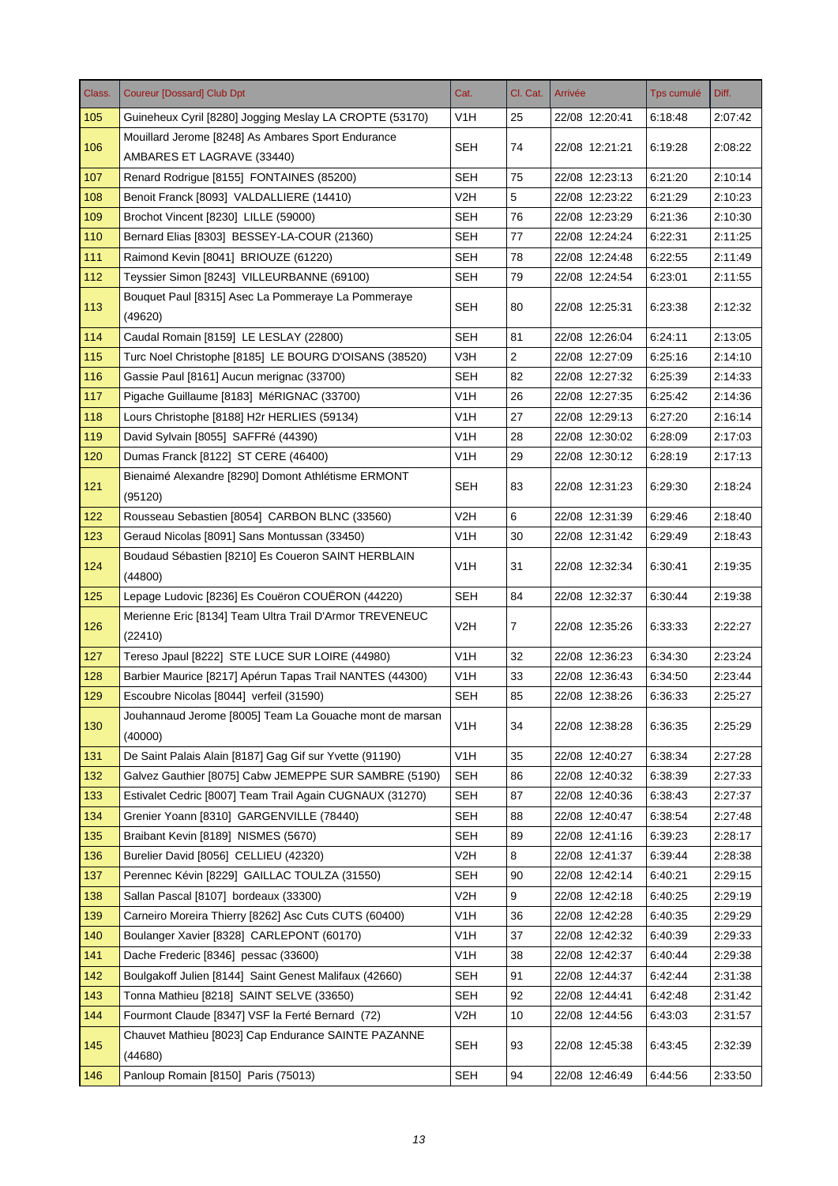| Class. | Coureur [Dossard] Club Dpt | Cat. | Cl. Cat. | Arrivée | Tps cumulé | Diff. |
|---|---|---|---|---|---|---|
| 105 | Guineheux Cyril [8280] Jogging Meslay LA CROPTE (53170) | V1H | 25 | 22/08 12:20:41 | 6:18:48 | 2:07:42 |
| 106 | Mouillard Jerome [8248] As Ambares Sport Endurance AMBARES ET LAGRAVE (33440) | SEH | 74 | 22/08 12:21:21 | 6:19:28 | 2:08:22 |
| 107 | Renard Rodrigue [8155] FONTAINES (85200) | SEH | 75 | 22/08 12:23:13 | 6:21:20 | 2:10:14 |
| 108 | Benoit Franck [8093] VALDALLIERE (14410) | V2H | 5 | 22/08 12:23:22 | 6:21:29 | 2:10:23 |
| 109 | Brochot Vincent [8230] LILLE (59000) | SEH | 76 | 22/08 12:23:29 | 6:21:36 | 2:10:30 |
| 110 | Bernard Elias [8303] BESSEY-LA-COUR (21360) | SEH | 77 | 22/08 12:24:24 | 6:22:31 | 2:11:25 |
| 111 | Raimond Kevin [8041] BRIOUZE (61220) | SEH | 78 | 22/08 12:24:48 | 6:22:55 | 2:11:49 |
| 112 | Teyssier Simon [8243] VILLEURBANNE (69100) | SEH | 79 | 22/08 12:24:54 | 6:23:01 | 2:11:55 |
| 113 | Bouquet Paul [8315] Asec La Pommeraye La Pommeraye (49620) | SEH | 80 | 22/08 12:25:31 | 6:23:38 | 2:12:32 |
| 114 | Caudal Romain [8159] LE LESLAY (22800) | SEH | 81 | 22/08 12:26:04 | 6:24:11 | 2:13:05 |
| 115 | Turc Noel Christophe [8185] LE BOURG D'OISANS (38520) | V3H | 2 | 22/08 12:27:09 | 6:25:16 | 2:14:10 |
| 116 | Gassie Paul [8161] Aucun merignac (33700) | SEH | 82 | 22/08 12:27:32 | 6:25:39 | 2:14:33 |
| 117 | Pigache Guillaume [8183] MéRIGNAC (33700) | V1H | 26 | 22/08 12:27:35 | 6:25:42 | 2:14:36 |
| 118 | Lours Christophe [8188] H2r HERLIES (59134) | V1H | 27 | 22/08 12:29:13 | 6:27:20 | 2:16:14 |
| 119 | David Sylvain [8055] SAFFRé (44390) | V1H | 28 | 22/08 12:30:02 | 6:28:09 | 2:17:03 |
| 120 | Dumas Franck [8122] ST CERE (46400) | V1H | 29 | 22/08 12:30:12 | 6:28:19 | 2:17:13 |
| 121 | Bienaimé Alexandre [8290] Domont Athlétisme ERMONT (95120) | SEH | 83 | 22/08 12:31:23 | 6:29:30 | 2:18:24 |
| 122 | Rousseau Sebastien [8054] CARBON BLNC (33560) | V2H | 6 | 22/08 12:31:39 | 6:29:46 | 2:18:40 |
| 123 | Geraud Nicolas [8091] Sans Montussan (33450) | V1H | 30 | 22/08 12:31:42 | 6:29:49 | 2:18:43 |
| 124 | Boudaud Sébastien [8210] Es Coueron SAINT HERBLAIN (44800) | V1H | 31 | 22/08 12:32:34 | 6:30:41 | 2:19:35 |
| 125 | Lepage Ludovic [8236] Es Couëron COUËRON (44220) | SEH | 84 | 22/08 12:32:37 | 6:30:44 | 2:19:38 |
| 126 | Merienne Eric [8134] Team Ultra Trail D'Armor TREVENEUC (22410) | V2H | 7 | 22/08 12:35:26 | 6:33:33 | 2:22:27 |
| 127 | Tereso Jpaul [8222] STE LUCE SUR LOIRE (44980) | V1H | 32 | 22/08 12:36:23 | 6:34:30 | 2:23:24 |
| 128 | Barbier Maurice [8217] Apérun Tapas Trail NANTES (44300) | V1H | 33 | 22/08 12:36:43 | 6:34:50 | 2:23:44 |
| 129 | Escoubre Nicolas [8044] verfeil (31590) | SEH | 85 | 22/08 12:38:26 | 6:36:33 | 2:25:27 |
| 130 | Jouhannaud Jerome [8005] Team La Gouache mont de marsan (40000) | V1H | 34 | 22/08 12:38:28 | 6:36:35 | 2:25:29 |
| 131 | De Saint Palais Alain [8187] Gag Gif sur Yvette (91190) | V1H | 35 | 22/08 12:40:27 | 6:38:34 | 2:27:28 |
| 132 | Galvez Gauthier [8075] Cabw JEMEPPE SUR SAMBRE (5190) | SEH | 86 | 22/08 12:40:32 | 6:38:39 | 2:27:33 |
| 133 | Estivalet Cedric [8007] Team Trail Again CUGNAUX (31270) | SEH | 87 | 22/08 12:40:36 | 6:38:43 | 2:27:37 |
| 134 | Grenier Yoann [8310] GARGENVILLE (78440) | SEH | 88 | 22/08 12:40:47 | 6:38:54 | 2:27:48 |
| 135 | Braibant Kevin [8189] NISMES (5670) | SEH | 89 | 22/08 12:41:16 | 6:39:23 | 2:28:17 |
| 136 | Burelier David [8056] CELLIEU (42320) | V2H | 8 | 22/08 12:41:37 | 6:39:44 | 2:28:38 |
| 137 | Perennec Kévin [8229] GAILLAC TOULZA (31550) | SEH | 90 | 22/08 12:42:14 | 6:40:21 | 2:29:15 |
| 138 | Sallan Pascal [8107] bordeaux (33300) | V2H | 9 | 22/08 12:42:18 | 6:40:25 | 2:29:19 |
| 139 | Carneiro Moreira Thierry [8262] Asc Cuts CUTS (60400) | V1H | 36 | 22/08 12:42:28 | 6:40:35 | 2:29:29 |
| 140 | Boulanger Xavier [8328] CARLEPONT (60170) | V1H | 37 | 22/08 12:42:32 | 6:40:39 | 2:29:33 |
| 141 | Dache Frederic [8346] pessac (33600) | V1H | 38 | 22/08 12:42:37 | 6:40:44 | 2:29:38 |
| 142 | Boulgakoff Julien [8144] Saint Genest Malifaux (42660) | SEH | 91 | 22/08 12:44:37 | 6:42:44 | 2:31:38 |
| 143 | Tonna Mathieu [8218] SAINT SELVE (33650) | SEH | 92 | 22/08 12:44:41 | 6:42:48 | 2:31:42 |
| 144 | Fourmont Claude [8347] VSF la Ferté Bernard (72) | V2H | 10 | 22/08 12:44:56 | 6:43:03 | 2:31:57 |
| 145 | Chauvet Mathieu [8023] Cap Endurance SAINTE PAZANNE (44680) | SEH | 93 | 22/08 12:45:38 | 6:43:45 | 2:32:39 |
| 146 | Panloup Romain [8150] Paris (75013) | SEH | 94 | 22/08 12:46:49 | 6:44:56 | 2:33:50 |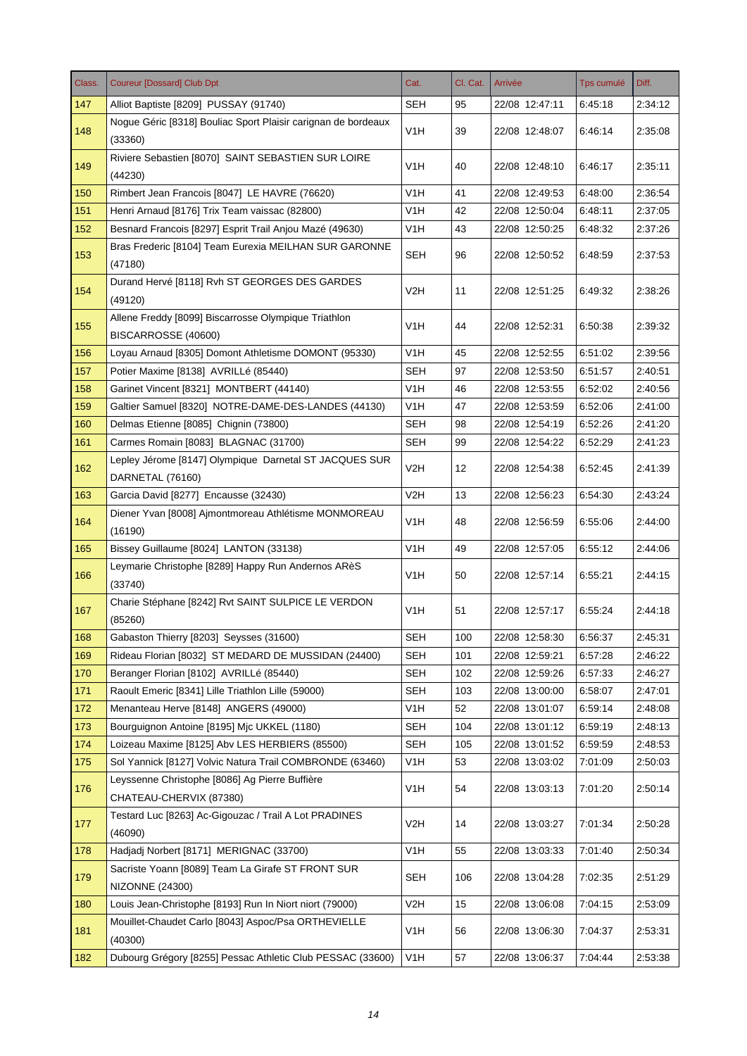| Class. | Coureur [Dossard] Club Dpt | Cat. | Cl. Cat. | Arrivée | Tps cumulé | Diff. |
|---|---|---|---|---|---|---|
| 147 | Alliot Baptiste [8209] PUSSAY (91740) | SEH | 95 | 22/08 12:47:11 | 6:45:18 | 2:34:12 |
| 148 | Nogue Géric [8318] Bouliac Sport Plaisir carignan de bordeaux (33360) | V1H | 39 | 22/08 12:48:07 | 6:46:14 | 2:35:08 |
| 149 | Riviere Sebastien [8070] SAINT SEBASTIEN SUR LOIRE (44230) | V1H | 40 | 22/08 12:48:10 | 6:46:17 | 2:35:11 |
| 150 | Rimbert Jean Francois [8047] LE HAVRE (76620) | V1H | 41 | 22/08 12:49:53 | 6:48:00 | 2:36:54 |
| 151 | Henri Arnaud [8176] Trix Team vaissac (82800) | V1H | 42 | 22/08 12:50:04 | 6:48:11 | 2:37:05 |
| 152 | Besnard Francois [8297] Esprit Trail Anjou Mazé (49630) | V1H | 43 | 22/08 12:50:25 | 6:48:32 | 2:37:26 |
| 153 | Bras Frederic [8104] Team Eurexia MEILHAN SUR GARONNE (47180) | SEH | 96 | 22/08 12:50:52 | 6:48:59 | 2:37:53 |
| 154 | Durand Hervé [8118] Rvh ST GEORGES DES GARDES (49120) | V2H | 11 | 22/08 12:51:25 | 6:49:32 | 2:38:26 |
| 155 | Allene Freddy [8099] Biscarrosse Olympique Triathlon BISCARROSSE (40600) | V1H | 44 | 22/08 12:52:31 | 6:50:38 | 2:39:32 |
| 156 | Loyau Arnaud [8305] Domont Athletisme DOMONT (95330) | V1H | 45 | 22/08 12:52:55 | 6:51:02 | 2:39:56 |
| 157 | Potier Maxime [8138] AVRILLé (85440) | SEH | 97 | 22/08 12:53:50 | 6:51:57 | 2:40:51 |
| 158 | Garinet Vincent [8321] MONTBERT (44140) | V1H | 46 | 22/08 12:53:55 | 6:52:02 | 2:40:56 |
| 159 | Galtier Samuel [8320] NOTRE-DAME-DES-LANDES (44130) | V1H | 47 | 22/08 12:53:59 | 6:52:06 | 2:41:00 |
| 160 | Delmas Etienne [8085] Chignin (73800) | SEH | 98 | 22/08 12:54:19 | 6:52:26 | 2:41:20 |
| 161 | Carmes Romain [8083] BLAGNAC (31700) | SEH | 99 | 22/08 12:54:22 | 6:52:29 | 2:41:23 |
| 162 | Lepley Jérome [8147] Olympique Darnetal ST JACQUES SUR DARNETAL (76160) | V2H | 12 | 22/08 12:54:38 | 6:52:45 | 2:41:39 |
| 163 | Garcia David [8277] Encausse (32430) | V2H | 13 | 22/08 12:56:23 | 6:54:30 | 2:43:24 |
| 164 | Diener Yvan [8008] Ajmontmoreau Athlétisme MONMOREAU (16190) | V1H | 48 | 22/08 12:56:59 | 6:55:06 | 2:44:00 |
| 165 | Bissey Guillaume [8024] LANTON (33138) | V1H | 49 | 22/08 12:57:05 | 6:55:12 | 2:44:06 |
| 166 | Leymarie Christophe [8289] Happy Run Andernos ARèS (33740) | V1H | 50 | 22/08 12:57:14 | 6:55:21 | 2:44:15 |
| 167 | Charie Stéphane [8242] Rvt SAINT SULPICE LE VERDON (85260) | V1H | 51 | 22/08 12:57:17 | 6:55:24 | 2:44:18 |
| 168 | Gabaston Thierry [8203] Seysses (31600) | SEH | 100 | 22/08 12:58:30 | 6:56:37 | 2:45:31 |
| 169 | Rideau Florian [8032] ST MEDARD DE MUSSIDAN (24400) | SEH | 101 | 22/08 12:59:21 | 6:57:28 | 2:46:22 |
| 170 | Beranger Florian [8102] AVRILLé (85440) | SEH | 102 | 22/08 12:59:26 | 6:57:33 | 2:46:27 |
| 171 | Raoult Emeric [8341] Lille Triathlon Lille (59000) | SEH | 103 | 22/08 13:00:00 | 6:58:07 | 2:47:01 |
| 172 | Menanteau Herve [8148] ANGERS (49000) | V1H | 52 | 22/08 13:01:07 | 6:59:14 | 2:48:08 |
| 173 | Bourguignon Antoine [8195] Mjc UKKEL (1180) | SEH | 104 | 22/08 13:01:12 | 6:59:19 | 2:48:13 |
| 174 | Loizeau Maxime [8125] Abv LES HERBIERS (85500) | SEH | 105 | 22/08 13:01:52 | 6:59:59 | 2:48:53 |
| 175 | Sol Yannick [8127] Volvic Natura Trail COMBRONDE (63460) | V1H | 53 | 22/08 13:03:02 | 7:01:09 | 2:50:03 |
| 176 | Leyssenne Christophe [8086] Ag Pierre Buffière CHATEAU-CHERVIX (87380) | V1H | 54 | 22/08 13:03:13 | 7:01:20 | 2:50:14 |
| 177 | Testard Luc [8263] Ac-Gigouzac / Trail A Lot PRADINES (46090) | V2H | 14 | 22/08 13:03:27 | 7:01:34 | 2:50:28 |
| 178 | Hadjadj Norbert [8171] MERIGNAC (33700) | V1H | 55 | 22/08 13:03:33 | 7:01:40 | 2:50:34 |
| 179 | Sacriste Yoann [8089] Team La Girafe ST FRONT SUR NIZONNE (24300) | SEH | 106 | 22/08 13:04:28 | 7:02:35 | 2:51:29 |
| 180 | Louis Jean-Christophe [8193] Run In Niort niort (79000) | V2H | 15 | 22/08 13:06:08 | 7:04:15 | 2:53:09 |
| 181 | Mouillet-Chaudet Carlo [8043] Aspoc/Psa ORTHEVIELLE (40300) | V1H | 56 | 22/08 13:06:30 | 7:04:37 | 2:53:31 |
| 182 | Dubourg Grégory [8255] Pessac Athletic Club PESSAC (33600) | V1H | 57 | 22/08 13:06:37 | 7:04:44 | 2:53:38 |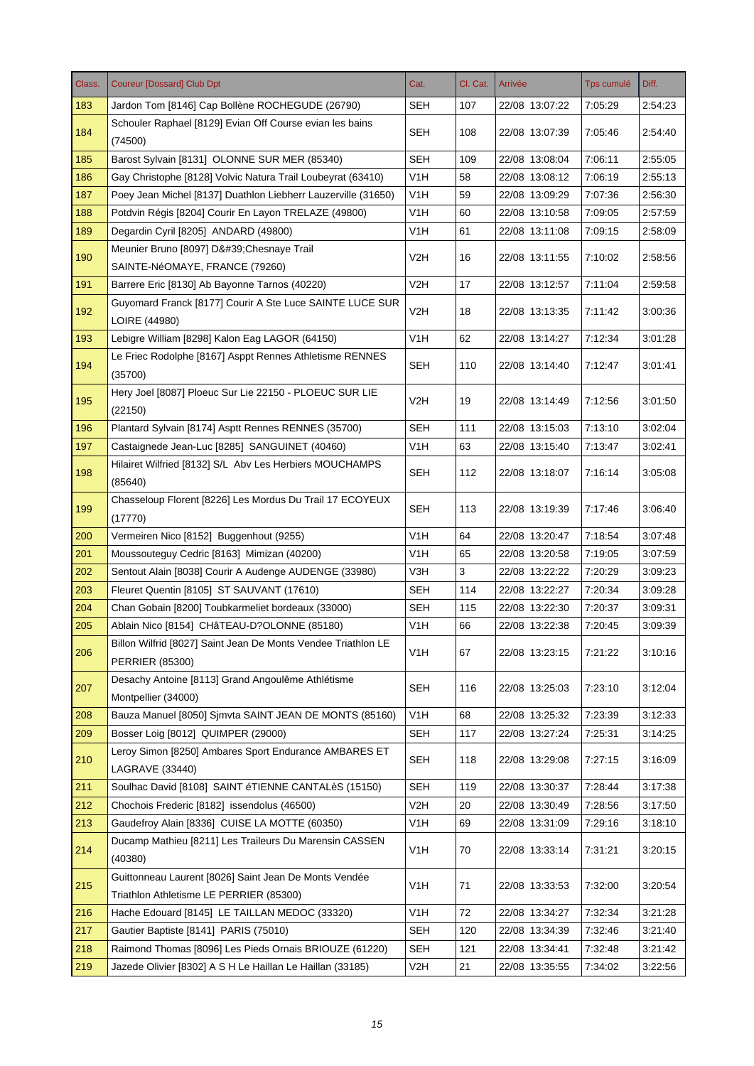| Class. | Coureur [Dossard] Club Dpt | Cat. | Cl. Cat. | Arrivée | Tps cumulé | Diff. |
|---|---|---|---|---|---|---|
| 183 | Jardon Tom [8146] Cap Bollène ROCHEGUDE (26790) | SEH | 107 | 22/08 13:07:22 | 7:05:29 | 2:54:23 |
| 184 | Schouler Raphael [8129] Evian Off Course evian les bains (74500) | SEH | 108 | 22/08 13:07:39 | 7:05:46 | 2:54:40 |
| 185 | Barost Sylvain [8131] OLONNE SUR MER (85340) | SEH | 109 | 22/08 13:08:04 | 7:06:11 | 2:55:05 |
| 186 | Gay Christophe [8128] Volvic Natura Trail Loubeyrat (63410) | V1H | 58 | 22/08 13:08:12 | 7:06:19 | 2:55:13 |
| 187 | Poey Jean Michel [8137] Duathlon Liebherr Lauzerville (31650) | V1H | 59 | 22/08 13:09:29 | 7:07:36 | 2:56:30 |
| 188 | Potdvin Régis [8204] Courir En Layon TRELAZE (49800) | V1H | 60 | 22/08 13:10:58 | 7:09:05 | 2:57:59 |
| 189 | Degardin Cyril [8205] ANDARD (49800) | V1H | 61 | 22/08 13:11:08 | 7:09:15 | 2:58:09 |
| 190 | Meunier Bruno [8097] D&#39;Chesnaye Trail SAINTE-NéOMAYE, FRANCE (79260) | V2H | 16 | 22/08 13:11:55 | 7:10:02 | 2:58:56 |
| 191 | Barrere Eric [8130] Ab Bayonne Tarnos (40220) | V2H | 17 | 22/08 13:12:57 | 7:11:04 | 2:59:58 |
| 192 | Guyomard Franck [8177] Courir A Ste Luce SAINTE LUCE SUR LOIRE (44980) | V2H | 18 | 22/08 13:13:35 | 7:11:42 | 3:00:36 |
| 193 | Lebigre William [8298] Kalon Eag LAGOR (64150) | V1H | 62 | 22/08 13:14:27 | 7:12:34 | 3:01:28 |
| 194 | Le Friec Rodolphe [8167] Asppt Rennes Athletisme RENNES (35700) | SEH | 110 | 22/08 13:14:40 | 7:12:47 | 3:01:41 |
| 195 | Hery Joel [8087] Ploeuc Sur Lie 22150 - PLOEUC SUR LIE (22150) | V2H | 19 | 22/08 13:14:49 | 7:12:56 | 3:01:50 |
| 196 | Plantard Sylvain [8174] Asptt Rennes RENNES (35700) | SEH | 111 | 22/08 13:15:03 | 7:13:10 | 3:02:04 |
| 197 | Castaignede Jean-Luc [8285] SANGUINET (40460) | V1H | 63 | 22/08 13:15:40 | 7:13:47 | 3:02:41 |
| 198 | Hilairet Wilfried [8132] S/L Abv Les Herbiers MOUCHAMPS (85640) | SEH | 112 | 22/08 13:18:07 | 7:16:14 | 3:05:08 |
| 199 | Chasseloup Florent [8226] Les Mordus Du Trail 17 ECOYEUX (17770) | SEH | 113 | 22/08 13:19:39 | 7:17:46 | 3:06:40 |
| 200 | Vermeiren Nico [8152] Buggenhout (9255) | V1H | 64 | 22/08 13:20:47 | 7:18:54 | 3:07:48 |
| 201 | Moussouteguy Cedric [8163] Mimizan (40200) | V1H | 65 | 22/08 13:20:58 | 7:19:05 | 3:07:59 |
| 202 | Sentout Alain [8038] Courir A Audenge AUDENGE (33980) | V3H | 3 | 22/08 13:22:22 | 7:20:29 | 3:09:23 |
| 203 | Fleuret Quentin [8105] ST SAUVANT (17610) | SEH | 114 | 22/08 13:22:27 | 7:20:34 | 3:09:28 |
| 204 | Chan Gobain [8200] Toubkarmeliet bordeaux (33000) | SEH | 115 | 22/08 13:22:30 | 7:20:37 | 3:09:31 |
| 205 | Ablain Nico [8154] CHâTEAU-D?OLONNE (85180) | V1H | 66 | 22/08 13:22:38 | 7:20:45 | 3:09:39 |
| 206 | Billon Wilfrid [8027] Saint Jean De Monts Vendee Triathlon LE PERRIER (85300) | V1H | 67 | 22/08 13:23:15 | 7:21:22 | 3:10:16 |
| 207 | Desachy Antoine [8113] Grand Angoulême Athlétisme Montpellier (34000) | SEH | 116 | 22/08 13:25:03 | 7:23:10 | 3:12:04 |
| 208 | Bauza Manuel [8050] Sjmvta SAINT JEAN DE MONTS (85160) | V1H | 68 | 22/08 13:25:32 | 7:23:39 | 3:12:33 |
| 209 | Bosser Loig [8012] QUIMPER (29000) | SEH | 117 | 22/08 13:27:24 | 7:25:31 | 3:14:25 |
| 210 | Leroy Simon [8250] Ambares Sport Endurance AMBARES ET LAGRAVE (33440) | SEH | 118 | 22/08 13:29:08 | 7:27:15 | 3:16:09 |
| 211 | Soulhac David [8108] SAINT éTIENNE CANTALèS (15150) | SEH | 119 | 22/08 13:30:37 | 7:28:44 | 3:17:38 |
| 212 | Chochois Frederic [8182] issendolus (46500) | V2H | 20 | 22/08 13:30:49 | 7:28:56 | 3:17:50 |
| 213 | Gaudefroy Alain [8336] CUISE LA MOTTE (60350) | V1H | 69 | 22/08 13:31:09 | 7:29:16 | 3:18:10 |
| 214 | Ducamp Mathieu [8211] Les Traileurs Du Marensin CASSEN (40380) | V1H | 70 | 22/08 13:33:14 | 7:31:21 | 3:20:15 |
| 215 | Guittonneau Laurent [8026] Saint Jean De Monts Vendée Triathlon Athletisme LE PERRIER (85300) | V1H | 71 | 22/08 13:33:53 | 7:32:00 | 3:20:54 |
| 216 | Hache Edouard [8145] LE TAILLAN MEDOC (33320) | V1H | 72 | 22/08 13:34:27 | 7:32:34 | 3:21:28 |
| 217 | Gautier Baptiste [8141] PARIS (75010) | SEH | 120 | 22/08 13:34:39 | 7:32:46 | 3:21:40 |
| 218 | Raimond Thomas [8096] Les Pieds Ornais BRIOUZE (61220) | SEH | 121 | 22/08 13:34:41 | 7:32:48 | 3:21:42 |
| 219 | Jazede Olivier [8302] A S H Le Haillan Le Haillan (33185) | V2H | 21 | 22/08 13:35:55 | 7:34:02 | 3:22:56 |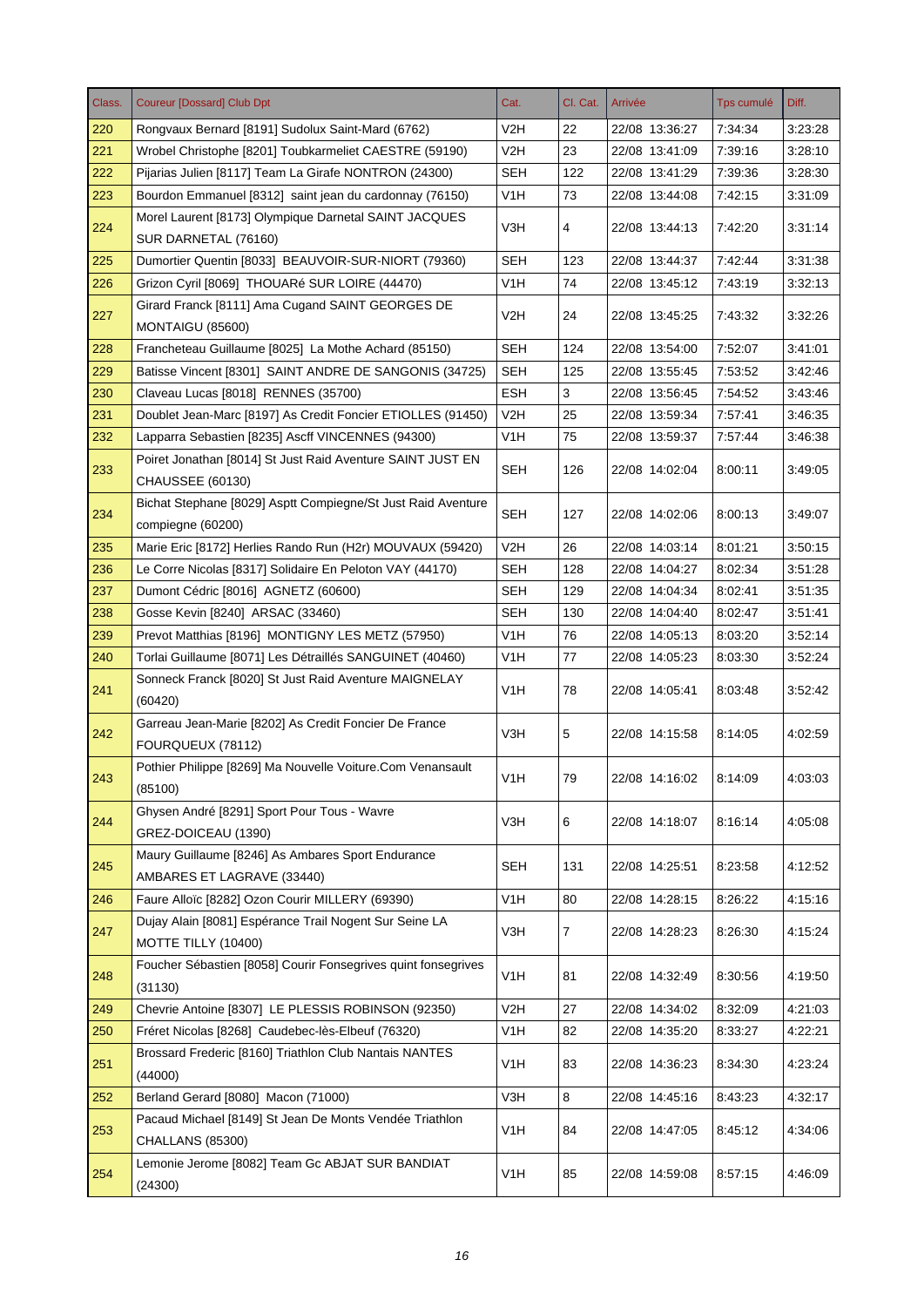| Class. | Coureur [Dossard] Club Dpt | Cat. | Cl. Cat. | Arrivée | Tps cumulé | Diff. |
|---|---|---|---|---|---|---|
| 220 | Rongvaux Bernard [8191] Sudolux Saint-Mard (6762) | V2H | 22 | 22/08 13:36:27 | 7:34:34 | 3:23:28 |
| 221 | Wrobel Christophe [8201] Toubkarmeliet CAESTRE (59190) | V2H | 23 | 22/08 13:41:09 | 7:39:16 | 3:28:10 |
| 222 | Pijarias Julien [8117] Team La Girafe NONTRON (24300) | SEH | 122 | 22/08 13:41:29 | 7:39:36 | 3:28:30 |
| 223 | Bourdon Emmanuel [8312] saint jean du cardonnay (76150) | V1H | 73 | 22/08 13:44:08 | 7:42:15 | 3:31:09 |
| 224 | Morel Laurent [8173] Olympique Darnetal SAINT JACQUES SUR DARNETAL (76160) | V3H | 4 | 22/08 13:44:13 | 7:42:20 | 3:31:14 |
| 225 | Dumortier Quentin [8033] BEAUVOIR-SUR-NIORT (79360) | SEH | 123 | 22/08 13:44:37 | 7:42:44 | 3:31:38 |
| 226 | Grizon Cyril [8069] THOUARé SUR LOIRE (44470) | V1H | 74 | 22/08 13:45:12 | 7:43:19 | 3:32:13 |
| 227 | Girard Franck [8111] Ama Cugand SAINT GEORGES DE MONTAIGU (85600) | V2H | 24 | 22/08 13:45:25 | 7:43:32 | 3:32:26 |
| 228 | Francheteau Guillaume [8025] La Mothe Achard (85150) | SEH | 124 | 22/08 13:54:00 | 7:52:07 | 3:41:01 |
| 229 | Batisse Vincent [8301] SAINT ANDRE DE SANGONIS (34725) | SEH | 125 | 22/08 13:55:45 | 7:53:52 | 3:42:46 |
| 230 | Claveau Lucas [8018] RENNES (35700) | ESH | 3 | 22/08 13:56:45 | 7:54:52 | 3:43:46 |
| 231 | Doublet Jean-Marc [8197] As Credit Foncier ETIOLLES (91450) | V2H | 25 | 22/08 13:59:34 | 7:57:41 | 3:46:35 |
| 232 | Lapparra Sebastien [8235] Ascff VINCENNES (94300) | V1H | 75 | 22/08 13:59:37 | 7:57:44 | 3:46:38 |
| 233 | Poiret Jonathan [8014] St Just Raid Aventure SAINT JUST EN CHAUSSEE (60130) | SEH | 126 | 22/08 14:02:04 | 8:00:11 | 3:49:05 |
| 234 | Bichat Stephane [8029] Asptt Compiegne/St Just Raid Aventure compiegne (60200) | SEH | 127 | 22/08 14:02:06 | 8:00:13 | 3:49:07 |
| 235 | Marie Eric [8172] Herlies Rando Run (H2r) MOUVAUX (59420) | V2H | 26 | 22/08 14:03:14 | 8:01:21 | 3:50:15 |
| 236 | Le Corre Nicolas [8317] Solidaire En Peloton VAY (44170) | SEH | 128 | 22/08 14:04:27 | 8:02:34 | 3:51:28 |
| 237 | Dumont Cédric [8016] AGNETZ (60600) | SEH | 129 | 22/08 14:04:34 | 8:02:41 | 3:51:35 |
| 238 | Gosse Kevin [8240] ARSAC (33460) | SEH | 130 | 22/08 14:04:40 | 8:02:47 | 3:51:41 |
| 239 | Prevot Matthias [8196] MONTIGNY LES METZ (57950) | V1H | 76 | 22/08 14:05:13 | 8:03:20 | 3:52:14 |
| 240 | Torlai Guillaume [8071] Les Détraillés SANGUINET (40460) | V1H | 77 | 22/08 14:05:23 | 8:03:30 | 3:52:24 |
| 241 | Sonneck Franck [8020] St Just Raid Aventure MAIGNELAY (60420) | V1H | 78 | 22/08 14:05:41 | 8:03:48 | 3:52:42 |
| 242 | Garreau Jean-Marie [8202] As Credit Foncier De France FOURQUEUX (78112) | V3H | 5 | 22/08 14:15:58 | 8:14:05 | 4:02:59 |
| 243 | Pothier Philippe [8269] Ma Nouvelle Voiture.Com Venansault (85100) | V1H | 79 | 22/08 14:16:02 | 8:14:09 | 4:03:03 |
| 244 | Ghysen André [8291] Sport Pour Tous - Wavre GREZ-DOICEAU (1390) | V3H | 6 | 22/08 14:18:07 | 8:16:14 | 4:05:08 |
| 245 | Maury Guillaume [8246] As Ambares Sport Endurance AMBARES ET LAGRAVE (33440) | SEH | 131 | 22/08 14:25:51 | 8:23:58 | 4:12:52 |
| 246 | Faure Alloïc [8282] Ozon Courir MILLERY (69390) | V1H | 80 | 22/08 14:28:15 | 8:26:22 | 4:15:16 |
| 247 | Dujay Alain [8081] Espérance Trail Nogent Sur Seine LA MOTTE TILLY (10400) | V3H | 7 | 22/08 14:28:23 | 8:26:30 | 4:15:24 |
| 248 | Foucher Sébastien [8058] Courir Fonsegrives quint fonsegrives (31130) | V1H | 81 | 22/08 14:32:49 | 8:30:56 | 4:19:50 |
| 249 | Chevrie Antoine [8307] LE PLESSIS ROBINSON (92350) | V2H | 27 | 22/08 14:34:02 | 8:32:09 | 4:21:03 |
| 250 | Fréret Nicolas [8268] Caudebec-lès-Elbeuf (76320) | V1H | 82 | 22/08 14:35:20 | 8:33:27 | 4:22:21 |
| 251 | Brossard Frederic [8160] Triathlon Club Nantais NANTES (44000) | V1H | 83 | 22/08 14:36:23 | 8:34:30 | 4:23:24 |
| 252 | Berland Gerard [8080] Macon (71000) | V3H | 8 | 22/08 14:45:16 | 8:43:23 | 4:32:17 |
| 253 | Pacaud Michael [8149] St Jean De Monts Vendée Triathlon CHALLANS (85300) | V1H | 84 | 22/08 14:47:05 | 8:45:12 | 4:34:06 |
| 254 | Lemonie Jerome [8082] Team Gc ABJAT SUR BANDIAT (24300) | V1H | 85 | 22/08 14:59:08 | 8:57:15 | 4:46:09 |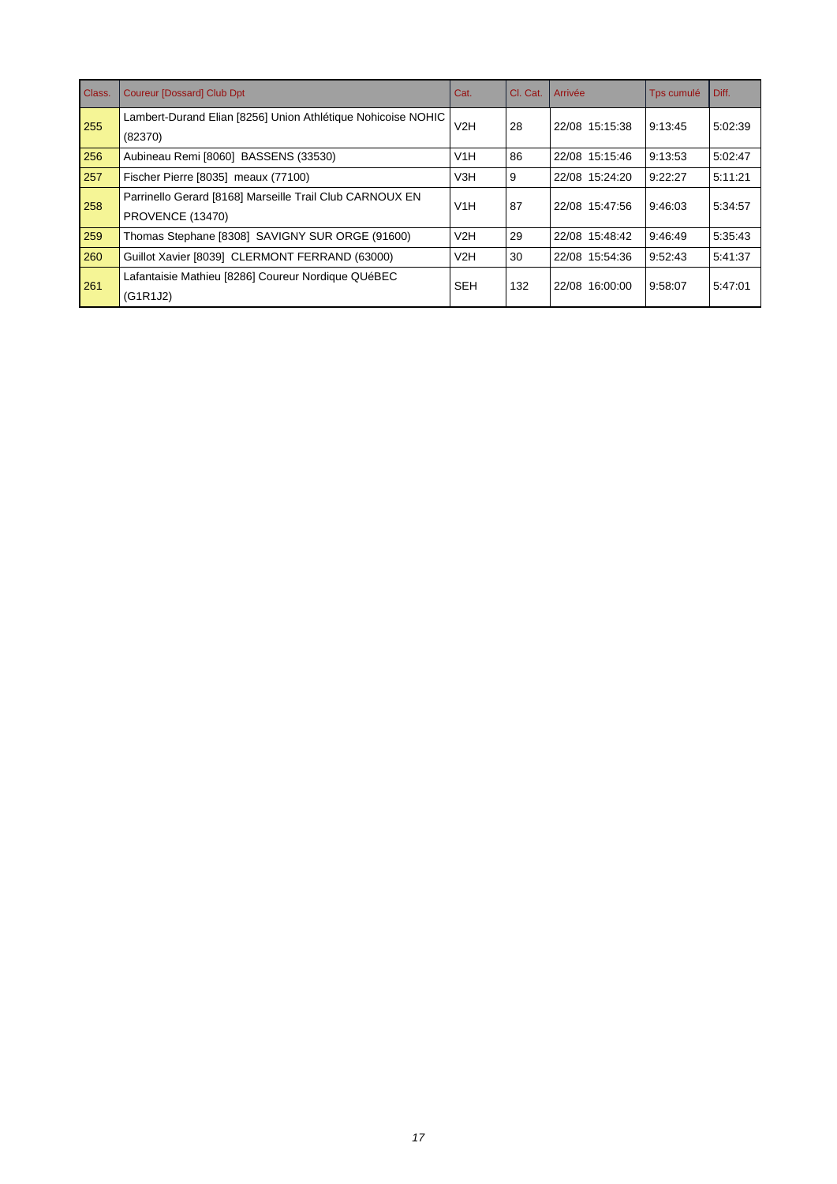| Class. | Coureur [Dossard] Club Dpt | Cat. | Cl. Cat. | Arrivée | Tps cumulé | Diff. |
|---|---|---|---|---|---|---|
| 255 | Lambert-Durand Elian [8256] Union Athlétique Nohicoise NOHIC (82370) | V2H | 28 | 22/08 15:15:38 | 9:13:45 | 5:02:39 |
| 256 | Aubineau Remi [8060] BASSENS (33530) | V1H | 86 | 22/08 15:15:46 | 9:13:53 | 5:02:47 |
| 257 | Fischer Pierre [8035] meaux (77100) | V3H | 9 | 22/08 15:24:20 | 9:22:27 | 5:11:21 |
| 258 | Parrinello Gerard [8168] Marseille Trail Club CARNOUX EN PROVENCE (13470) | V1H | 87 | 22/08 15:47:56 | 9:46:03 | 5:34:57 |
| 259 | Thomas Stephane [8308] SAVIGNY SUR ORGE (91600) | V2H | 29 | 22/08 15:48:42 | 9:46:49 | 5:35:43 |
| 260 | Guillot Xavier [8039] CLERMONT FERRAND (63000) | V2H | 30 | 22/08 15:54:36 | 9:52:43 | 5:41:37 |
| 261 | Lafantaisie Mathieu [8286] Coureur Nordique QUéBEC (G1R1J2) | SEH | 132 | 22/08 16:00:00 | 9:58:07 | 5:47:01 |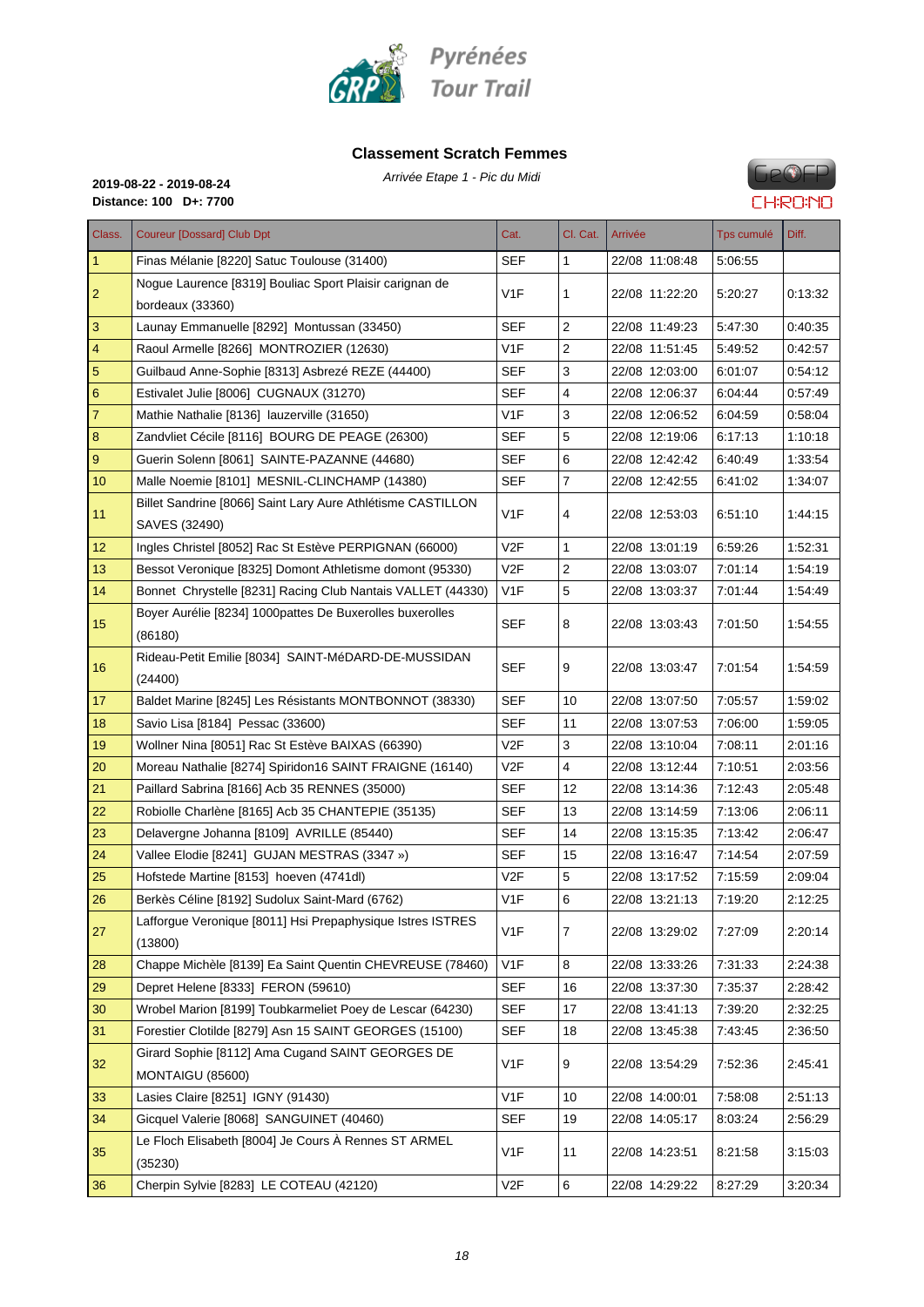## Classement Scratch Femmes

*Arrivée Etape 1 - Pic du Midi*

**2019-08-22 - 2019-08-24**
**Distance: 100 D+: 7700**

| Class. | Coureur [Dossard] Club Dpt | Cat. | Cl. Cat. | Arrivée | Tps cumulé | Diff. |
|---|---|---|---|---|---|---|
| 1 | Finas Mélanie [8220] Satuc Toulouse (31400) | SEF | 1 | 22/08 11:08:48 | 5:06:55 | |
| 2 | Nogue Laurence [8319] Bouliac Sport Plaisir carignan de bordeaux (33360) | V1F | 1 | 22/08 11:22:20 | 5:20:27 | 0:13:32 |
| 3 | Launay Emmanuelle [8292] Montussan (33450) | SEF | 2 | 22/08 11:49:23 | 5:47:30 | 0:40:35 |
| 4 | Raoul Armelle [8266] MONTROZIER (12630) | V1F | 2 | 22/08 11:51:45 | 5:49:52 | 0:42:57 |
| 5 | Guilbaud Anne-Sophie [8313] Asbrezé REZE (44400) | SEF | 3 | 22/08 12:03:00 | 6:01:07 | 0:54:12 |
| 6 | Estivalet Julie [8006] CUGNAUX (31270) | SEF | 4 | 22/08 12:06:37 | 6:04:44 | 0:57:49 |
| 7 | Mathie Nathalie [8136] lauzerville (31650) | V1F | 3 | 22/08 12:06:52 | 6:04:59 | 0:58:04 |
| 8 | Zandvliet Cécile [8116] BOURG DE PEAGE (26300) | SEF | 5 | 22/08 12:19:06 | 6:17:13 | 1:10:18 |
| 9 | Guerin Solenn [8061] SAINTE-PAZANNE (44680) | SEF | 6 | 22/08 12:42:42 | 6:40:49 | 1:33:54 |
| 10 | Malle Noemie [8101] MESNIL-CLINCHAMP (14380) | SEF | 7 | 22/08 12:42:55 | 6:41:02 | 1:34:07 |
| 11 | Billet Sandrine [8066] Saint Lary Aure Athlétisme CASTILLON SAVES (32490) | V1F | 4 | 22/08 12:53:03 | 6:51:10 | 1:44:15 |
| 12 | Ingles Christel [8052] Rac St Estève PERPIGNAN (66000) | V2F | 1 | 22/08 13:01:19 | 6:59:26 | 1:52:31 |
| 13 | Bessot Veronique [8325] Domont Athletisme domont (95330) | V2F | 2 | 22/08 13:03:07 | 7:01:14 | 1:54:19 |
| 14 | Bonnet Chrystelle [8231] Racing Club Nantais VALLET (44330) | V1F | 5 | 22/08 13:03:37 | 7:01:44 | 1:54:49 |
| 15 | Boyer Aurélie [8234] 1000pattes De Buxerolles buxerolles (86180) | SEF | 8 | 22/08 13:03:43 | 7:01:50 | 1:54:55 |
| 16 | Rideau-Petit Emilie [8034] SAINT-MéDARD-DE-MUSSIDAN (24400) | SEF | 9 | 22/08 13:03:47 | 7:01:54 | 1:54:59 |
| 17 | Baldet Marine [8245] Les Résistants MONTBONNOT (38330) | SEF | 10 | 22/08 13:07:50 | 7:05:57 | 1:59:02 |
| 18 | Savio Lisa [8184] Pessac (33600) | SEF | 11 | 22/08 13:07:53 | 7:06:00 | 1:59:05 |
| 19 | Wollner Nina [8051] Rac St Estève BAIXAS (66390) | V2F | 3 | 22/08 13:10:04 | 7:08:11 | 2:01:16 |
| 20 | Moreau Nathalie [8274] Spiridon16 SAINT FRAIGNE (16140) | V2F | 4 | 22/08 13:12:44 | 7:10:51 | 2:03:56 |
| 21 | Paillard Sabrina [8166] Acb 35 RENNES (35000) | SEF | 12 | 22/08 13:14:36 | 7:12:43 | 2:05:48 |
| 22 | Robiolle Charlène [8165] Acb 35 CHANTEPIE (35135) | SEF | 13 | 22/08 13:14:59 | 7:13:06 | 2:06:11 |
| 23 | Delavergne Johanna [8109] AVRILLE (85440) | SEF | 14 | 22/08 13:15:35 | 7:13:42 | 2:06:47 |
| 24 | Vallee Elodie [8241] GUJAN MESTRAS (3347 ») | SEF | 15 | 22/08 13:16:47 | 7:14:54 | 2:07:59 |
| 25 | Hofstede Martine [8153] hoeven (4741dl) | V2F | 5 | 22/08 13:17:52 | 7:15:59 | 2:09:04 |
| 26 | Berkès Céline [8192] Sudolux Saint-Mard (6762) | V1F | 6 | 22/08 13:21:13 | 7:19:20 | 2:12:25 |
| 27 | Lafforgue Veronique [8011] Hsi Prepaphysique Istres ISTRES (13800) | V1F | 7 | 22/08 13:29:02 | 7:27:09 | 2:20:14 |
| 28 | Chappe Michèle [8139] Ea Saint Quentin CHEVREUSE (78460) | V1F | 8 | 22/08 13:33:26 | 7:31:33 | 2:24:38 |
| 29 | Depret Helene [8333] FERON (59610) | SEF | 16 | 22/08 13:37:30 | 7:35:37 | 2:28:42 |
| 30 | Wrobel Marion [8199] Toubkarmeliet Poey de Lescar (64230) | SEF | 17 | 22/08 13:41:13 | 7:39:20 | 2:32:25 |
| 31 | Forestier Clotilde [8279] Asn 15 SAINT GEORGES (15100) | SEF | 18 | 22/08 13:45:38 | 7:43:45 | 2:36:50 |
| 32 | Girard Sophie [8112] Ama Cugand SAINT GEORGES DE MONTAIGU (85600) | V1F | 9 | 22/08 13:54:29 | 7:52:36 | 2:45:41 |
| 33 | Lasies Claire [8251] IGNY (91430) | V1F | 10 | 22/08 14:00:01 | 7:58:08 | 2:51:13 |
| 34 | Gicquel Valerie [8068] SANGUINET (40460) | SEF | 19 | 22/08 14:05:17 | 8:03:24 | 2:56:29 |
| 35 | Le Floch Elisabeth [8004] Je Cours À Rennes ST ARMEL (35230) | V1F | 11 | 22/08 14:23:51 | 8:21:58 | 3:15:03 |
| 36 | Cherpin Sylvie [8283] LE COTEAU (42120) | V2F | 6 | 22/08 14:29:22 | 8:27:29 | 3:20:34 |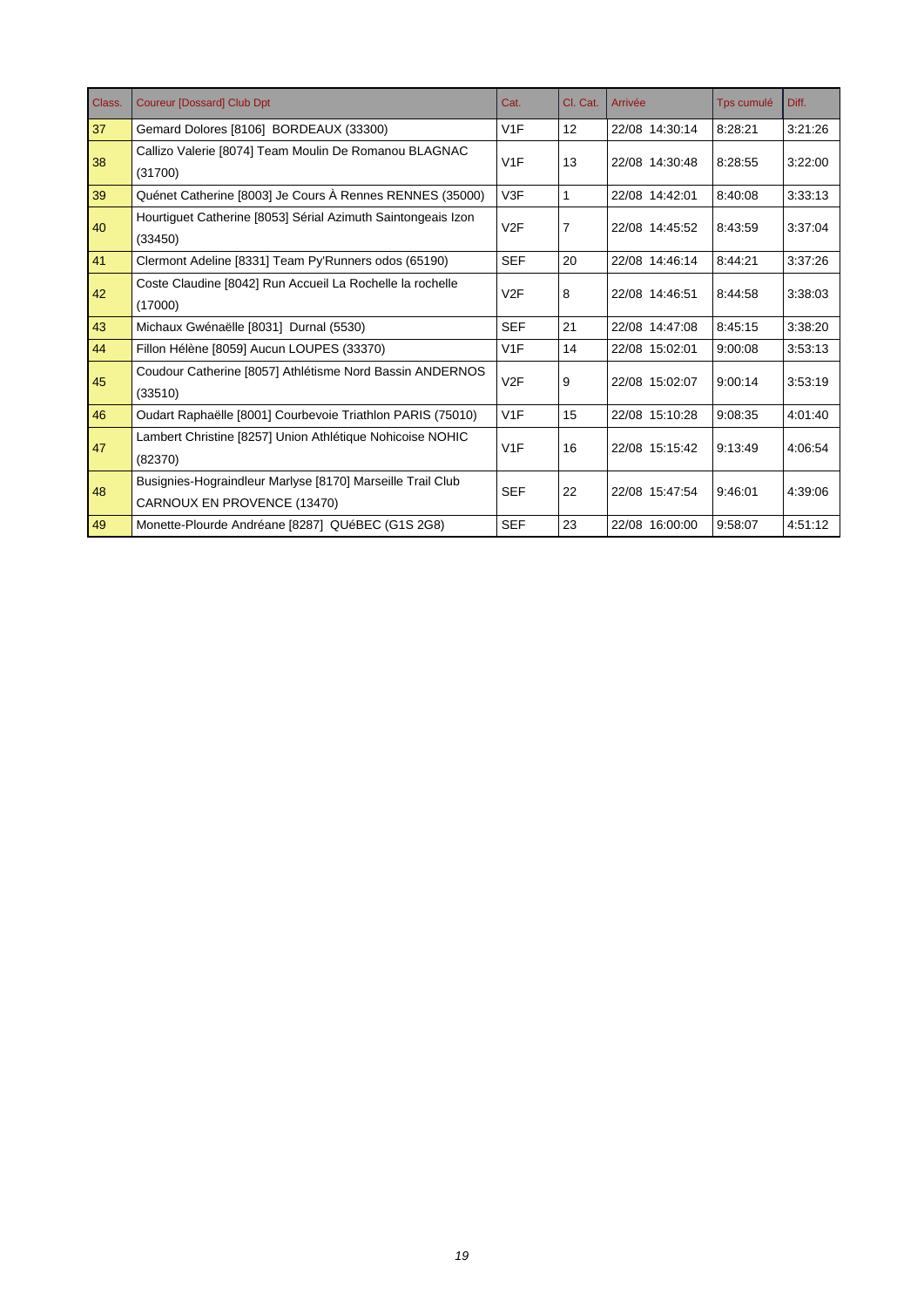| Class. | Coureur [Dossard] Club Dpt | Cat. | Cl. Cat. | Arrivée | Tps cumulé | Diff. |
|---|---|---|---|---|---|---|
| 37 | Gemard Dolores [8106]  BORDEAUX (33300) | V1F | 12 | 22/08  14:30:14 | 8:28:21 | 3:21:26 |
| 38 | Callizo Valerie [8074] Team Moulin De Romanou BLAGNAC (31700) | V1F | 13 | 22/08  14:30:48 | 8:28:55 | 3:22:00 |
| 39 | Quénet Catherine [8003] Je Cours À Rennes RENNES (35000) | V3F | 1 | 22/08  14:42:01 | 8:40:08 | 3:33:13 |
| 40 | Hourtiguet Catherine [8053] Sérial Azimuth Saintongeais Izon (33450) | V2F | 7 | 22/08  14:45:52 | 8:43:59 | 3:37:04 |
| 41 | Clermont Adeline [8331] Team Py'Runners odos (65190) | SEF | 20 | 22/08  14:46:14 | 8:44:21 | 3:37:26 |
| 42 | Coste Claudine [8042] Run Accueil La Rochelle la rochelle (17000) | V2F | 8 | 22/08  14:46:51 | 8:44:58 | 3:38:03 |
| 43 | Michaux Gwénaëlle [8031]  Durnal (5530) | SEF | 21 | 22/08  14:47:08 | 8:45:15 | 3:38:20 |
| 44 | Fillon Hélène [8059] Aucun LOUPES (33370) | V1F | 14 | 22/08  15:02:01 | 9:00:08 | 3:53:13 |
| 45 | Coudour Catherine [8057] Athlétisme Nord Bassin ANDERNOS (33510) | V2F | 9 | 22/08  15:02:07 | 9:00:14 | 3:53:19 |
| 46 | Oudart Raphaëlle [8001] Courbevoie Triathlon PARIS (75010) | V1F | 15 | 22/08  15:10:28 | 9:08:35 | 4:01:40 |
| 47 | Lambert Christine [8257] Union Athlétique Nohicoise NOHIC (82370) | V1F | 16 | 22/08  15:15:42 | 9:13:49 | 4:06:54 |
| 48 | Busignies-Hograindleur Marlyse [8170] Marseille Trail Club CARNOUX EN PROVENCE (13470) | SEF | 22 | 22/08  15:47:54 | 9:46:01 | 4:39:06 |
| 49 | Monette-Plourde Andréane [8287]  QUéBEC (G1S 2G8) | SEF | 23 | 22/08  16:00:00 | 9:58:07 | 4:51:12 |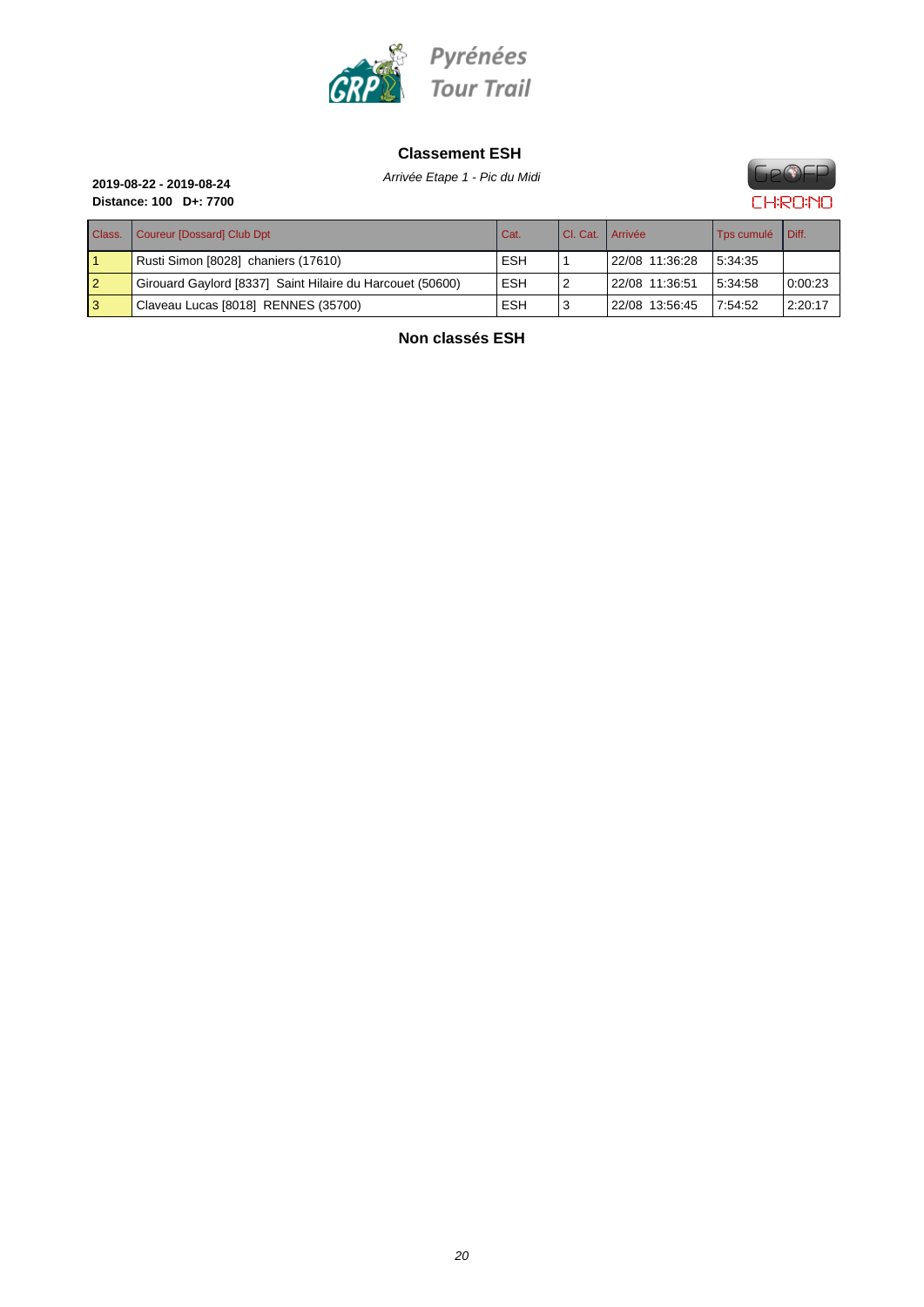Pyrénées Tour Trail

## Classement ESH

*Arrivée Etape 1 - Pic du Midi*

**2019-08-22 - 2019-08-24**
**Distance: 100 D+: 7700**

| Class. | Coureur [Dossard] Club Dpt | Cat. | Cl. Cat. | Arrivée | Tps cumulé | Diff. |
|---|---|---|---|---|---|---|
| 1 | Rusti Simon [8028] chaniers (17610) | ESH | 1 | 22/08 11:36:28 | 5:34:35 | |
| 2 | Girouard Gaylord [8337] Saint Hilaire du Harcouet (50600) | ESH | 2 | 22/08 11:36:51 | 5:34:58 | 0:00:23 |
| 3 | Claveau Lucas [8018] RENNES (35700) | ESH | 3 | 22/08 13:56:45 | 7:54:52 | 2:20:17 |

## Non classés ESH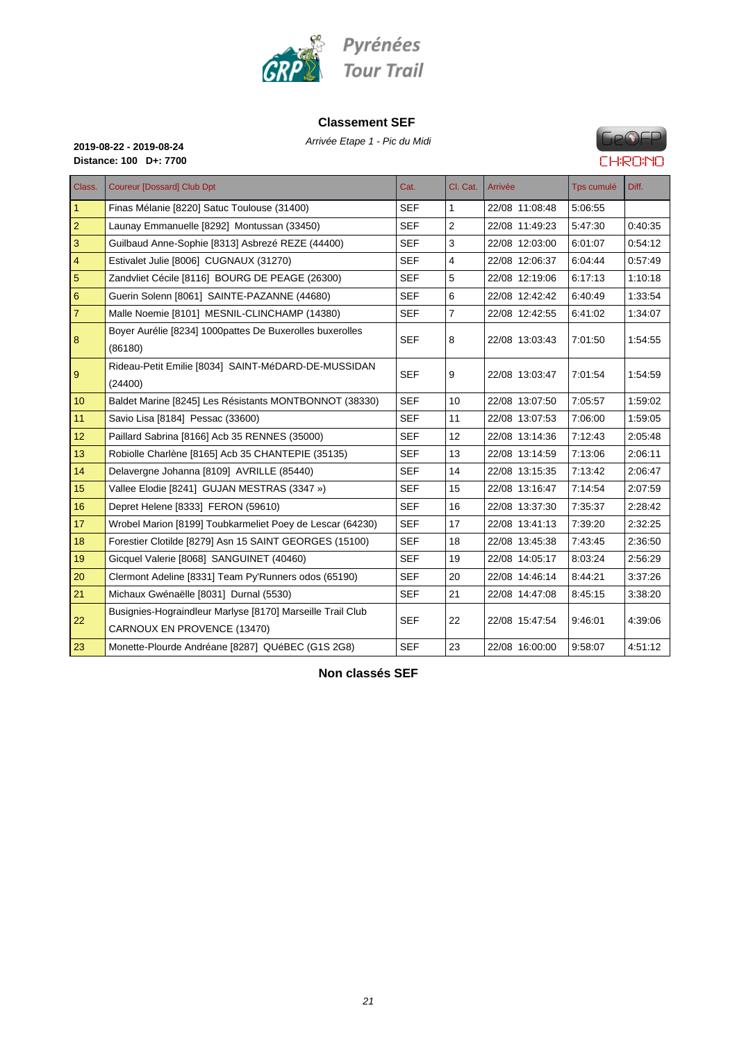Pyrénées Tour Trail

## Classement SEF

*Arrivée Etape 1 - Pic du Midi*

**2019-08-22 - 2019-08-24**
**Distance: 100 D+: 7700**

| Class. | Coureur [Dossard] Club Dpt | Cat. | Cl. Cat. | Arrivée | Tps cumulé | Diff. |
|---|---|---|---|---|---|---|
| 1 | Finas Mélanie [8220] Satuc Toulouse (31400) | SEF | 1 | 22/08 11:08:48 | 5:06:55 | |
| 2 | Launay Emmanuelle [8292] Montussan (33450) | SEF | 2 | 22/08 11:49:23 | 5:47:30 | 0:40:35 |
| 3 | Guilbaud Anne-Sophie [8313] Asbrezé REZE (44400) | SEF | 3 | 22/08 12:03:00 | 6:01:07 | 0:54:12 |
| 4 | Estivalet Julie [8006] CUGNAUX (31270) | SEF | 4 | 22/08 12:06:37 | 6:04:44 | 0:57:49 |
| 5 | Zandvliet Cécile [8116] BOURG DE PEAGE (26300) | SEF | 5 | 22/08 12:19:06 | 6:17:13 | 1:10:18 |
| 6 | Guerin Solenn [8061] SAINTE-PAZANNE (44680) | SEF | 6 | 22/08 12:42:42 | 6:40:49 | 1:33:54 |
| 7 | Malle Noemie [8101] MESNIL-CLINCHAMP (14380) | SEF | 7 | 22/08 12:42:55 | 6:41:02 | 1:34:07 |
| 8 | Boyer Aurélie [8234] 1000pattes De Buxerolles buxerolles (86180) | SEF | 8 | 22/08 13:03:43 | 7:01:50 | 1:54:55 |
| 9 | Rideau-Petit Emilie [8034] SAINT-MéDARD-DE-MUSSIDAN (24400) | SEF | 9 | 22/08 13:03:47 | 7:01:54 | 1:54:59 |
| 10 | Baldet Marine [8245] Les Résistants MONTBONNOT (38330) | SEF | 10 | 22/08 13:07:50 | 7:05:57 | 1:59:02 |
| 11 | Savio Lisa [8184] Pessac (33600) | SEF | 11 | 22/08 13:07:53 | 7:06:00 | 1:59:05 |
| 12 | Paillard Sabrina [8166] Acb 35 RENNES (35000) | SEF | 12 | 22/08 13:14:36 | 7:12:43 | 2:05:48 |
| 13 | Robiolle Charlène [8165] Acb 35 CHANTEPIE (35135) | SEF | 13 | 22/08 13:14:59 | 7:13:06 | 2:06:11 |
| 14 | Delavergne Johanna [8109] AVRILLE (85440) | SEF | 14 | 22/08 13:15:35 | 7:13:42 | 2:06:47 |
| 15 | Vallee Elodie [8241] GUJAN MESTRAS (3347 ») | SEF | 15 | 22/08 13:16:47 | 7:14:54 | 2:07:59 |
| 16 | Depret Helene [8333] FERON (59610) | SEF | 16 | 22/08 13:37:30 | 7:35:37 | 2:28:42 |
| 17 | Wrobel Marion [8199] Toubkarmeliet Poey de Lescar (64230) | SEF | 17 | 22/08 13:41:13 | 7:39:20 | 2:32:25 |
| 18 | Forestier Clotilde [8279] Asn 15 SAINT GEORGES (15100) | SEF | 18 | 22/08 13:45:38 | 7:43:45 | 2:36:50 |
| 19 | Gicquel Valerie [8068] SANGUINET (40460) | SEF | 19 | 22/08 14:05:17 | 8:03:24 | 2:56:29 |
| 20 | Clermont Adeline [8331] Team Py'Runners odos (65190) | SEF | 20 | 22/08 14:46:14 | 8:44:21 | 3:37:26 |
| 21 | Michaux Gwénaëlle [8031] Durnal (5530) | SEF | 21 | 22/08 14:47:08 | 8:45:15 | 3:38:20 |
| 22 | Busignies-Hograindleur Marlyse [8170] Marseille Trail Club CARNOUX EN PROVENCE (13470) | SEF | 22 | 22/08 15:47:54 | 9:46:01 | 4:39:06 |
| 23 | Monette-Plourde Andréane [8287] QUéBEC (G1S 2G8) | SEF | 23 | 22/08 16:00:00 | 9:58:07 | 4:51:12 |

## Non classés SEF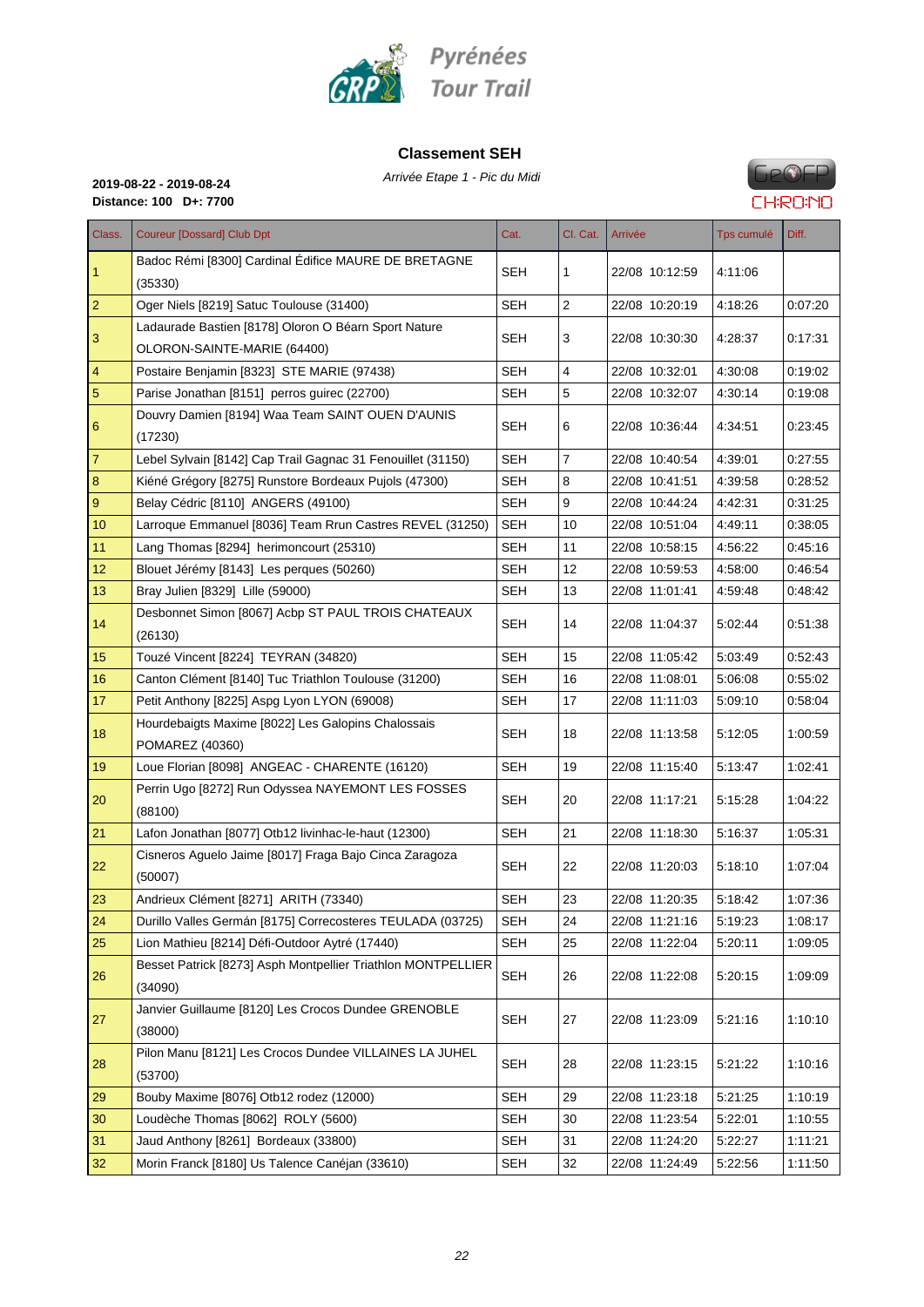Pyrénées Tour Trail

## Classement SEH

*Arrivée Etape 1 - Pic du Midi*

**2019-08-22 - 2019-08-24**
**Distance: 100 D+: 7700**

| Class. | Coureur [Dossard] Club Dpt | Cat. | Cl. Cat. | Arrivée | Tps cumulé | Diff. |
|---|---|---|---|---|---|---|
| 1 | Badoc Rémi [8300] Cardinal Édifice MAURE DE BRETAGNE (35330) | SEH | 1 | 22/08 10:12:59 | 4:11:06 | |
| 2 | Oger Niels [8219] Satuc Toulouse (31400) | SEH | 2 | 22/08 10:20:19 | 4:18:26 | 0:07:20 |
| 3 | Ladaurade Bastien [8178] Oloron O Béarn Sport Nature OLORON-SAINTE-MARIE (64400) | SEH | 3 | 22/08 10:30:30 | 4:28:37 | 0:17:31 |
| 4 | Postaire Benjamin [8323] STE MARIE (97438) | SEH | 4 | 22/08 10:32:01 | 4:30:08 | 0:19:02 |
| 5 | Parise Jonathan [8151] perros guirec (22700) | SEH | 5 | 22/08 10:32:07 | 4:30:14 | 0:19:08 |
| 6 | Douvry Damien [8194] Waa Team SAINT OUEN D'AUNIS (17230) | SEH | 6 | 22/08 10:36:44 | 4:34:51 | 0:23:45 |
| 7 | Lebel Sylvain [8142] Cap Trail Gagnac 31 Fenouillet (31150) | SEH | 7 | 22/08 10:40:54 | 4:39:01 | 0:27:55 |
| 8 | Kiéné Grégory [8275] Runstore Bordeaux Pujols (47300) | SEH | 8 | 22/08 10:41:51 | 4:39:58 | 0:28:52 |
| 9 | Belay Cédric [8110] ANGERS (49100) | SEH | 9 | 22/08 10:44:24 | 4:42:31 | 0:31:25 |
| 10 | Larroque Emmanuel [8036] Team Rrun Castres REVEL (31250) | SEH | 10 | 22/08 10:51:04 | 4:49:11 | 0:38:05 |
| 11 | Lang Thomas [8294] herimoncourt (25310) | SEH | 11 | 22/08 10:58:15 | 4:56:22 | 0:45:16 |
| 12 | Blouet Jérémy [8143] Les perques (50260) | SEH | 12 | 22/08 10:59:53 | 4:58:00 | 0:46:54 |
| 13 | Bray Julien [8329] Lille (59000) | SEH | 13 | 22/08 11:01:41 | 4:59:48 | 0:48:42 |
| 14 | Desbonnet Simon [8067] Acbp ST PAUL TROIS CHATEAUX (26130) | SEH | 14 | 22/08 11:04:37 | 5:02:44 | 0:51:38 |
| 15 | Touzé Vincent [8224] TEYRAN (34820) | SEH | 15 | 22/08 11:05:42 | 5:03:49 | 0:52:43 |
| 16 | Canton Clément [8140] Tuc Triathlon Toulouse (31200) | SEH | 16 | 22/08 11:08:01 | 5:06:08 | 0:55:02 |
| 17 | Petit Anthony [8225] Aspg Lyon LYON (69008) | SEH | 17 | 22/08 11:11:03 | 5:09:10 | 0:58:04 |
| 18 | Hourdebaigts Maxime [8022] Les Galopins Chalossais POMAREZ (40360) | SEH | 18 | 22/08 11:13:58 | 5:12:05 | 1:00:59 |
| 19 | Loue Florian [8098] ANGEAC - CHARENTE (16120) | SEH | 19 | 22/08 11:15:40 | 5:13:47 | 1:02:41 |
| 20 | Perrin Ugo [8272] Run Odyssea NAYEMONT LES FOSSES (88100) | SEH | 20 | 22/08 11:17:21 | 5:15:28 | 1:04:22 |
| 21 | Lafon Jonathan [8077] Otb12 livinhac-le-haut (12300) | SEH | 21 | 22/08 11:18:30 | 5:16:37 | 1:05:31 |
| 22 | Cisneros Aguelo Jaime [8017] Fraga Bajo Cinca Zaragoza (50007) | SEH | 22 | 22/08 11:20:03 | 5:18:10 | 1:07:04 |
| 23 | Andrieux Clément [8271] ARITH (73340) | SEH | 23 | 22/08 11:20:35 | 5:18:42 | 1:07:36 |
| 24 | Durillo Valles Germán [8175] Correcosteres TEULADA (03725) | SEH | 24 | 22/08 11:21:16 | 5:19:23 | 1:08:17 |
| 25 | Lion Mathieu [8214] Défi-Outdoor Aytré (17440) | SEH | 25 | 22/08 11:22:04 | 5:20:11 | 1:09:05 |
| 26 | Besset Patrick [8273] Asph Montpellier Triathlon MONTPELLIER (34090) | SEH | 26 | 22/08 11:22:08 | 5:20:15 | 1:09:09 |
| 27 | Janvier Guillaume [8120] Les Crocos Dundee GRENOBLE (38000) | SEH | 27 | 22/08 11:23:09 | 5:21:16 | 1:10:10 |
| 28 | Pilon Manu [8121] Les Crocos Dundee VILLAINES LA JUHEL (53700) | SEH | 28 | 22/08 11:23:15 | 5:21:22 | 1:10:16 |
| 29 | Bouby Maxime [8076] Otb12 rodez (12000) | SEH | 29 | 22/08 11:23:18 | 5:21:25 | 1:10:19 |
| 30 | Loudèche Thomas [8062] ROLY (5600) | SEH | 30 | 22/08 11:23:54 | 5:22:01 | 1:10:55 |
| 31 | Jaud Anthony [8261] Bordeaux (33800) | SEH | 31 | 22/08 11:24:20 | 5:22:27 | 1:11:21 |
| 32 | Morin Franck [8180] Us Talence Canéjan (33610) | SEH | 32 | 22/08 11:24:49 | 5:22:56 | 1:11:50 |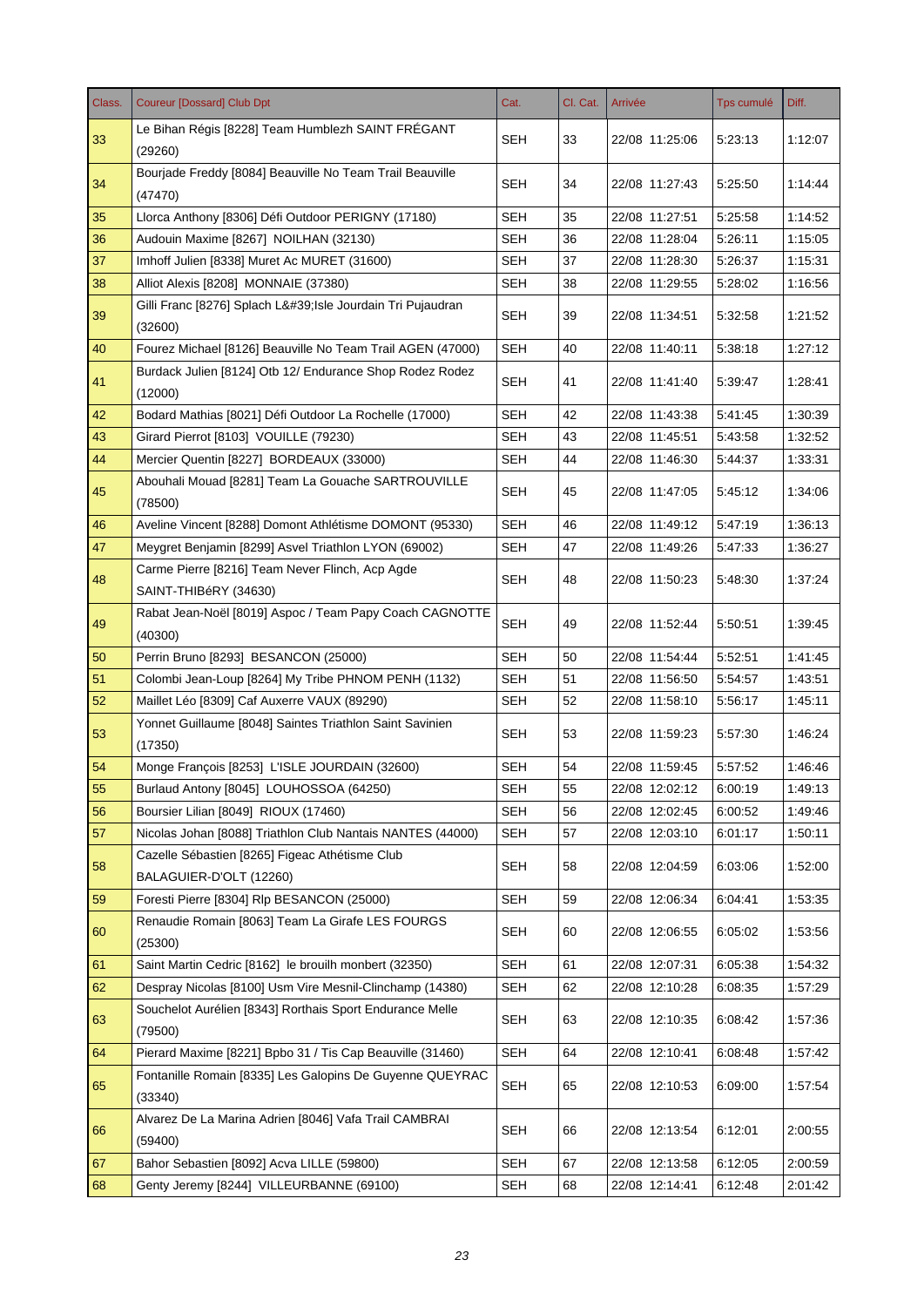| Class. | Coureur [Dossard] Club Dpt | Cat. | Cl. Cat. | Arrivée | Tps cumulé | Diff. |
|---|---|---|---|---|---|---|
| 33 | Le Bihan Régis [8228] Team Humblezh SAINT FRÉGANT (29260) | SEH | 33 | 22/08 11:25:06 | 5:23:13 | 1:12:07 |
| 34 | Bourjade Freddy [8084] Beauville No Team Trail Beauville (47470) | SEH | 34 | 22/08 11:27:43 | 5:25:50 | 1:14:44 |
| 35 | Llorca Anthony [8306] Défi Outdoor PERIGNY (17180) | SEH | 35 | 22/08 11:27:51 | 5:25:58 | 1:14:52 |
| 36 | Audouin Maxime [8267] NOILHAN (32130) | SEH | 36 | 22/08 11:28:04 | 5:26:11 | 1:15:05 |
| 37 | Imhoff Julien [8338] Muret Ac MURET (31600) | SEH | 37 | 22/08 11:28:30 | 5:26:37 | 1:15:31 |
| 38 | Alliot Alexis [8208] MONNAIE (37380) | SEH | 38 | 22/08 11:29:55 | 5:28:02 | 1:16:56 |
| 39 | Gilli Franc [8276] Splach L&#39;Isle Jourdain Tri Pujaudran (32600) | SEH | 39 | 22/08 11:34:51 | 5:32:58 | 1:21:52 |
| 40 | Fourez Michael [8126] Beauville No Team Trail AGEN (47000) | SEH | 40 | 22/08 11:40:11 | 5:38:18 | 1:27:12 |
| 41 | Burdack Julien [8124] Otb 12/ Endurance Shop Rodez Rodez (12000) | SEH | 41 | 22/08 11:41:40 | 5:39:47 | 1:28:41 |
| 42 | Bodard Mathias [8021] Défi Outdoor La Rochelle (17000) | SEH | 42 | 22/08 11:43:38 | 5:41:45 | 1:30:39 |
| 43 | Girard Pierrot [8103] VOUILLE (79230) | SEH | 43 | 22/08 11:45:51 | 5:43:58 | 1:32:52 |
| 44 | Mercier Quentin [8227] BORDEAUX (33000) | SEH | 44 | 22/08 11:46:30 | 5:44:37 | 1:33:31 |
| 45 | Abouhali Mouad [8281] Team La Gouache SARTROUVILLE (78500) | SEH | 45 | 22/08 11:47:05 | 5:45:12 | 1:34:06 |
| 46 | Aveline Vincent [8288] Domont Athlétisme DOMONT (95330) | SEH | 46 | 22/08 11:49:12 | 5:47:19 | 1:36:13 |
| 47 | Meygret Benjamin [8299] Asvel Triathlon LYON (69002) | SEH | 47 | 22/08 11:49:26 | 5:47:33 | 1:36:27 |
| 48 | Carme Pierre [8216] Team Never Flinch, Acp Agde SAINT-THIBéRY (34630) | SEH | 48 | 22/08 11:50:23 | 5:48:30 | 1:37:24 |
| 49 | Rabat Jean-Noël [8019] Aspoc / Team Papy Coach CAGNOTTE (40300) | SEH | 49 | 22/08 11:52:44 | 5:50:51 | 1:39:45 |
| 50 | Perrin Bruno [8293] BESANCON (25000) | SEH | 50 | 22/08 11:54:44 | 5:52:51 | 1:41:45 |
| 51 | Colombi Jean-Loup [8264] My Tribe PHNOM PENH (1132) | SEH | 51 | 22/08 11:56:50 | 5:54:57 | 1:43:51 |
| 52 | Maillet Léo [8309] Caf Auxerre VAUX (89290) | SEH | 52 | 22/08 11:58:10 | 5:56:17 | 1:45:11 |
| 53 | Yonnet Guillaume [8048] Saintes Triathlon Saint Savinien (17350) | SEH | 53 | 22/08 11:59:23 | 5:57:30 | 1:46:24 |
| 54 | Monge François [8253] L'ISLE JOURDAIN (32600) | SEH | 54 | 22/08 11:59:45 | 5:57:52 | 1:46:46 |
| 55 | Burlaud Antony [8045] LOUHOSSOA (64250) | SEH | 55 | 22/08 12:02:12 | 6:00:19 | 1:49:13 |
| 56 | Boursier Lilian [8049] RIOUX (17460) | SEH | 56 | 22/08 12:02:45 | 6:00:52 | 1:49:46 |
| 57 | Nicolas Johan [8088] Triathlon Club Nantais NANTES (44000) | SEH | 57 | 22/08 12:03:10 | 6:01:17 | 1:50:11 |
| 58 | Cazelle Sébastien [8265] Figeac Athétisme Club BALAGUIER-D'OLT (12260) | SEH | 58 | 22/08 12:04:59 | 6:03:06 | 1:52:00 |
| 59 | Foresti Pierre [8304] Rlp BESANCON (25000) | SEH | 59 | 22/08 12:06:34 | 6:04:41 | 1:53:35 |
| 60 | Renaudie Romain [8063] Team La Girafe LES FOURGS (25300) | SEH | 60 | 22/08 12:06:55 | 6:05:02 | 1:53:56 |
| 61 | Saint Martin Cedric [8162] le brouilh monbert (32350) | SEH | 61 | 22/08 12:07:31 | 6:05:38 | 1:54:32 |
| 62 | Despray Nicolas [8100] Usm Vire Mesnil-Clinchamp (14380) | SEH | 62 | 22/08 12:10:28 | 6:08:35 | 1:57:29 |
| 63 | Souchelot Aurélien [8343] Rorthais Sport Endurance Melle (79500) | SEH | 63 | 22/08 12:10:35 | 6:08:42 | 1:57:36 |
| 64 | Pierard Maxime [8221] Bpbo 31 / Tis Cap Beauville (31460) | SEH | 64 | 22/08 12:10:41 | 6:08:48 | 1:57:42 |
| 65 | Fontanille Romain [8335] Les Galopins De Guyenne QUEYRAC (33340) | SEH | 65 | 22/08 12:10:53 | 6:09:00 | 1:57:54 |
| 66 | Alvarez De La Marina Adrien [8046] Vafa Trail CAMBRAI (59400) | SEH | 66 | 22/08 12:13:54 | 6:12:01 | 2:00:55 |
| 67 | Bahor Sebastien [8092] Acva LILLE (59800) | SEH | 67 | 22/08 12:13:58 | 6:12:05 | 2:00:59 |
| 68 | Genty Jeremy [8244] VILLEURBANNE (69100) | SEH | 68 | 22/08 12:14:41 | 6:12:48 | 2:01:42 |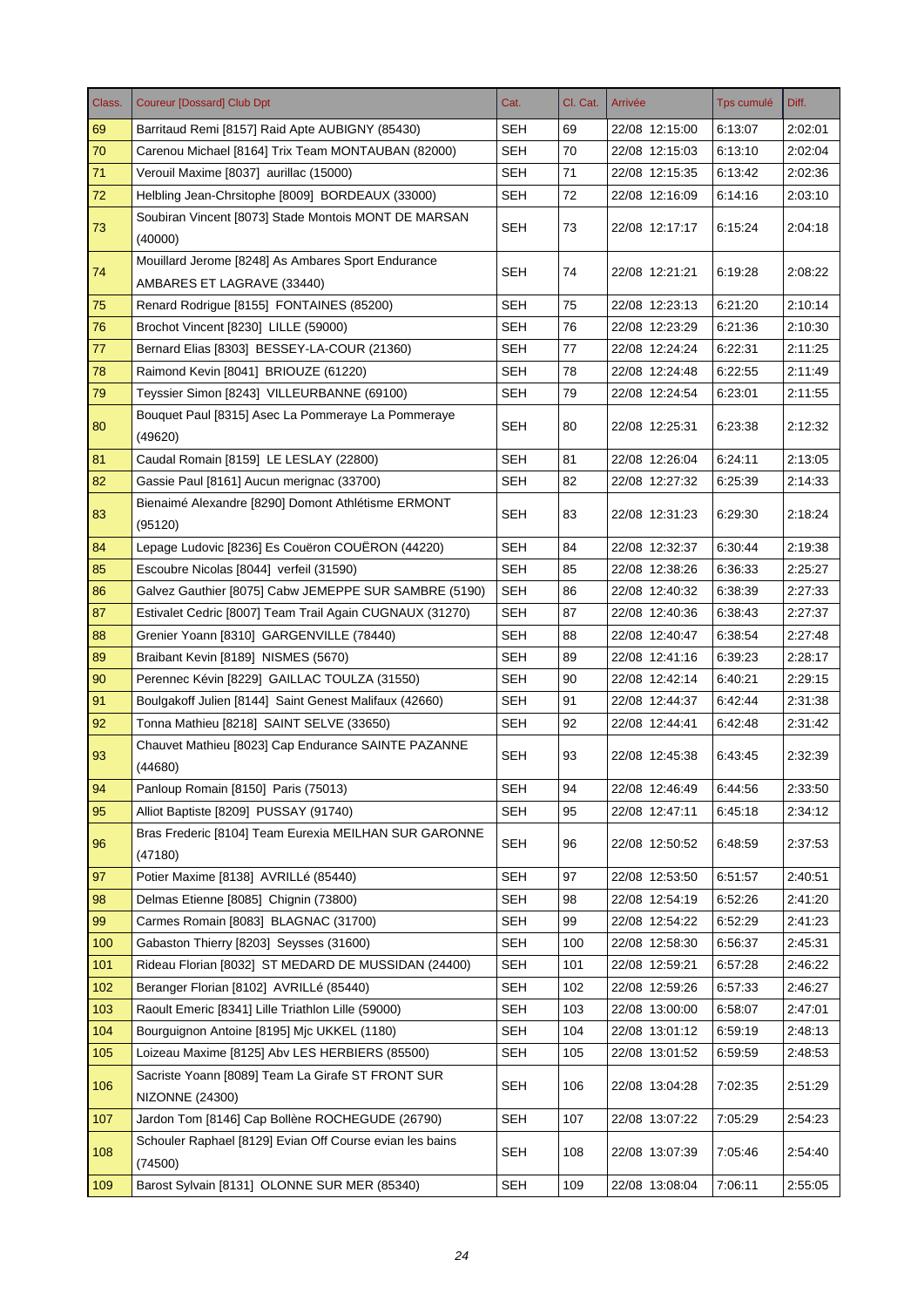| Class. | Coureur [Dossard] Club Dpt | Cat. | Cl. Cat. | Arrivée | Tps cumulé | Diff. |
|---|---|---|---|---|---|---|
| 69 | Barritaud Remi [8157] Raid Apte AUBIGNY (85430) | SEH | 69 | 22/08 12:15:00 | 6:13:07 | 2:02:01 |
| 70 | Carenou Michael [8164] Trix Team MONTAUBAN (82000) | SEH | 70 | 22/08 12:15:03 | 6:13:10 | 2:02:04 |
| 71 | Verouil Maxime [8037] aurillac (15000) | SEH | 71 | 22/08 12:15:35 | 6:13:42 | 2:02:36 |
| 72 | Helbling Jean-Chrsitophe [8009] BORDEAUX (33000) | SEH | 72 | 22/08 12:16:09 | 6:14:16 | 2:03:10 |
| 73 | Soubiran Vincent [8073] Stade Montois MONT DE MARSAN (40000) | SEH | 73 | 22/08 12:17:17 | 6:15:24 | 2:04:18 |
| 74 | Mouillard Jerome [8248] As Ambares Sport Endurance AMBARES ET LAGRAVE (33440) | SEH | 74 | 22/08 12:21:21 | 6:19:28 | 2:08:22 |
| 75 | Renard Rodrigue [8155] FONTAINES (85200) | SEH | 75 | 22/08 12:23:13 | 6:21:20 | 2:10:14 |
| 76 | Brochot Vincent [8230] LILLE (59000) | SEH | 76 | 22/08 12:23:29 | 6:21:36 | 2:10:30 |
| 77 | Bernard Elias [8303] BESSEY-LA-COUR (21360) | SEH | 77 | 22/08 12:24:24 | 6:22:31 | 2:11:25 |
| 78 | Raimond Kevin [8041] BRIOUZE (61220) | SEH | 78 | 22/08 12:24:48 | 6:22:55 | 2:11:49 |
| 79 | Teyssier Simon [8243] VILLEURBANNE (69100) | SEH | 79 | 22/08 12:24:54 | 6:23:01 | 2:11:55 |
| 80 | Bouquet Paul [8315] Asec La Pommeraye La Pommeraye (49620) | SEH | 80 | 22/08 12:25:31 | 6:23:38 | 2:12:32 |
| 81 | Caudal Romain [8159] LE LESLAY (22800) | SEH | 81 | 22/08 12:26:04 | 6:24:11 | 2:13:05 |
| 82 | Gassie Paul [8161] Aucun merignac (33700) | SEH | 82 | 22/08 12:27:32 | 6:25:39 | 2:14:33 |
| 83 | Bienaimé Alexandre [8290] Domont Athlétisme ERMONT (95120) | SEH | 83 | 22/08 12:31:23 | 6:29:30 | 2:18:24 |
| 84 | Lepage Ludovic [8236] Es Couëron COUËRON (44220) | SEH | 84 | 22/08 12:32:37 | 6:30:44 | 2:19:38 |
| 85 | Escoubre Nicolas [8044] verfeil (31590) | SEH | 85 | 22/08 12:38:26 | 6:36:33 | 2:25:27 |
| 86 | Galvez Gauthier [8075] Cabw JEMEPPE SUR SAMBRE (5190) | SEH | 86 | 22/08 12:40:32 | 6:38:39 | 2:27:33 |
| 87 | Estivalet Cedric [8007] Team Trail Again CUGNAUX (31270) | SEH | 87 | 22/08 12:40:36 | 6:38:43 | 2:27:37 |
| 88 | Grenier Yoann [8310] GARGENVILLE (78440) | SEH | 88 | 22/08 12:40:47 | 6:38:54 | 2:27:48 |
| 89 | Braibant Kevin [8189] NISMES (5670) | SEH | 89 | 22/08 12:41:16 | 6:39:23 | 2:28:17 |
| 90 | Perennec Kévin [8229] GAILLAC TOULZA (31550) | SEH | 90 | 22/08 12:42:14 | 6:40:21 | 2:29:15 |
| 91 | Boulgakoff Julien [8144] Saint Genest Malifaux (42660) | SEH | 91 | 22/08 12:44:37 | 6:42:44 | 2:31:38 |
| 92 | Tonna Mathieu [8218] SAINT SELVE (33650) | SEH | 92 | 22/08 12:44:41 | 6:42:48 | 2:31:42 |
| 93 | Chauvet Mathieu [8023] Cap Endurance SAINTE PAZANNE (44680) | SEH | 93 | 22/08 12:45:38 | 6:43:45 | 2:32:39 |
| 94 | Panloup Romain [8150] Paris (75013) | SEH | 94 | 22/08 12:46:49 | 6:44:56 | 2:33:50 |
| 95 | Alliot Baptiste [8209] PUSSAY (91740) | SEH | 95 | 22/08 12:47:11 | 6:45:18 | 2:34:12 |
| 96 | Bras Frederic [8104] Team Eurexia MEILHAN SUR GARONNE (47180) | SEH | 96 | 22/08 12:50:52 | 6:48:59 | 2:37:53 |
| 97 | Potier Maxime [8138] AVRILLé (85440) | SEH | 97 | 22/08 12:53:50 | 6:51:57 | 2:40:51 |
| 98 | Delmas Etienne [8085] Chignin (73800) | SEH | 98 | 22/08 12:54:19 | 6:52:26 | 2:41:20 |
| 99 | Carmes Romain [8083] BLAGNAC (31700) | SEH | 99 | 22/08 12:54:22 | 6:52:29 | 2:41:23 |
| 100 | Gabaston Thierry [8203] Seysses (31600) | SEH | 100 | 22/08 12:58:30 | 6:56:37 | 2:45:31 |
| 101 | Rideau Florian [8032] ST MEDARD DE MUSSIDAN (24400) | SEH | 101 | 22/08 12:59:21 | 6:57:28 | 2:46:22 |
| 102 | Beranger Florian [8102] AVRILLé (85440) | SEH | 102 | 22/08 12:59:26 | 6:57:33 | 2:46:27 |
| 103 | Raoult Emeric [8341] Lille Triathlon Lille (59000) | SEH | 103 | 22/08 13:00:00 | 6:58:07 | 2:47:01 |
| 104 | Bourguignon Antoine [8195] Mjc UKKEL (1180) | SEH | 104 | 22/08 13:01:12 | 6:59:19 | 2:48:13 |
| 105 | Loizeau Maxime [8125] Abv LES HERBIERS (85500) | SEH | 105 | 22/08 13:01:52 | 6:59:59 | 2:48:53 |
| 106 | Sacriste Yoann [8089] Team La Girafe ST FRONT SUR NIZONNE (24300) | SEH | 106 | 22/08 13:04:28 | 7:02:35 | 2:51:29 |
| 107 | Jardon Tom [8146] Cap Bollène ROCHEGUDE (26790) | SEH | 107 | 22/08 13:07:22 | 7:05:29 | 2:54:23 |
| 108 | Schouler Raphael [8129] Evian Off Course evian les bains (74500) | SEH | 108 | 22/08 13:07:39 | 7:05:46 | 2:54:40 |
| 109 | Barost Sylvain [8131] OLONNE SUR MER (85340) | SEH | 109 | 22/08 13:08:04 | 7:06:11 | 2:55:05 |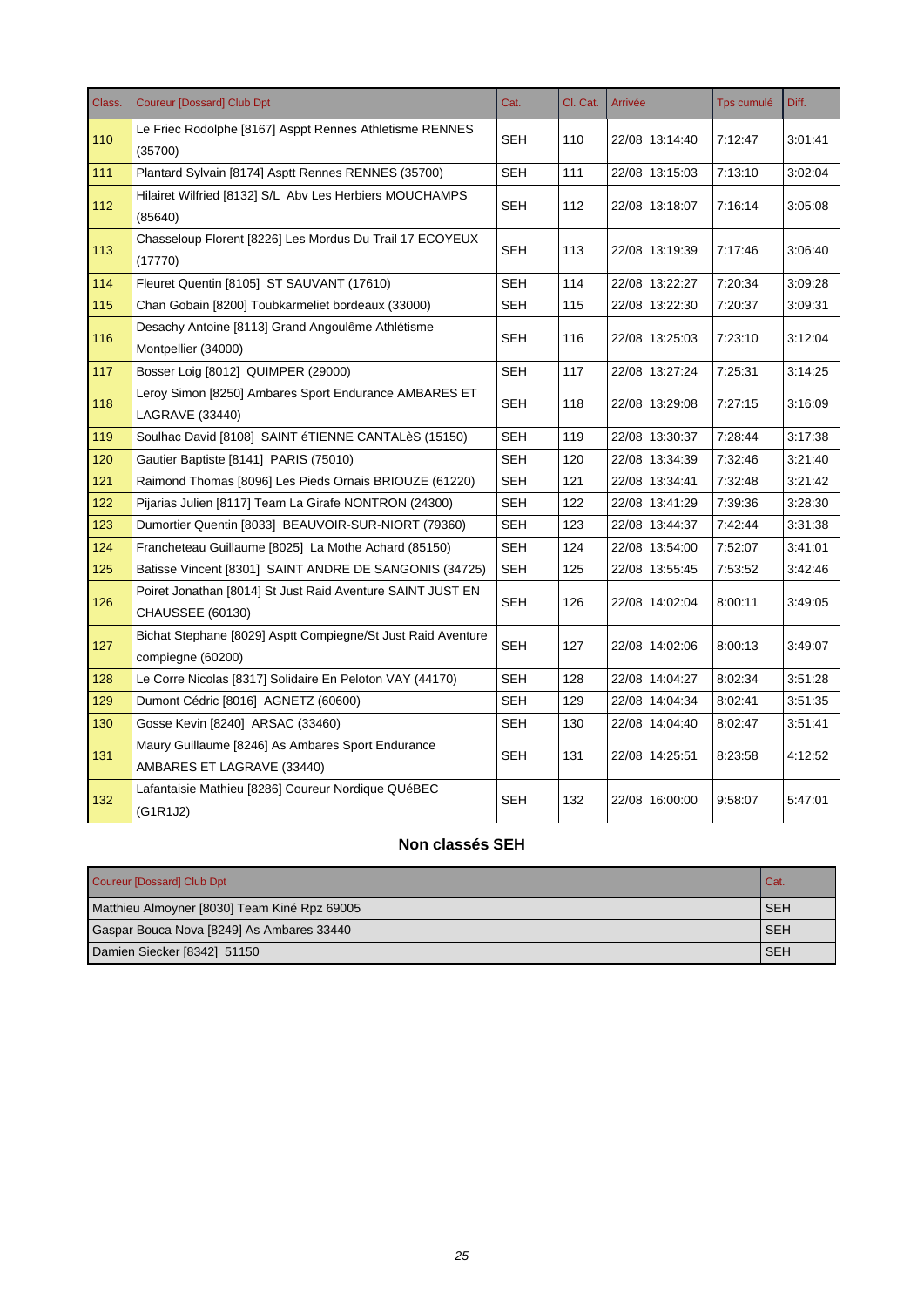| Class. | Coureur [Dossard] Club Dpt | Cat. | Cl. Cat. | Arrivée | Tps cumulé | Diff. |
|---|---|---|---|---|---|---|
| 110 | Le Friec Rodolphe [8167] Asppt Rennes Athletisme RENNES (35700) | SEH | 110 | 22/08 13:14:40 | 7:12:47 | 3:01:41 |
| 111 | Plantard Sylvain [8174] Asptt Rennes RENNES (35700) | SEH | 111 | 22/08 13:15:03 | 7:13:10 | 3:02:04 |
| 112 | Hilairet Wilfried [8132] S/L Abv Les Herbiers MOUCHAMPS (85640) | SEH | 112 | 22/08 13:18:07 | 7:16:14 | 3:05:08 |
| 113 | Chasseloup Florent [8226] Les Mordus Du Trail 17 ECOYEUX (17770) | SEH | 113 | 22/08 13:19:39 | 7:17:46 | 3:06:40 |
| 114 | Fleuret Quentin [8105] ST SAUVANT (17610) | SEH | 114 | 22/08 13:22:27 | 7:20:34 | 3:09:28 |
| 115 | Chan Gobain [8200] Toubkarmeliet bordeaux (33000) | SEH | 115 | 22/08 13:22:30 | 7:20:37 | 3:09:31 |
| 116 | Desachy Antoine [8113] Grand Angoulême Athlétisme Montpellier (34000) | SEH | 116 | 22/08 13:25:03 | 7:23:10 | 3:12:04 |
| 117 | Bosser Loig [8012] QUIMPER (29000) | SEH | 117 | 22/08 13:27:24 | 7:25:31 | 3:14:25 |
| 118 | Leroy Simon [8250] Ambares Sport Endurance AMBARES ET LAGRAVE (33440) | SEH | 118 | 22/08 13:29:08 | 7:27:15 | 3:16:09 |
| 119 | Soulhac David [8108] SAINT éTIENNE CANTALèS (15150) | SEH | 119 | 22/08 13:30:37 | 7:28:44 | 3:17:38 |
| 120 | Gautier Baptiste [8141] PARIS (75010) | SEH | 120 | 22/08 13:34:39 | 7:32:46 | 3:21:40 |
| 121 | Raimond Thomas [8096] Les Pieds Ornais BRIOUZE (61220) | SEH | 121 | 22/08 13:34:41 | 7:32:48 | 3:21:42 |
| 122 | Pijarias Julien [8117] Team La Girafe NONTRON (24300) | SEH | 122 | 22/08 13:41:29 | 7:39:36 | 3:28:30 |
| 123 | Dumortier Quentin [8033] BEAUVOIR-SUR-NIORT (79360) | SEH | 123 | 22/08 13:44:37 | 7:42:44 | 3:31:38 |
| 124 | Francheteau Guillaume [8025] La Mothe Achard (85150) | SEH | 124 | 22/08 13:54:00 | 7:52:07 | 3:41:01 |
| 125 | Batisse Vincent [8301] SAINT ANDRE DE SANGONIS (34725) | SEH | 125 | 22/08 13:55:45 | 7:53:52 | 3:42:46 |
| 126 | Poiret Jonathan [8014] St Just Raid Aventure SAINT JUST EN CHAUSSEE (60130) | SEH | 126 | 22/08 14:02:04 | 8:00:11 | 3:49:05 |
| 127 | Bichat Stephane [8029] Asptt Compiegne/St Just Raid Aventure compiegne (60200) | SEH | 127 | 22/08 14:02:06 | 8:00:13 | 3:49:07 |
| 128 | Le Corre Nicolas [8317] Solidaire En Peloton VAY (44170) | SEH | 128 | 22/08 14:04:27 | 8:02:34 | 3:51:28 |
| 129 | Dumont Cédric [8016] AGNETZ (60600) | SEH | 129 | 22/08 14:04:34 | 8:02:41 | 3:51:35 |
| 130 | Gosse Kevin [8240] ARSAC (33460) | SEH | 130 | 22/08 14:04:40 | 8:02:47 | 3:51:41 |
| 131 | Maury Guillaume [8246] As Ambares Sport Endurance AMBARES ET LAGRAVE (33440) | SEH | 131 | 22/08 14:25:51 | 8:23:58 | 4:12:52 |
| 132 | Lafantaisie Mathieu [8286] Coureur Nordique QUéBEC (G1R1J2) | SEH | 132 | 22/08 16:00:00 | 9:58:07 | 5:47:01 |

### Non classés SEH

| Coureur [Dossard] Club Dpt | Cat. |
|---|---|
| Matthieu Almoyner [8030] Team Kiné Rpz 69005 | SEH |
| Gaspar Bouca Nova [8249] As Ambares 33440 | SEH |
| Damien Siecker [8342] 51150 | SEH |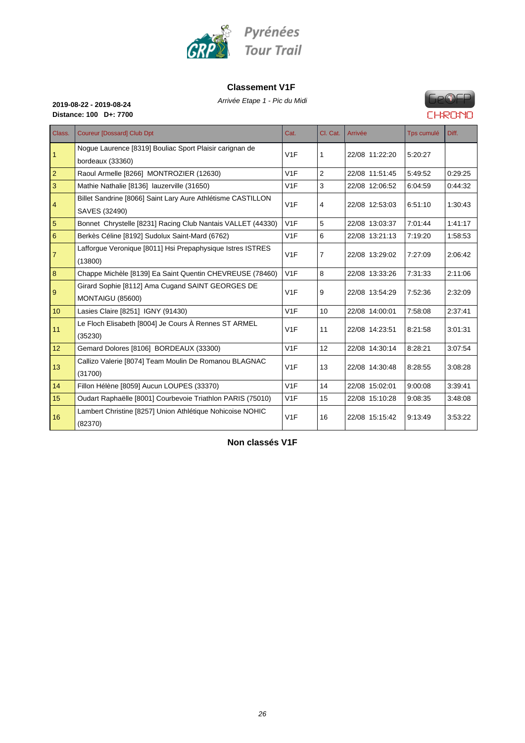Pyrénées Tour Trail

## Classement V1F

*Arrivée Etape 1 - Pic du Midi*

**2019-08-22 - 2019-08-24**
**Distance: 100 D+: 7700**

| Class. | Coureur [Dossard] Club Dpt | Cat. | Cl. Cat. | Arrivée | Tps cumulé | Diff. |
|---|---|---|---|---|---|---|
| 1 | Nogue Laurence [8319] Bouliac Sport Plaisir carignan de bordeaux (33360) | V1F | 1 | 22/08 11:22:20 | 5:20:27 | |
| 2 | Raoul Armelle [8266] MONTROZIER (12630) | V1F | 2 | 22/08 11:51:45 | 5:49:52 | 0:29:25 |
| 3 | Mathie Nathalie [8136] lauzerville (31650) | V1F | 3 | 22/08 12:06:52 | 6:04:59 | 0:44:32 |
| 4 | Billet Sandrine [8066] Saint Lary Aure Athlétisme CASTILLON SAVES (32490) | V1F | 4 | 22/08 12:53:03 | 6:51:10 | 1:30:43 |
| 5 | Bonnet Chrystelle [8231] Racing Club Nantais VALLET (44330) | V1F | 5 | 22/08 13:03:37 | 7:01:44 | 1:41:17 |
| 6 | Berkès Céline [8192] Sudolux Saint-Mard (6762) | V1F | 6 | 22/08 13:21:13 | 7:19:20 | 1:58:53 |
| 7 | Lafforgue Veronique [8011] Hsi Prepaphysique Istres ISTRES (13800) | V1F | 7 | 22/08 13:29:02 | 7:27:09 | 2:06:42 |
| 8 | Chappe Michèle [8139] Ea Saint Quentin CHEVREUSE (78460) | V1F | 8 | 22/08 13:33:26 | 7:31:33 | 2:11:06 |
| 9 | Girard Sophie [8112] Ama Cugand SAINT GEORGES DE MONTAIGU (85600) | V1F | 9 | 22/08 13:54:29 | 7:52:36 | 2:32:09 |
| 10 | Lasies Claire [8251] IGNY (91430) | V1F | 10 | 22/08 14:00:01 | 7:58:08 | 2:37:41 |
| 11 | Le Floch Elisabeth [8004] Je Cours À Rennes ST ARMEL (35230) | V1F | 11 | 22/08 14:23:51 | 8:21:58 | 3:01:31 |
| 12 | Gemard Dolores [8106] BORDEAUX (33300) | V1F | 12 | 22/08 14:30:14 | 8:28:21 | 3:07:54 |
| 13 | Callizo Valerie [8074] Team Moulin De Romanou BLAGNAC (31700) | V1F | 13 | 22/08 14:30:48 | 8:28:55 | 3:08:28 |
| 14 | Fillon Hélène [8059] Aucun LOUPES (33370) | V1F | 14 | 22/08 15:02:01 | 9:00:08 | 3:39:41 |
| 15 | Oudart Raphaëlle [8001] Courbevoie Triathlon PARIS (75010) | V1F | 15 | 22/08 15:10:28 | 9:08:35 | 3:48:08 |
| 16 | Lambert Christine [8257] Union Athlétique Nohicoise NOHIC (82370) | V1F | 16 | 22/08 15:15:42 | 9:13:49 | 3:53:22 |

## Non classés V1F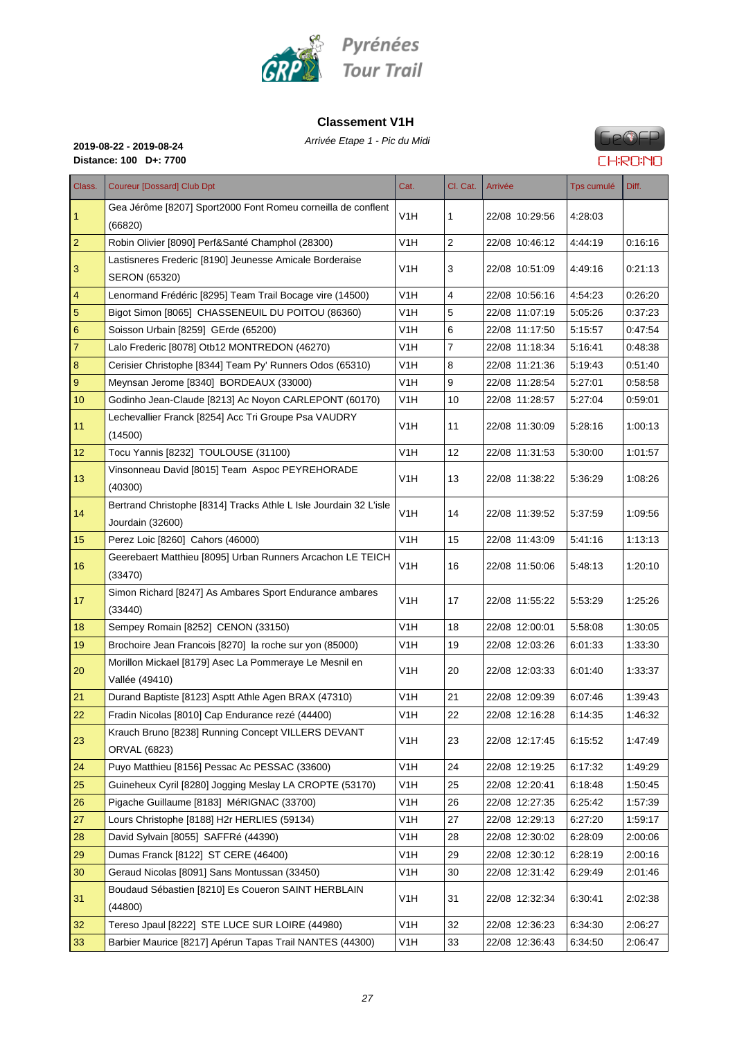Pyrénées Tour Trail

## Classement V1H

*Arrivée Etape 1 - Pic du Midi*

**2019-08-22 - 2019-08-24**
**Distance: 100 D+: 7700**

| Class. | Coureur [Dossard] Club Dpt | Cat. | Cl. Cat. | Arrivée | Tps cumulé | Diff. |
|---|---|---|---|---|---|---|
| 1 | Gea Jérôme [8207] Sport2000 Font Romeu corneilla de conflent (66820) | V1H | 1 | 22/08 10:29:56 | 4:28:03 | |
| 2 | Robin Olivier [8090] Perf&Santé Champhol (28300) | V1H | 2 | 22/08 10:46:12 | 4:44:19 | 0:16:16 |
| 3 | Lastisneres Frederic [8190] Jeunesse Amicale Borderaise SERON (65320) | V1H | 3 | 22/08 10:51:09 | 4:49:16 | 0:21:13 |
| 4 | Lenormand Frédéric [8295] Team Trail Bocage vire (14500) | V1H | 4 | 22/08 10:56:16 | 4:54:23 | 0:26:20 |
| 5 | Bigot Simon [8065] CHASSENEUIL DU POITOU (86360) | V1H | 5 | 22/08 11:07:19 | 5:05:26 | 0:37:23 |
| 6 | Soisson Urbain [8259] GErde (65200) | V1H | 6 | 22/08 11:17:50 | 5:15:57 | 0:47:54 |
| 7 | Lalo Frederic [8078] Otb12 MONTREDON (46270) | V1H | 7 | 22/08 11:18:34 | 5:16:41 | 0:48:38 |
| 8 | Cerisier Christophe [8344] Team Py' Runners Odos (65310) | V1H | 8 | 22/08 11:21:36 | 5:19:43 | 0:51:40 |
| 9 | Meynsan Jerome [8340] BORDEAUX (33000) | V1H | 9 | 22/08 11:28:54 | 5:27:01 | 0:58:58 |
| 10 | Godinho Jean-Claude [8213] Ac Noyon CARLEPONT (60170) | V1H | 10 | 22/08 11:28:57 | 5:27:04 | 0:59:01 |
| 11 | Lechevallier Franck [8254] Acc Tri Groupe Psa VAUDRY (14500) | V1H | 11 | 22/08 11:30:09 | 5:28:16 | 1:00:13 |
| 12 | Tocu Yannis [8232] TOULOUSE (31100) | V1H | 12 | 22/08 11:31:53 | 5:30:00 | 1:01:57 |
| 13 | Vinsonneau David [8015] Team Aspoc PEYREHORADE (40300) | V1H | 13 | 22/08 11:38:22 | 5:36:29 | 1:08:26 |
| 14 | Bertrand Christophe [8314] Tracks Athle L Isle Jourdain 32 L'isle Jourdain (32600) | V1H | 14 | 22/08 11:39:52 | 5:37:59 | 1:09:56 |
| 15 | Perez Loic [8260] Cahors (46000) | V1H | 15 | 22/08 11:43:09 | 5:41:16 | 1:13:13 |
| 16 | Geerebaert Matthieu [8095] Urban Runners Arcachon LE TEICH (33470) | V1H | 16 | 22/08 11:50:06 | 5:48:13 | 1:20:10 |
| 17 | Simon Richard [8247] As Ambares Sport Endurance ambares (33440) | V1H | 17 | 22/08 11:55:22 | 5:53:29 | 1:25:26 |
| 18 | Sempey Romain [8252] CENON (33150) | V1H | 18 | 22/08 12:00:01 | 5:58:08 | 1:30:05 |
| 19 | Brochoire Jean Francois [8270] la roche sur yon (85000) | V1H | 19 | 22/08 12:03:26 | 6:01:33 | 1:33:30 |
| 20 | Morillon Mickael [8179] Asec La Pommeraye Le Mesnil en Vallée (49410) | V1H | 20 | 22/08 12:03:33 | 6:01:40 | 1:33:37 |
| 21 | Durand Baptiste [8123] Asptt Athle Agen BRAX (47310) | V1H | 21 | 22/08 12:09:39 | 6:07:46 | 1:39:43 |
| 22 | Fradin Nicolas [8010] Cap Endurance rezé (44400) | V1H | 22 | 22/08 12:16:28 | 6:14:35 | 1:46:32 |
| 23 | Krauch Bruno [8238] Running Concept VILLERS DEVANT ORVAL (6823) | V1H | 23 | 22/08 12:17:45 | 6:15:52 | 1:47:49 |
| 24 | Puyo Matthieu [8156] Pessac Ac PESSAC (33600) | V1H | 24 | 22/08 12:19:25 | 6:17:32 | 1:49:29 |
| 25 | Guineheux Cyril [8280] Jogging Meslay LA CROPTE (53170) | V1H | 25 | 22/08 12:20:41 | 6:18:48 | 1:50:45 |
| 26 | Pigache Guillaume [8183] MéRIGNAC (33700) | V1H | 26 | 22/08 12:27:35 | 6:25:42 | 1:57:39 |
| 27 | Lours Christophe [8188] H2r HERLIES (59134) | V1H | 27 | 22/08 12:29:13 | 6:27:20 | 1:59:17 |
| 28 | David Sylvain [8055] SAFFRé (44390) | V1H | 28 | 22/08 12:30:02 | 6:28:09 | 2:00:06 |
| 29 | Dumas Franck [8122] ST CERE (46400) | V1H | 29 | 22/08 12:30:12 | 6:28:19 | 2:00:16 |
| 30 | Geraud Nicolas [8091] Sans Montussan (33450) | V1H | 30 | 22/08 12:31:42 | 6:29:49 | 2:01:46 |
| 31 | Boudaud Sébastien [8210] Es Coueron SAINT HERBLAIN (44800) | V1H | 31 | 22/08 12:32:34 | 6:30:41 | 2:02:38 |
| 32 | Tereso Jpaul [8222] STE LUCE SUR LOIRE (44980) | V1H | 32 | 22/08 12:36:23 | 6:34:30 | 2:06:27 |
| 33 | Barbier Maurice [8217] Apérun Tapas Trail NANTES (44300) | V1H | 33 | 22/08 12:36:43 | 6:34:50 | 2:06:47 |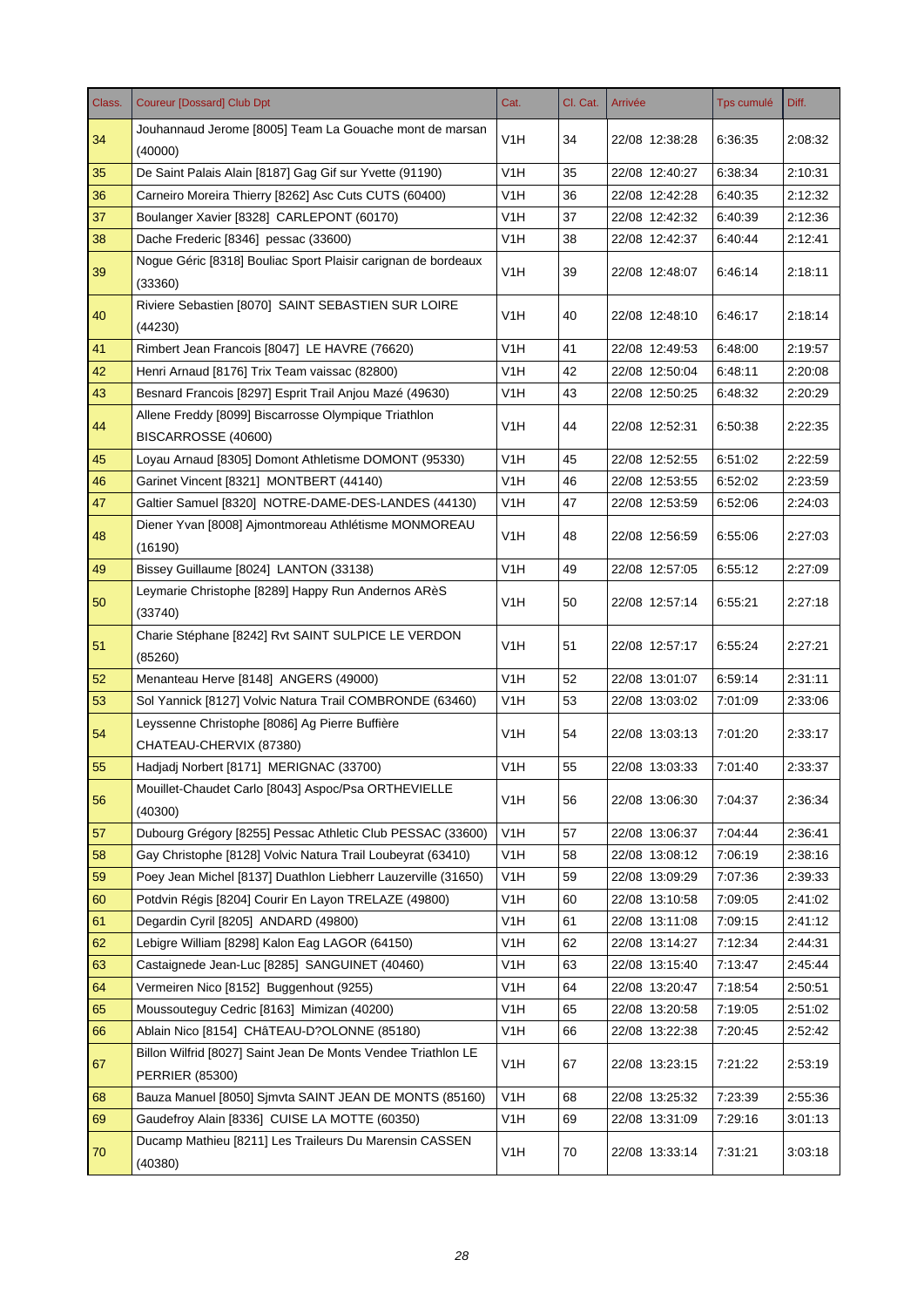| Class. | Coureur [Dossard] Club Dpt | Cat. | Cl. Cat. | Arrivée | Tps cumulé | Diff. |
|---|---|---|---|---|---|---|
| 34 | Jouhannaud Jerome [8005] Team La Gouache mont de marsan (40000) | V1H | 34 | 22/08 12:38:28 | 6:36:35 | 2:08:32 |
| 35 | De Saint Palais Alain [8187] Gag Gif sur Yvette (91190) | V1H | 35 | 22/08 12:40:27 | 6:38:34 | 2:10:31 |
| 36 | Carneiro Moreira Thierry [8262] Asc Cuts CUTS (60400) | V1H | 36 | 22/08 12:42:28 | 6:40:35 | 2:12:32 |
| 37 | Boulanger Xavier [8328] CARLEPONT (60170) | V1H | 37 | 22/08 12:42:32 | 6:40:39 | 2:12:36 |
| 38 | Dache Frederic [8346] pessac (33600) | V1H | 38 | 22/08 12:42:37 | 6:40:44 | 2:12:41 |
| 39 | Nogue Géric [8318] Bouliac Sport Plaisir carignan de bordeaux (33360) | V1H | 39 | 22/08 12:48:07 | 6:46:14 | 2:18:11 |
| 40 | Riviere Sebastien [8070] SAINT SEBASTIEN SUR LOIRE (44230) | V1H | 40 | 22/08 12:48:10 | 6:46:17 | 2:18:14 |
| 41 | Rimbert Jean Francois [8047] LE HAVRE (76620) | V1H | 41 | 22/08 12:49:53 | 6:48:00 | 2:19:57 |
| 42 | Henri Arnaud [8176] Trix Team vaissac (82800) | V1H | 42 | 22/08 12:50:04 | 6:48:11 | 2:20:08 |
| 43 | Besnard Francois [8297] Esprit Trail Anjou Mazé (49630) | V1H | 43 | 22/08 12:50:25 | 6:48:32 | 2:20:29 |
| 44 | Allene Freddy [8099] Biscarrosse Olympique Triathlon BISCARROSSE (40600) | V1H | 44 | 22/08 12:52:31 | 6:50:38 | 2:22:35 |
| 45 | Loyau Arnaud [8305] Domont Athletisme DOMONT (95330) | V1H | 45 | 22/08 12:52:55 | 6:51:02 | 2:22:59 |
| 46 | Garinet Vincent [8321] MONTBERT (44140) | V1H | 46 | 22/08 12:53:55 | 6:52:02 | 2:23:59 |
| 47 | Galtier Samuel [8320] NOTRE-DAME-DES-LANDES (44130) | V1H | 47 | 22/08 12:53:59 | 6:52:06 | 2:24:03 |
| 48 | Diener Yvan [8008] Ajmontmoreau Athlétisme MONMOREAU (16190) | V1H | 48 | 22/08 12:56:59 | 6:55:06 | 2:27:03 |
| 49 | Bissey Guillaume [8024] LANTON (33138) | V1H | 49 | 22/08 12:57:05 | 6:55:12 | 2:27:09 |
| 50 | Leymarie Christophe [8289] Happy Run Andernos ARèS (33740) | V1H | 50 | 22/08 12:57:14 | 6:55:21 | 2:27:18 |
| 51 | Charie Stéphane [8242] Rvt SAINT SULPICE LE VERDON (85260) | V1H | 51 | 22/08 12:57:17 | 6:55:24 | 2:27:21 |
| 52 | Menanteau Herve [8148] ANGERS (49000) | V1H | 52 | 22/08 13:01:07 | 6:59:14 | 2:31:11 |
| 53 | Sol Yannick [8127] Volvic Natura Trail COMBRONDE (63460) | V1H | 53 | 22/08 13:03:02 | 7:01:09 | 2:33:06 |
| 54 | Leyssenne Christophe [8086] Ag Pierre Buffière CHATEAU-CHERVIX (87380) | V1H | 54 | 22/08 13:03:13 | 7:01:20 | 2:33:17 |
| 55 | Hadjadj Norbert [8171] MERIGNAC (33700) | V1H | 55 | 22/08 13:03:33 | 7:01:40 | 2:33:37 |
| 56 | Mouillet-Chaudet Carlo [8043] Aspoc/Psa ORTHEVIELLE (40300) | V1H | 56 | 22/08 13:06:30 | 7:04:37 | 2:36:34 |
| 57 | Dubourg Grégory [8255] Pessac Athletic Club PESSAC (33600) | V1H | 57 | 22/08 13:06:37 | 7:04:44 | 2:36:41 |
| 58 | Gay Christophe [8128] Volvic Natura Trail Loubeyrat (63410) | V1H | 58 | 22/08 13:08:12 | 7:06:19 | 2:38:16 |
| 59 | Poey Jean Michel [8137] Duathlon Liebherr Lauzerville (31650) | V1H | 59 | 22/08 13:09:29 | 7:07:36 | 2:39:33 |
| 60 | Potdvin Régis [8204] Courir En Layon TRELAZE (49800) | V1H | 60 | 22/08 13:10:58 | 7:09:05 | 2:41:02 |
| 61 | Degardin Cyril [8205] ANDARD (49800) | V1H | 61 | 22/08 13:11:08 | 7:09:15 | 2:41:12 |
| 62 | Lebigre William [8298] Kalon Eag LAGOR (64150) | V1H | 62 | 22/08 13:14:27 | 7:12:34 | 2:44:31 |
| 63 | Castaignede Jean-Luc [8285] SANGUINET (40460) | V1H | 63 | 22/08 13:15:40 | 7:13:47 | 2:45:44 |
| 64 | Vermeiren Nico [8152] Buggenhout (9255) | V1H | 64 | 22/08 13:20:47 | 7:18:54 | 2:50:51 |
| 65 | Moussouteguy Cedric [8163] Mimizan (40200) | V1H | 65 | 22/08 13:20:58 | 7:19:05 | 2:51:02 |
| 66 | Ablain Nico [8154] CHâTEAU-D?OLONNE (85180) | V1H | 66 | 22/08 13:22:38 | 7:20:45 | 2:52:42 |
| 67 | Billon Wilfrid [8027] Saint Jean De Monts Vendee Triathlon LE PERRIER (85300) | V1H | 67 | 22/08 13:23:15 | 7:21:22 | 2:53:19 |
| 68 | Bauza Manuel [8050] Sjmvta SAINT JEAN DE MONTS (85160) | V1H | 68 | 22/08 13:25:32 | 7:23:39 | 2:55:36 |
| 69 | Gaudefroy Alain [8336] CUISE LA MOTTE (60350) | V1H | 69 | 22/08 13:31:09 | 7:29:16 | 3:01:13 |
| 70 | Ducamp Mathieu [8211] Les Traileurs Du Marensin CASSEN (40380) | V1H | 70 | 22/08 13:33:14 | 7:31:21 | 3:03:18 |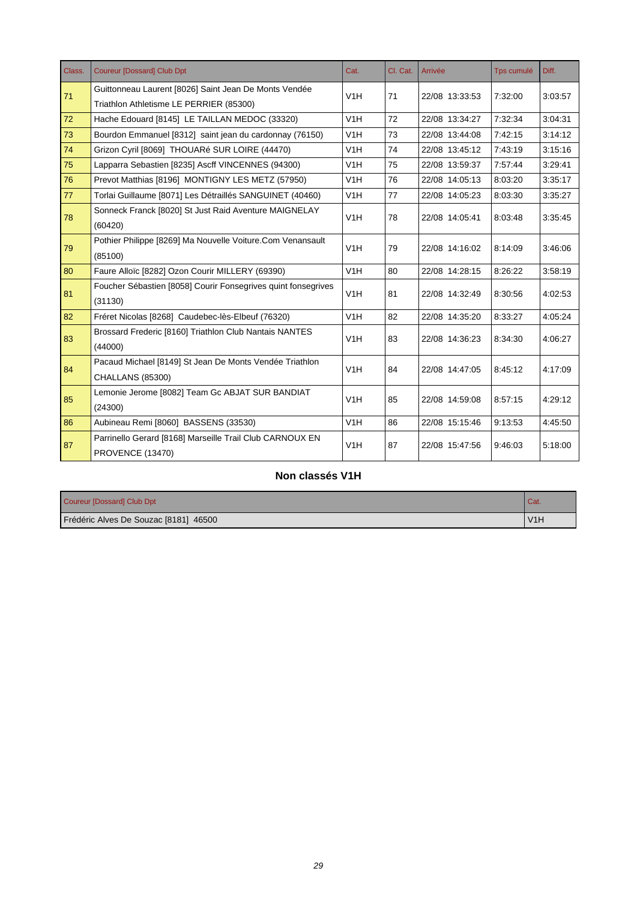| Class. | Coureur [Dossard] Club Dpt | Cat. | Cl. Cat. | Arrivée | Tps cumulé | Diff. |
|---|---|---|---|---|---|---|
| 71 | Guittonneau Laurent [8026] Saint Jean De Monts Vendée Triathlon Athletisme LE PERRIER (85300) | V1H | 71 | 22/08 13:33:53 | 7:32:00 | 3:03:57 |
| 72 | Hache Edouard [8145] LE TAILLAN MEDOC (33320) | V1H | 72 | 22/08 13:34:27 | 7:32:34 | 3:04:31 |
| 73 | Bourdon Emmanuel [8312] saint jean du cardonnay (76150) | V1H | 73 | 22/08 13:44:08 | 7:42:15 | 3:14:12 |
| 74 | Grizon Cyril [8069] THOUARé SUR LOIRE (44470) | V1H | 74 | 22/08 13:45:12 | 7:43:19 | 3:15:16 |
| 75 | Lapparra Sebastien [8235] Ascff VINCENNES (94300) | V1H | 75 | 22/08 13:59:37 | 7:57:44 | 3:29:41 |
| 76 | Prevot Matthias [8196] MONTIGNY LES METZ (57950) | V1H | 76 | 22/08 14:05:13 | 8:03:20 | 3:35:17 |
| 77 | Torlai Guillaume [8071] Les Détraillés SANGUINET (40460) | V1H | 77 | 22/08 14:05:23 | 8:03:30 | 3:35:27 |
| 78 | Sonneck Franck [8020] St Just Raid Aventure MAIGNELAY (60420) | V1H | 78 | 22/08 14:05:41 | 8:03:48 | 3:35:45 |
| 79 | Pothier Philippe [8269] Ma Nouvelle Voiture.Com Venansault (85100) | V1H | 79 | 22/08 14:16:02 | 8:14:09 | 3:46:06 |
| 80 | Faure Alloïc [8282] Ozon Courir MILLERY (69390) | V1H | 80 | 22/08 14:28:15 | 8:26:22 | 3:58:19 |
| 81 | Foucher Sébastien [8058] Courir Fonsegrives quint fonsegrives (31130) | V1H | 81 | 22/08 14:32:49 | 8:30:56 | 4:02:53 |
| 82 | Fréret Nicolas [8268] Caudebec-lès-Elbeuf (76320) | V1H | 82 | 22/08 14:35:20 | 8:33:27 | 4:05:24 |
| 83 | Brossard Frederic [8160] Triathlon Club Nantais NANTES (44000) | V1H | 83 | 22/08 14:36:23 | 8:34:30 | 4:06:27 |
| 84 | Pacaud Michael [8149] St Jean De Monts Vendée Triathlon CHALLANS (85300) | V1H | 84 | 22/08 14:47:05 | 8:45:12 | 4:17:09 |
| 85 | Lemonie Jerome [8082] Team Gc ABJAT SUR BANDIAT (24300) | V1H | 85 | 22/08 14:59:08 | 8:57:15 | 4:29:12 |
| 86 | Aubineau Remi [8060] BASSENS (33530) | V1H | 86 | 22/08 15:15:46 | 9:13:53 | 4:45:50 |
| 87 | Parrinello Gerard [8168] Marseille Trail Club CARNOUX EN PROVENCE (13470) | V1H | 87 | 22/08 15:47:56 | 9:46:03 | 5:18:00 |

## Non classés V1H

| Coureur [Dossard] Club Dpt | Cat. |
|---|---|
| Frédéric Alves De Souzac [8181] 46500 | V1H |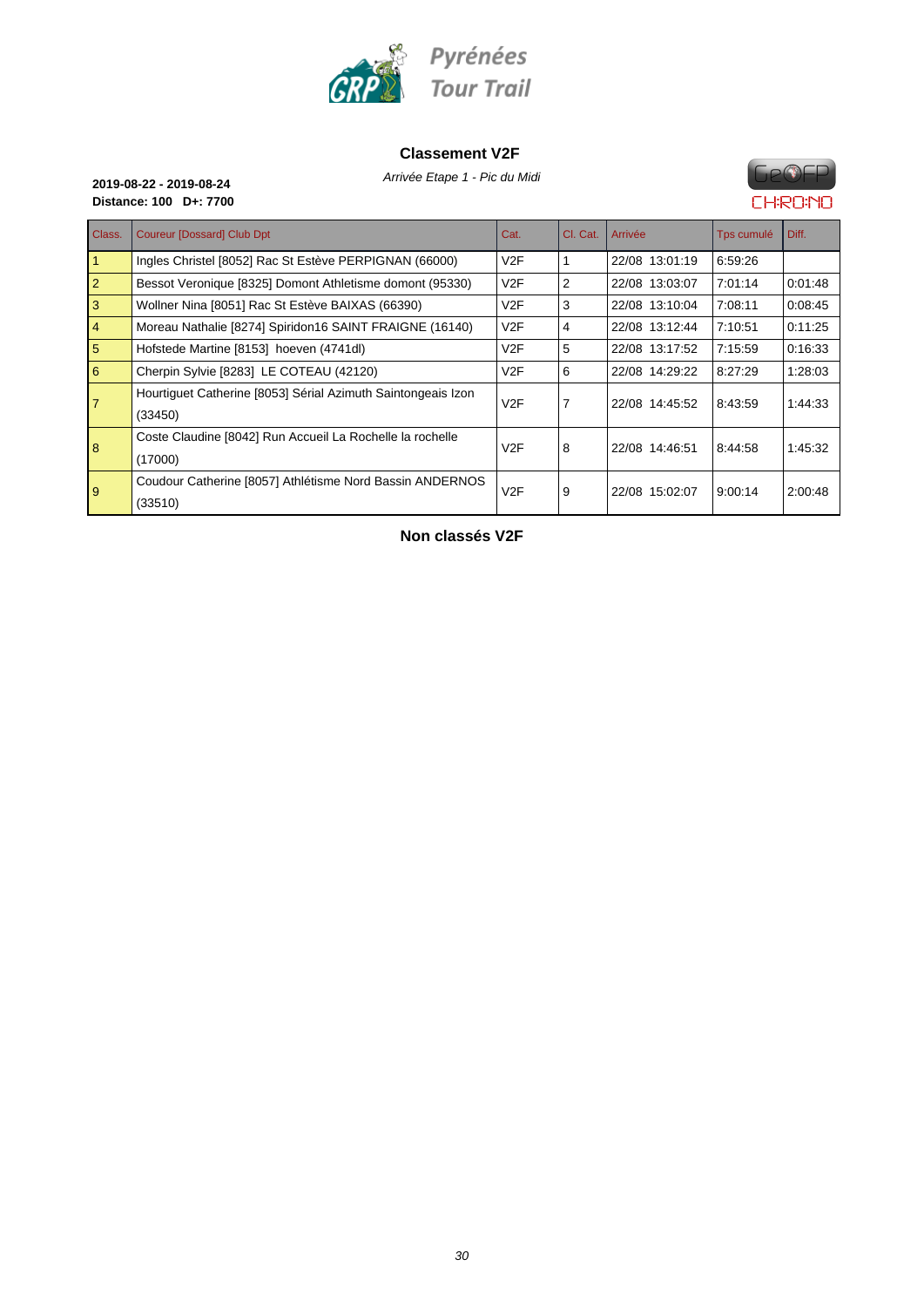Pyrénées Tour Trail

## Classement V2F

*Arrivée Etape 1 - Pic du Midi*

**2019-08-22 - 2019-08-24**
**Distance: 100 D+: 7700**

| Class. | Coureur [Dossard] Club Dpt | Cat. | Cl. Cat. | Arrivée | Tps cumulé | Diff. |
|---|---|---|---|---|---|---|
| 1 | Ingles Christel [8052] Rac St Estève PERPIGNAN (66000) | V2F | 1 | 22/08 13:01:19 | 6:59:26 | |
| 2 | Bessot Veronique [8325] Domont Athletisme domont (95330) | V2F | 2 | 22/08 13:03:07 | 7:01:14 | 0:01:48 |
| 3 | Wollner Nina [8051] Rac St Estève BAIXAS (66390) | V2F | 3 | 22/08 13:10:04 | 7:08:11 | 0:08:45 |
| 4 | Moreau Nathalie [8274] Spiridon16 SAINT FRAIGNE (16140) | V2F | 4 | 22/08 13:12:44 | 7:10:51 | 0:11:25 |
| 5 | Hofstede Martine [8153] hoeven (4741dl) | V2F | 5 | 22/08 13:17:52 | 7:15:59 | 0:16:33 |
| 6 | Cherpin Sylvie [8283] LE COTEAU (42120) | V2F | 6 | 22/08 14:29:22 | 8:27:29 | 1:28:03 |
| 7 | Hourtiguet Catherine [8053] Sérial Azimuth Saintongeais Izon (33450) | V2F | 7 | 22/08 14:45:52 | 8:43:59 | 1:44:33 |
| 8 | Coste Claudine [8042] Run Accueil La Rochelle la rochelle (17000) | V2F | 8 | 22/08 14:46:51 | 8:44:58 | 1:45:32 |
| 9 | Coudour Catherine [8057] Athlétisme Nord Bassin ANDERNOS (33510) | V2F | 9 | 22/08 15:02:07 | 9:00:14 | 2:00:48 |

## Non classés V2F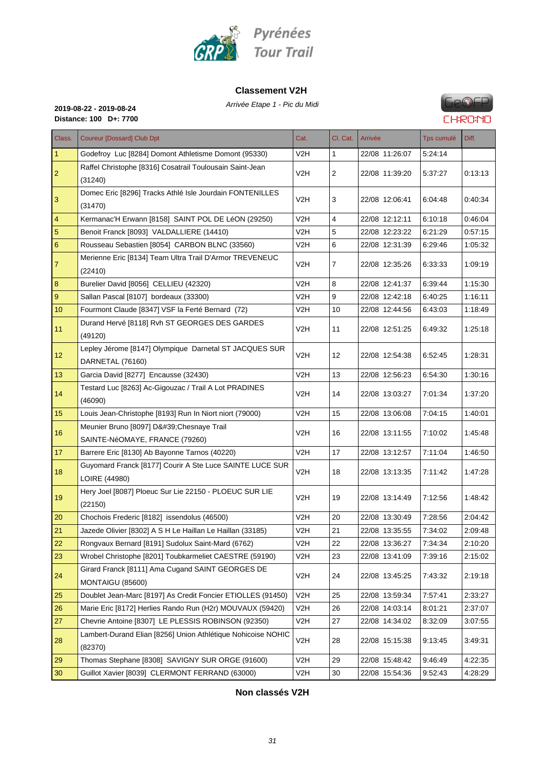Pyrénées Tour Trail

## Classement V2H

*Arrivée Etape 1 - Pic du Midi*

**2019-08-22 - 2019-08-24**
**Distance: 100 D+: 7700**

| Class. | Coureur [Dossard] Club Dpt | Cat. | Cl. Cat. | Arrivée | Tps cumulé | Diff. |
|---|---|---|---|---|---|---|
| 1 | Godefroy Luc [8284] Domont Athletisme Domont (95330) | V2H | 1 | 22/08 11:26:07 | 5:24:14 | |
| 2 | Raffel Christophe [8316] Cosatrail Toulousain Saint-Jean (31240) | V2H | 2 | 22/08 11:39:20 | 5:37:27 | 0:13:13 |
| 3 | Domec Eric [8296] Tracks Athlé Isle Jourdain FONTENILLES (31470) | V2H | 3 | 22/08 12:06:41 | 6:04:48 | 0:40:34 |
| 4 | Kermanac'H Erwann [8158] SAINT POL DE LéON (29250) | V2H | 4 | 22/08 12:12:11 | 6:10:18 | 0:46:04 |
| 5 | Benoit Franck [8093] VALDALLIERE (14410) | V2H | 5 | 22/08 12:23:22 | 6:21:29 | 0:57:15 |
| 6 | Rousseau Sebastien [8054] CARBON BLNC (33560) | V2H | 6 | 22/08 12:31:39 | 6:29:46 | 1:05:32 |
| 7 | Merienne Eric [8134] Team Ultra Trail D'Armor TREVENEUC (22410) | V2H | 7 | 22/08 12:35:26 | 6:33:33 | 1:09:19 |
| 8 | Burelier David [8056] CELLIEU (42320) | V2H | 8 | 22/08 12:41:37 | 6:39:44 | 1:15:30 |
| 9 | Sallan Pascal [8107] bordeaux (33300) | V2H | 9 | 22/08 12:42:18 | 6:40:25 | 1:16:11 |
| 10 | Fourmont Claude [8347] VSF la Ferté Bernard (72) | V2H | 10 | 22/08 12:44:56 | 6:43:03 | 1:18:49 |
| 11 | Durand Hervé [8118] Rvh ST GEORGES DES GARDES (49120) | V2H | 11 | 22/08 12:51:25 | 6:49:32 | 1:25:18 |
| 12 | Lepley Jérome [8147] Olympique Darnetal ST JACQUES SUR DARNETAL (76160) | V2H | 12 | 22/08 12:54:38 | 6:52:45 | 1:28:31 |
| 13 | Garcia David [8277] Encausse (32430) | V2H | 13 | 22/08 12:56:23 | 6:54:30 | 1:30:16 |
| 14 | Testard Luc [8263] Ac-Gigouzac / Trail A Lot PRADINES (46090) | V2H | 14 | 22/08 13:03:27 | 7:01:34 | 1:37:20 |
| 15 | Louis Jean-Christophe [8193] Run In Niort niort (79000) | V2H | 15 | 22/08 13:06:08 | 7:04:15 | 1:40:01 |
| 16 | Meunier Bruno [8097] D&#39;Chesnaye Trail SAINTE-NéOMAYE, FRANCE (79260) | V2H | 16 | 22/08 13:11:55 | 7:10:02 | 1:45:48 |
| 17 | Barrere Eric [8130] Ab Bayonne Tarnos (40220) | V2H | 17 | 22/08 13:12:57 | 7:11:04 | 1:46:50 |
| 18 | Guyomard Franck [8177] Courir A Ste Luce SAINTE LUCE SUR LOIRE (44980) | V2H | 18 | 22/08 13:13:35 | 7:11:42 | 1:47:28 |
| 19 | Hery Joel [8087] Ploeuc Sur Lie 22150 - PLOEUC SUR LIE (22150) | V2H | 19 | 22/08 13:14:49 | 7:12:56 | 1:48:42 |
| 20 | Chochois Frederic [8182] issendolus (46500) | V2H | 20 | 22/08 13:30:49 | 7:28:56 | 2:04:42 |
| 21 | Jazede Olivier [8302] A S H Le Haillan Le Haillan (33185) | V2H | 21 | 22/08 13:35:55 | 7:34:02 | 2:09:48 |
| 22 | Rongvaux Bernard [8191] Sudolux Saint-Mard (6762) | V2H | 22 | 22/08 13:36:27 | 7:34:34 | 2:10:20 |
| 23 | Wrobel Christophe [8201] Toubkarmeliet CAESTRE (59190) | V2H | 23 | 22/08 13:41:09 | 7:39:16 | 2:15:02 |
| 24 | Girard Franck [8111] Ama Cugand SAINT GEORGES DE MONTAIGU (85600) | V2H | 24 | 22/08 13:45:25 | 7:43:32 | 2:19:18 |
| 25 | Doublet Jean-Marc [8197] As Credit Foncier ETIOLLES (91450) | V2H | 25 | 22/08 13:59:34 | 7:57:41 | 2:33:27 |
| 26 | Marie Eric [8172] Herlies Rando Run (H2r) MOUVAUX (59420) | V2H | 26 | 22/08 14:03:14 | 8:01:21 | 2:37:07 |
| 27 | Chevrie Antoine [8307] LE PLESSIS ROBINSON (92350) | V2H | 27 | 22/08 14:34:02 | 8:32:09 | 3:07:55 |
| 28 | Lambert-Durand Elian [8256] Union Athlétique Nohicoise NOHIC (82370) | V2H | 28 | 22/08 15:15:38 | 9:13:45 | 3:49:31 |
| 29 | Thomas Stephane [8308] SAVIGNY SUR ORGE (91600) | V2H | 29 | 22/08 15:48:42 | 9:46:49 | 4:22:35 |
| 30 | Guillot Xavier [8039] CLERMONT FERRAND (63000) | V2H | 30 | 22/08 15:54:36 | 9:52:43 | 4:28:29 |

## Non classés V2H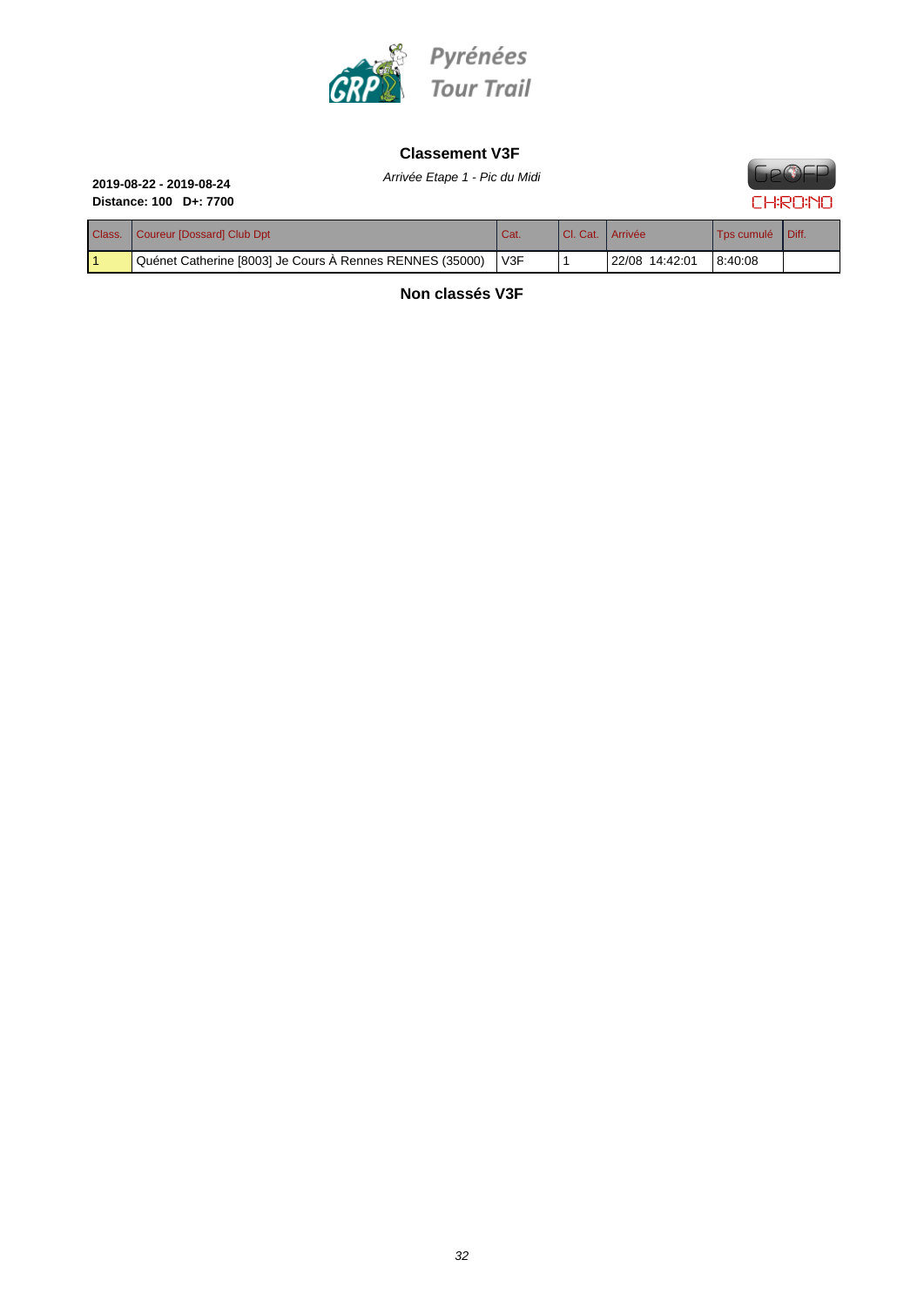Pyrénées Tour Trail

## Classement V3F

*Arrivée Etape 1 - Pic du Midi*

**2019-08-22 - 2019-08-24**
**Distance: 100 D+: 7700**

| Class. | Coureur [Dossard] Club Dpt | Cat. | Cl. Cat. | Arrivée | Tps cumulé | Diff. |
|---|---|---|---|---|---|---|
| 1 | Quénet Catherine [8003] Je Cours À Rennes RENNES (35000) | V3F | 1 | 22/08 14:42:01 | 8:40:08 | |

## Non classés V3F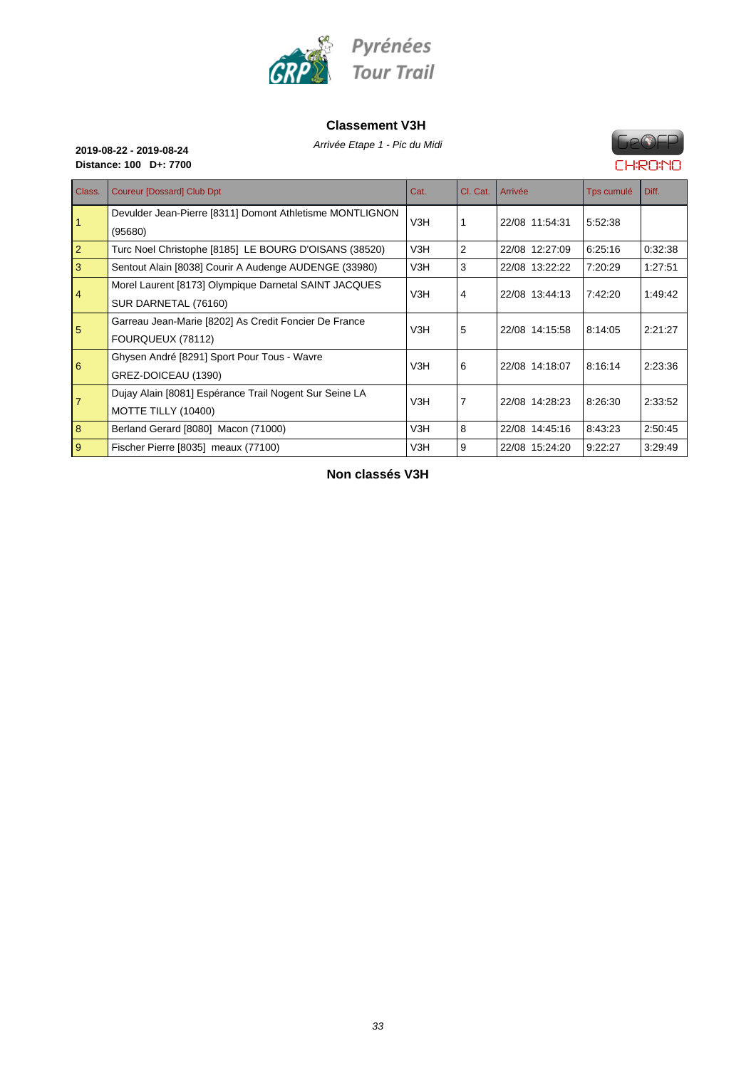Pyrénées Tour Trail

## Classement V3H

*Arrivée Etape 1 - Pic du Midi*

**2019-08-22 - 2019-08-24**
**Distance: 100 D+: 7700**

GeOFP CHRONO

| Class. | Coureur [Dossard] Club Dpt | Cat. | Cl. Cat. | Arrivée | Tps cumulé | Diff. |
|---|---|---|---|---|---|---|
| 1 | Devulder Jean-Pierre [8311] Domont Athletisme MONTLIGNON (95680) | V3H | 1 | 22/08 11:54:31 | 5:52:38 | |
| 2 | Turc Noel Christophe [8185] LE BOURG D'OISANS (38520) | V3H | 2 | 22/08 12:27:09 | 6:25:16 | 0:32:38 |
| 3 | Sentout Alain [8038] Courir A Audenge AUDENGE (33980) | V3H | 3 | 22/08 13:22:22 | 7:20:29 | 1:27:51 |
| 4 | Morel Laurent [8173] Olympique Darnetal SAINT JACQUES SUR DARNETAL (76160) | V3H | 4 | 22/08 13:44:13 | 7:42:20 | 1:49:42 |
| 5 | Garreau Jean-Marie [8202] As Credit Foncier De France FOURQUEUX (78112) | V3H | 5 | 22/08 14:15:58 | 8:14:05 | 2:21:27 |
| 6 | Ghysen André [8291] Sport Pour Tous - Wavre GREZ-DOICEAU (1390) | V3H | 6 | 22/08 14:18:07 | 8:16:14 | 2:23:36 |
| 7 | Dujay Alain [8081] Espérance Trail Nogent Sur Seine LA MOTTE TILLY (10400) | V3H | 7 | 22/08 14:28:23 | 8:26:30 | 2:33:52 |
| 8 | Berland Gerard [8080] Macon (71000) | V3H | 8 | 22/08 14:45:16 | 8:43:23 | 2:50:45 |
| 9 | Fischer Pierre [8035] meaux (77100) | V3H | 9 | 22/08 15:24:20 | 9:22:27 | 3:29:49 |

## Non classés V3H